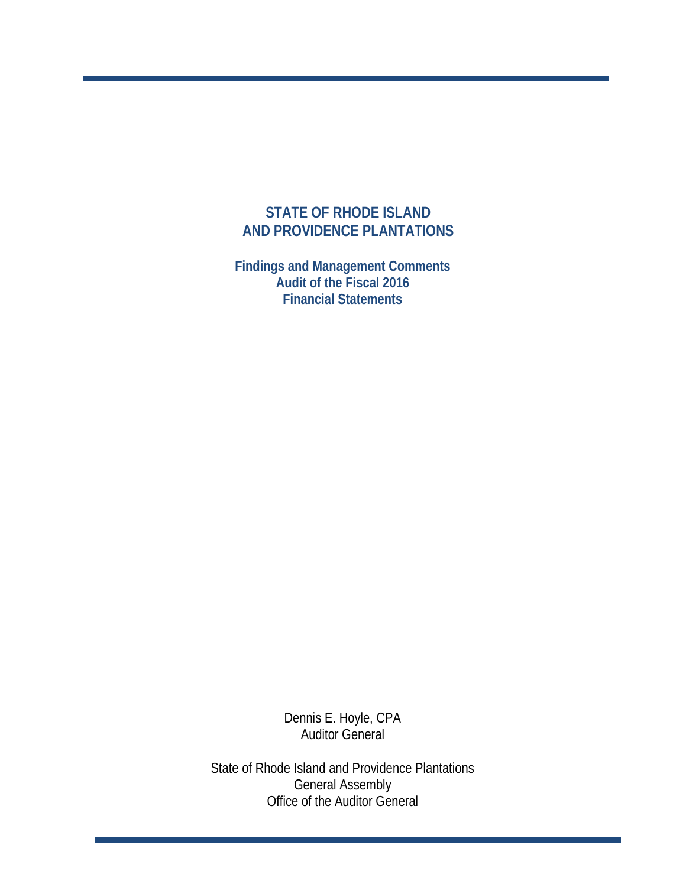# STATE OF RHODE ISLAND AND PROVIDENCE PLANTATIONS

## Findings and Management Comments Audit of the Fiscal 2016 Financial Statements

Dennis E. Hoyle, CPA
Auditor General

State of Rhode Island and Providence Plantations
General Assembly
Office of the Auditor General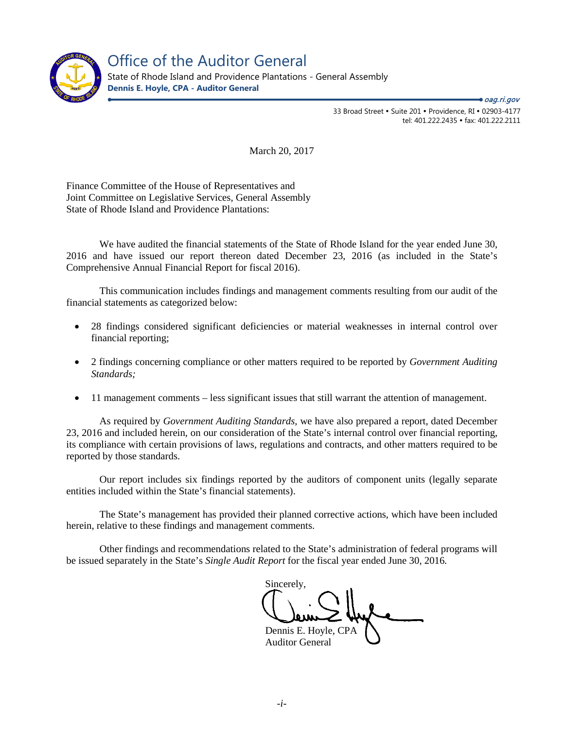# Office of the Auditor General

State of Rhode Island and Providence Plantations - General Assembly

**Dennis E. Hoyle, CPA - Auditor General**

*oag.ri.gov*

33 Broad Street • Suite 201 • Providence, RI • 02903-4177
tel: 401.222.2435 • fax: 401.222.2111

March 20, 2017

Finance Committee of the House of Representatives and
Joint Committee on Legislative Services, General Assembly
State of Rhode Island and Providence Plantations:

We have audited the financial statements of the State of Rhode Island for the year ended June 30, 2016 and have issued our report thereon dated December 23, 2016 (as included in the State's Comprehensive Annual Financial Report for fiscal 2016).

This communication includes findings and management comments resulting from our audit of the financial statements as categorized below:

- 28 findings considered significant deficiencies or material weaknesses in internal control over financial reporting;
- 2 findings concerning compliance or other matters required to be reported by *Government Auditing Standards;*
- 11 management comments – less significant issues that still warrant the attention of management.

As required by *Government Auditing Standards,* we have also prepared a report, dated December 23, 2016 and included herein, on our consideration of the State's internal control over financial reporting, its compliance with certain provisions of laws, regulations and contracts, and other matters required to be reported by those standards.

Our report includes six findings reported by the auditors of component units (legally separate entities included within the State's financial statements).

The State's management has provided their planned corrective actions, which have been included herein, relative to these findings and management comments.

Other findings and recommendations related to the State's administration of federal programs will be issued separately in the State's *Single Audit Report* for the fiscal year ended June 30, 2016.

Sincerely,

Dennis E. Hoyle, CPA
Auditor General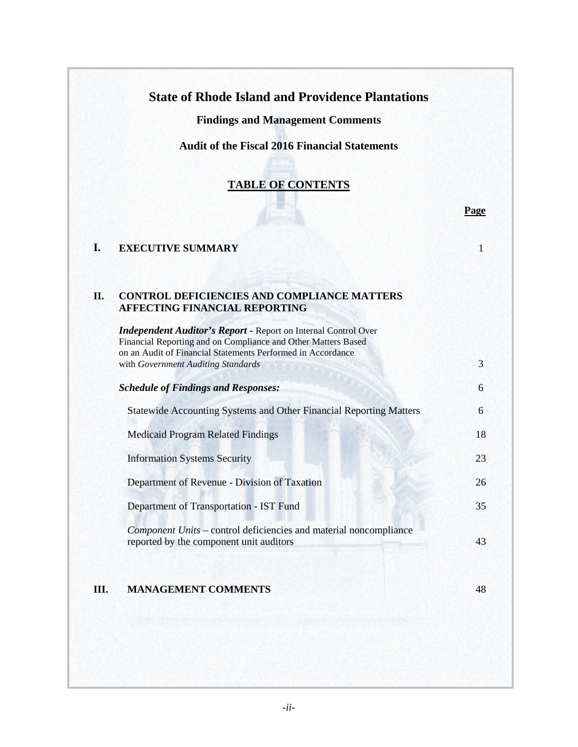# State of Rhode Island and Providence Plantations

## Findings and Management Comments

## Audit of the Fiscal 2016 Financial Statements

## TABLE OF CONTENTS

| | | Page |
|---|---|---|
| **I.** | **EXECUTIVE SUMMARY** | 1 |
| **II.** | **CONTROL DEFICIENCIES AND COMPLIANCE MATTERS AFFECTING FINANCIAL REPORTING** | |
| | ***Independent Auditor's Report*** **-** Report on Internal Control Over Financial Reporting and on Compliance and Other Matters Based on an Audit of Financial Statements Performed in Accordance with *Government Auditing Standards* | 3 |
| | ***Schedule of Findings and Responses:*** | 6 |
| | Statewide Accounting Systems and Other Financial Reporting Matters | 6 |
| | Medicaid Program Related Findings | 18 |
| | Information Systems Security | 23 |
| | Department of Revenue - Division of Taxation | 26 |
| | Department of Transportation - IST Fund | 35 |
| | *Component Units* – control deficiencies and material noncompliance reported by the component unit auditors | 43 |
| **III.** | **MANAGEMENT COMMENTS** | 48 |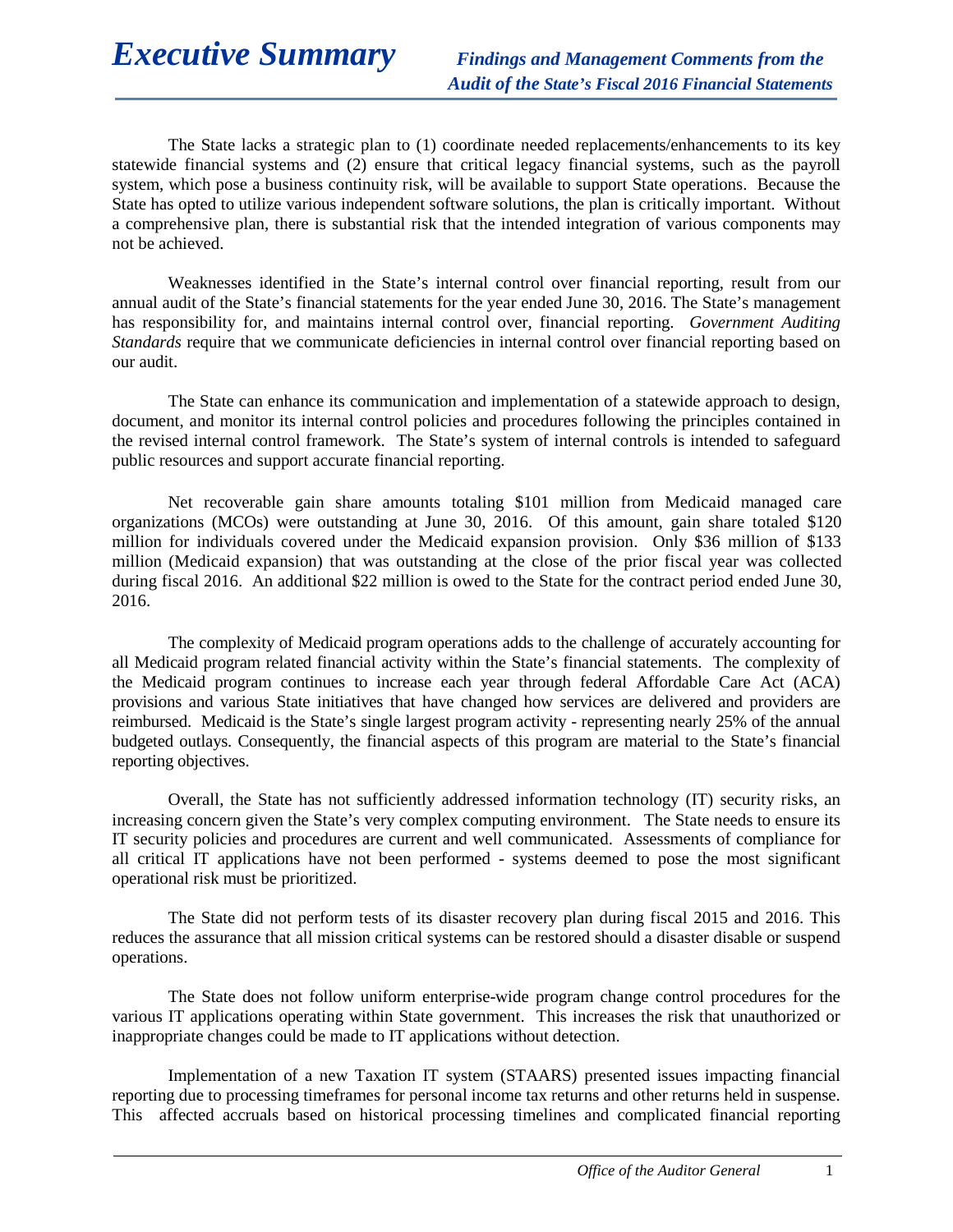# Executive Summary

***Findings and Management Comments from the Audit of the State's Fiscal 2016 Financial Statements***

The State lacks a strategic plan to (1) coordinate needed replacements/enhancements to its key statewide financial systems and (2) ensure that critical legacy financial systems, such as the payroll system, which pose a business continuity risk, will be available to support State operations. Because the State has opted to utilize various independent software solutions, the plan is critically important. Without a comprehensive plan, there is substantial risk that the intended integration of various components may not be achieved.

Weaknesses identified in the State's internal control over financial reporting, result from our annual audit of the State's financial statements for the year ended June 30, 2016. The State's management has responsibility for, and maintains internal control over, financial reporting. *Government Auditing Standards* require that we communicate deficiencies in internal control over financial reporting based on our audit.

The State can enhance its communication and implementation of a statewide approach to design, document, and monitor its internal control policies and procedures following the principles contained in the revised internal control framework. The State's system of internal controls is intended to safeguard public resources and support accurate financial reporting.

Net recoverable gain share amounts totaling $101 million from Medicaid managed care organizations (MCOs) were outstanding at June 30, 2016. Of this amount, gain share totaled $120 million for individuals covered under the Medicaid expansion provision. Only $36 million of $133 million (Medicaid expansion) that was outstanding at the close of the prior fiscal year was collected during fiscal 2016. An additional $22 million is owed to the State for the contract period ended June 30, 2016.

The complexity of Medicaid program operations adds to the challenge of accurately accounting for all Medicaid program related financial activity within the State's financial statements. The complexity of the Medicaid program continues to increase each year through federal Affordable Care Act (ACA) provisions and various State initiatives that have changed how services are delivered and providers are reimbursed. Medicaid is the State's single largest program activity - representing nearly 25% of the annual budgeted outlays. Consequently, the financial aspects of this program are material to the State's financial reporting objectives.

Overall, the State has not sufficiently addressed information technology (IT) security risks, an increasing concern given the State's very complex computing environment. The State needs to ensure its IT security policies and procedures are current and well communicated. Assessments of compliance for all critical IT applications have not been performed - systems deemed to pose the most significant operational risk must be prioritized.

The State did not perform tests of its disaster recovery plan during fiscal 2015 and 2016. This reduces the assurance that all mission critical systems can be restored should a disaster disable or suspend operations.

The State does not follow uniform enterprise-wide program change control procedures for the various IT applications operating within State government. This increases the risk that unauthorized or inappropriate changes could be made to IT applications without detection.

Implementation of a new Taxation IT system (STAARS) presented issues impacting financial reporting due to processing timeframes for personal income tax returns and other returns held in suspense. This affected accruals based on historical processing timelines and complicated financial reporting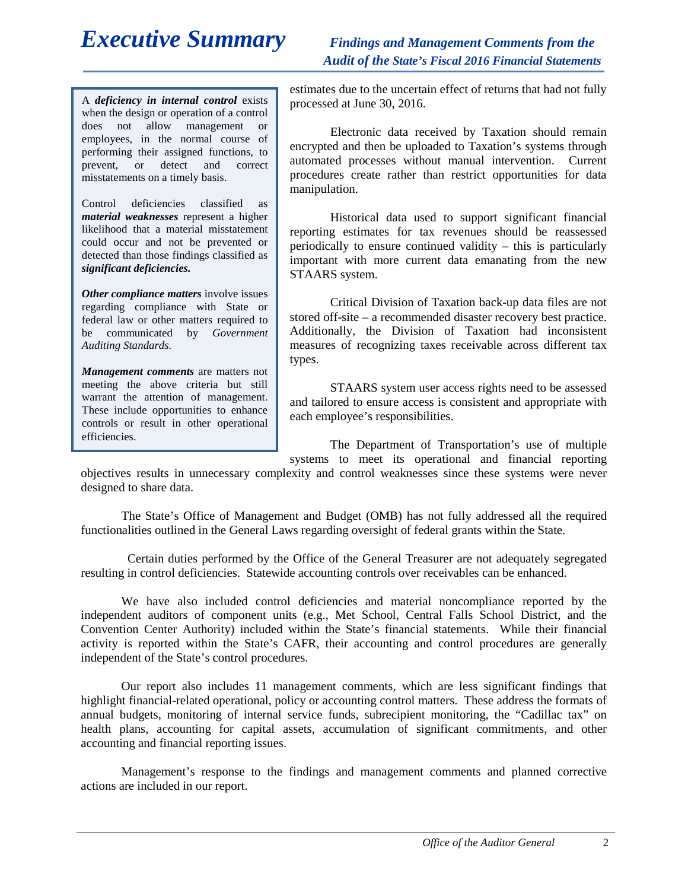# Executive Summary

*Findings and Management Comments from the Audit of the State's Fiscal 2016 Financial Statements*

> A ***deficiency in internal control*** exists when the design or operation of a control does not allow management or employees, in the normal course of performing their assigned functions, to prevent, or detect and correct misstatements on a timely basis.
>
> Control deficiencies classified as ***material weaknesses*** represent a higher likelihood that a material misstatement could occur and not be prevented or detected than those findings classified as ***significant deficiencies.***
>
> ***Other compliance matters*** involve issues regarding compliance with State or federal law or other matters required to be communicated by *Government Auditing Standards.*
>
> ***Management comments*** are matters not meeting the above criteria but still warrant the attention of management. These include opportunities to enhance controls or result in other operational efficiencies.

estimates due to the uncertain effect of returns that had not fully processed at June 30, 2016.

Electronic data received by Taxation should remain encrypted and then be uploaded to Taxation's systems through automated processes without manual intervention. Current procedures create rather than restrict opportunities for data manipulation.

Historical data used to support significant financial reporting estimates for tax revenues should be reassessed periodically to ensure continued validity – this is particularly important with more current data emanating from the new STAARS system.

Critical Division of Taxation back-up data files are not stored off-site – a recommended disaster recovery best practice. Additionally, the Division of Taxation had inconsistent measures of recognizing taxes receivable across different tax types.

STAARS system user access rights need to be assessed and tailored to ensure access is consistent and appropriate with each employee's responsibilities.

The Department of Transportation's use of multiple systems to meet its operational and financial reporting objectives results in unnecessary complexity and control weaknesses since these systems were never designed to share data.

The State's Office of Management and Budget (OMB) has not fully addressed all the required functionalities outlined in the General Laws regarding oversight of federal grants within the State.

Certain duties performed by the Office of the General Treasurer are not adequately segregated resulting in control deficiencies. Statewide accounting controls over receivables can be enhanced.

We have also included control deficiencies and material noncompliance reported by the independent auditors of component units (e.g., Met School, Central Falls School District, and the Convention Center Authority) included within the State's financial statements. While their financial activity is reported within the State's CAFR, their accounting and control procedures are generally independent of the State's control procedures.

Our report also includes 11 management comments, which are less significant findings that highlight financial-related operational, policy or accounting control matters. These address the formats of annual budgets, monitoring of internal service funds, subrecipient monitoring, the "Cadillac tax" on health plans, accounting for capital assets, accumulation of significant commitments, and other accounting and financial reporting issues.

Management's response to the findings and management comments and planned corrective actions are included in our report.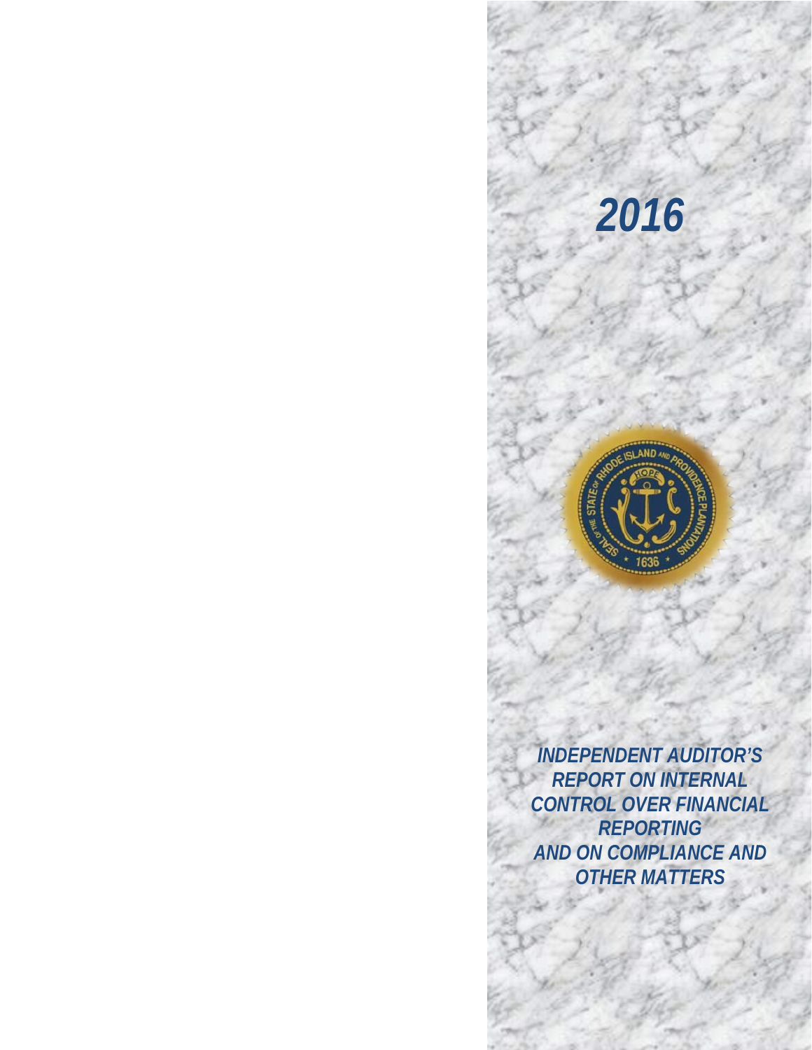# 2016

## INDEPENDENT AUDITOR'S REPORT ON INTERNAL CONTROL OVER FINANCIAL REPORTING AND ON COMPLIANCE AND OTHER MATTERS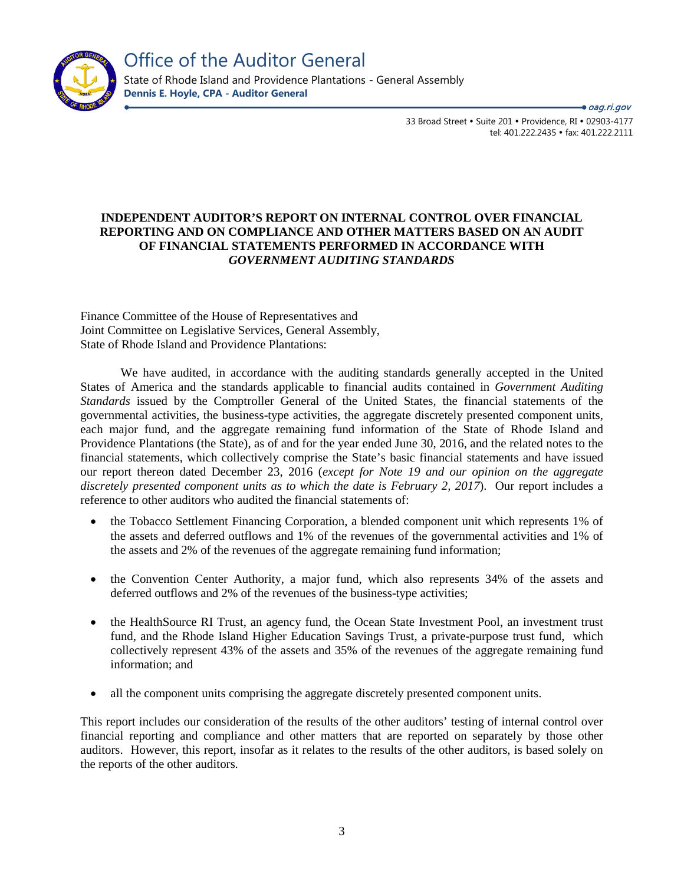# Office of the Auditor General

State of Rhode Island and Providence Plantations - General Assembly
**Dennis E. Hoyle, CPA - Auditor General**

*oag.ri.gov*

33 Broad Street • Suite 201 • Providence, RI • 02903-4177
tel: 401.222.2435 • fax: 401.222.2111

## INDEPENDENT AUDITOR'S REPORT ON INTERNAL CONTROL OVER FINANCIAL REPORTING AND ON COMPLIANCE AND OTHER MATTERS BASED ON AN AUDIT OF FINANCIAL STATEMENTS PERFORMED IN ACCORDANCE WITH *GOVERNMENT AUDITING STANDARDS*

Finance Committee of the House of Representatives and
Joint Committee on Legislative Services, General Assembly,
State of Rhode Island and Providence Plantations:

We have audited, in accordance with the auditing standards generally accepted in the United States of America and the standards applicable to financial audits contained in *Government Auditing Standards* issued by the Comptroller General of the United States, the financial statements of the governmental activities, the business-type activities, the aggregate discretely presented component units, each major fund, and the aggregate remaining fund information of the State of Rhode Island and Providence Plantations (the State), as of and for the year ended June 30, 2016, and the related notes to the financial statements, which collectively comprise the State's basic financial statements and have issued our report thereon dated December 23, 2016 (*except for Note 19 and our opinion on the aggregate discretely presented component units as to which the date is February 2, 2017*). Our report includes a reference to other auditors who audited the financial statements of:

- the Tobacco Settlement Financing Corporation, a blended component unit which represents 1% of the assets and deferred outflows and 1% of the revenues of the governmental activities and 1% of the assets and 2% of the revenues of the aggregate remaining fund information;
- the Convention Center Authority, a major fund, which also represents 34% of the assets and deferred outflows and 2% of the revenues of the business-type activities;
- the HealthSource RI Trust, an agency fund, the Ocean State Investment Pool, an investment trust fund, and the Rhode Island Higher Education Savings Trust, a private-purpose trust fund, which collectively represent 43% of the assets and 35% of the revenues of the aggregate remaining fund information; and
- all the component units comprising the aggregate discretely presented component units.

This report includes our consideration of the results of the other auditors' testing of internal control over financial reporting and compliance and other matters that are reported on separately by those other auditors. However, this report, insofar as it relates to the results of the other auditors, is based solely on the reports of the other auditors.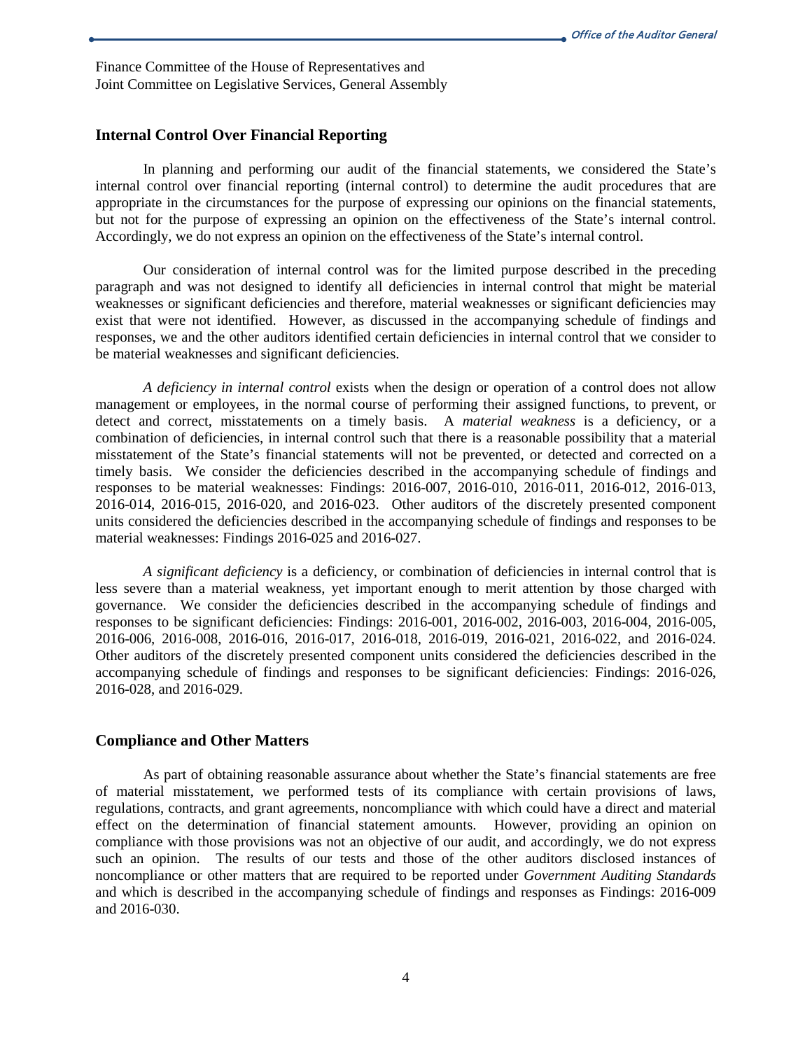Finance Committee of the House of Representatives and
Joint Committee on Legislative Services, General Assembly

## Internal Control Over Financial Reporting

In planning and performing our audit of the financial statements, we considered the State's internal control over financial reporting (internal control) to determine the audit procedures that are appropriate in the circumstances for the purpose of expressing our opinions on the financial statements, but not for the purpose of expressing an opinion on the effectiveness of the State's internal control. Accordingly, we do not express an opinion on the effectiveness of the State's internal control.

Our consideration of internal control was for the limited purpose described in the preceding paragraph and was not designed to identify all deficiencies in internal control that might be material weaknesses or significant deficiencies and therefore, material weaknesses or significant deficiencies may exist that were not identified. However, as discussed in the accompanying schedule of findings and responses, we and the other auditors identified certain deficiencies in internal control that we consider to be material weaknesses and significant deficiencies.

*A deficiency in internal control* exists when the design or operation of a control does not allow management or employees, in the normal course of performing their assigned functions, to prevent, or detect and correct, misstatements on a timely basis. A *material weakness* is a deficiency, or a combination of deficiencies, in internal control such that there is a reasonable possibility that a material misstatement of the State's financial statements will not be prevented, or detected and corrected on a timely basis. We consider the deficiencies described in the accompanying schedule of findings and responses to be material weaknesses: Findings: 2016-007, 2016-010, 2016-011, 2016-012, 2016-013, 2016-014, 2016-015, 2016-020, and 2016-023. Other auditors of the discretely presented component units considered the deficiencies described in the accompanying schedule of findings and responses to be material weaknesses: Findings 2016-025 and 2016-027.

*A significant deficiency* is a deficiency, or combination of deficiencies in internal control that is less severe than a material weakness, yet important enough to merit attention by those charged with governance. We consider the deficiencies described in the accompanying schedule of findings and responses to be significant deficiencies: Findings: 2016-001, 2016-002, 2016-003, 2016-004, 2016-005, 2016-006, 2016-008, 2016-016, 2016-017, 2016-018, 2016-019, 2016-021, 2016-022, and 2016-024. Other auditors of the discretely presented component units considered the deficiencies described in the accompanying schedule of findings and responses to be significant deficiencies: Findings: 2016-026, 2016-028, and 2016-029.

## Compliance and Other Matters

As part of obtaining reasonable assurance about whether the State's financial statements are free of material misstatement, we performed tests of its compliance with certain provisions of laws, regulations, contracts, and grant agreements, noncompliance with which could have a direct and material effect on the determination of financial statement amounts. However, providing an opinion on compliance with those provisions was not an objective of our audit, and accordingly, we do not express such an opinion. The results of our tests and those of the other auditors disclosed instances of noncompliance or other matters that are required to be reported under *Government Auditing Standards* and which is described in the accompanying schedule of findings and responses as Findings: 2016-009 and 2016-030.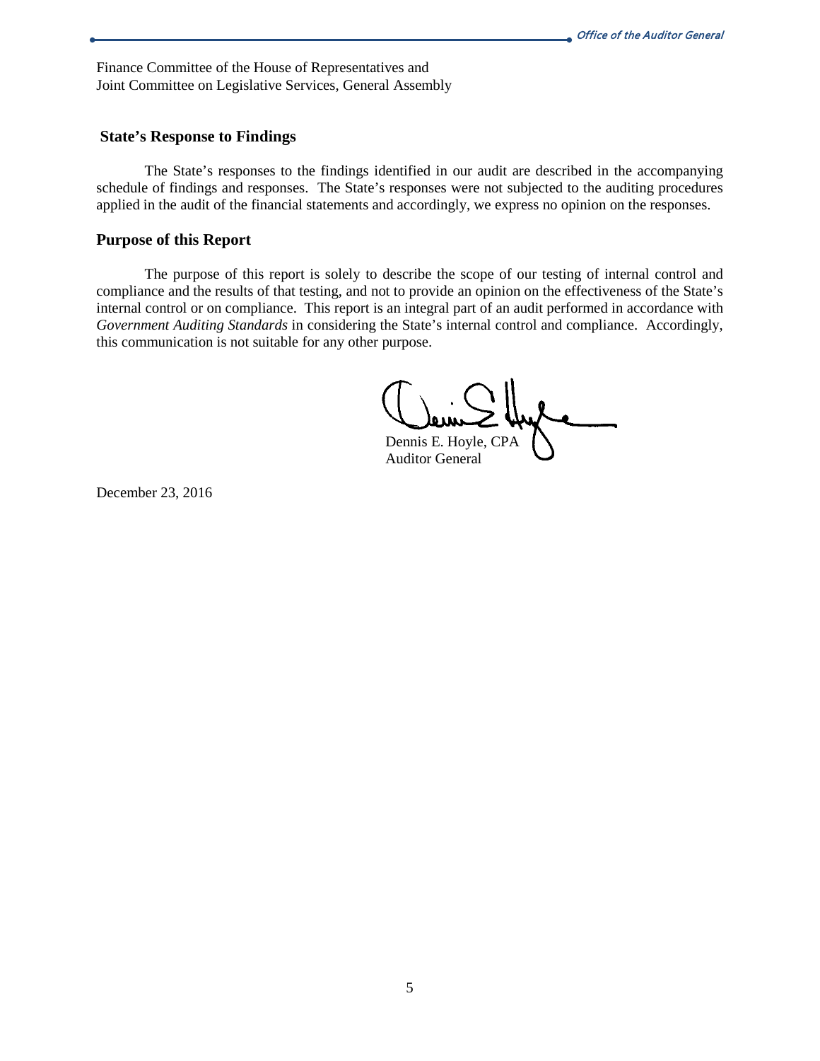Finance Committee of the House of Representatives and
Joint Committee on Legislative Services, General Assembly

## State's Response to Findings

The State's responses to the findings identified in our audit are described in the accompanying schedule of findings and responses. The State's responses were not subjected to the auditing procedures applied in the audit of the financial statements and accordingly, we express no opinion on the responses.

## Purpose of this Report

The purpose of this report is solely to describe the scope of our testing of internal control and compliance and the results of that testing, and not to provide an opinion on the effectiveness of the State's internal control or on compliance. This report is an integral part of an audit performed in accordance with *Government Auditing Standards* in considering the State's internal control and compliance. Accordingly, this communication is not suitable for any other purpose.

Dennis E. Hoyle, CPA
Auditor General

December 23, 2016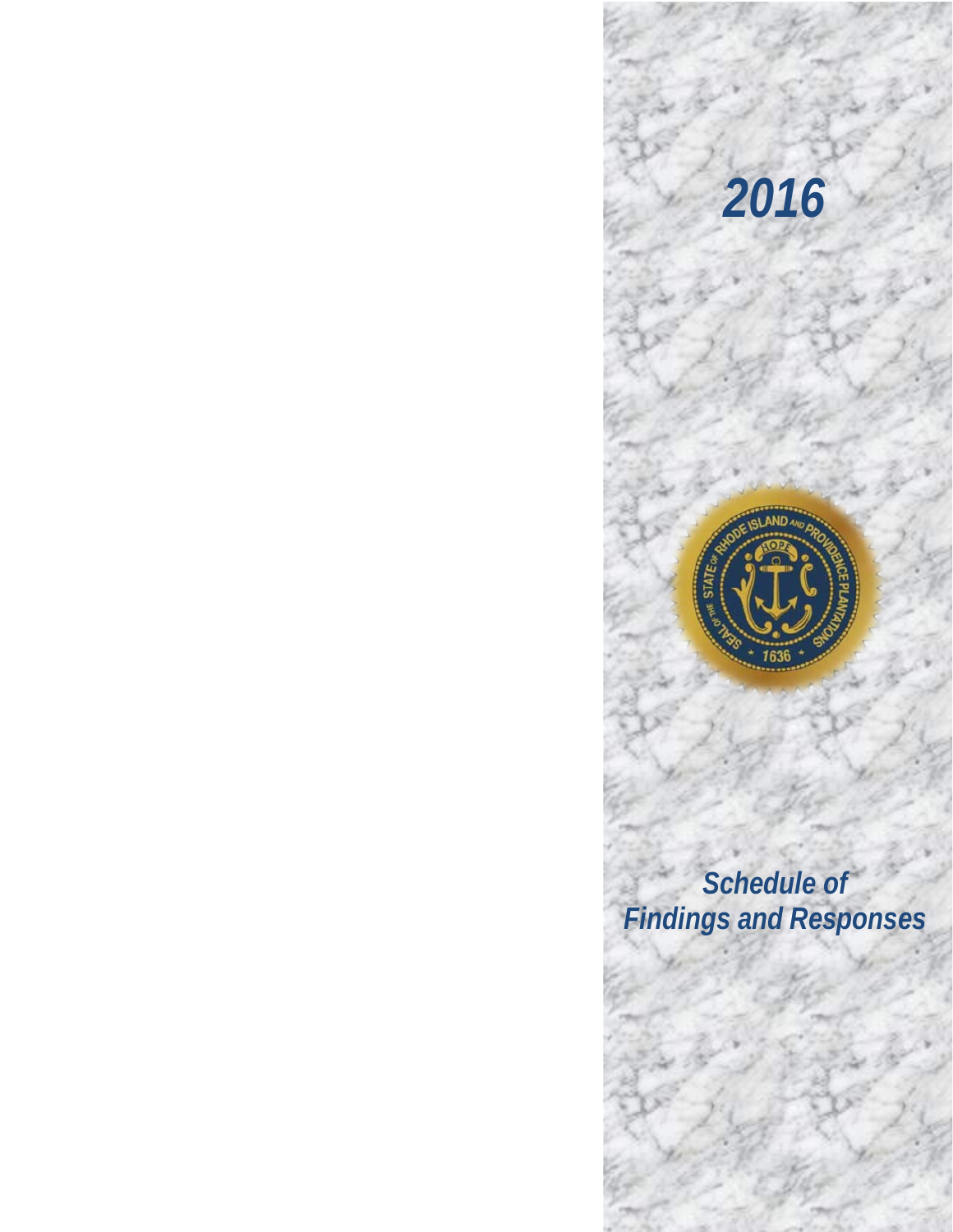# 2016

## Schedule of Findings and Responses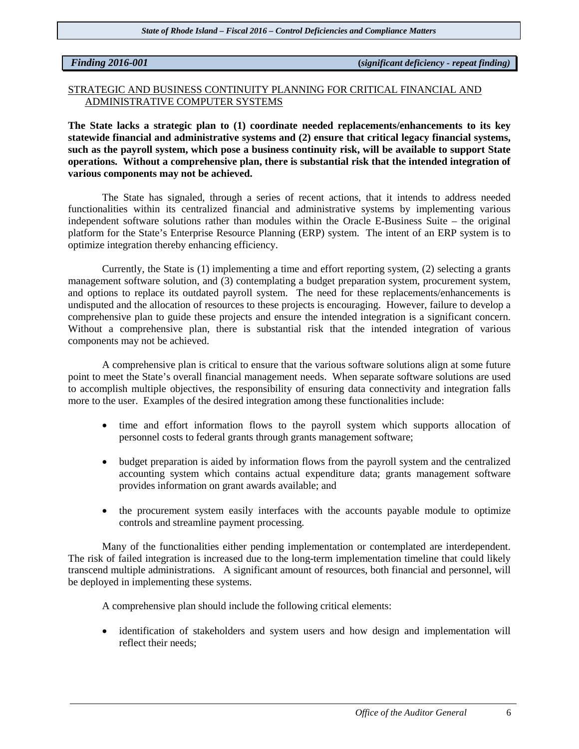*Finding 2016-001* **(*significant deficiency - repeat finding*)**

STRATEGIC AND BUSINESS CONTINUITY PLANNING FOR CRITICAL FINANCIAL AND ADMINISTRATIVE COMPUTER SYSTEMS

**The State lacks a strategic plan to (1) coordinate needed replacements/enhancements to its key statewide financial and administrative systems and (2) ensure that critical legacy financial systems, such as the payroll system, which pose a business continuity risk, will be available to support State operations. Without a comprehensive plan, there is substantial risk that the intended integration of various components may not be achieved.**

The State has signaled, through a series of recent actions, that it intends to address needed functionalities within its centralized financial and administrative systems by implementing various independent software solutions rather than modules within the Oracle E-Business Suite – the original platform for the State's Enterprise Resource Planning (ERP) system. The intent of an ERP system is to optimize integration thereby enhancing efficiency.

Currently, the State is (1) implementing a time and effort reporting system, (2) selecting a grants management software solution, and (3) contemplating a budget preparation system, procurement system, and options to replace its outdated payroll system. The need for these replacements/enhancements is undisputed and the allocation of resources to these projects is encouraging. However, failure to develop a comprehensive plan to guide these projects and ensure the intended integration is a significant concern. Without a comprehensive plan, there is substantial risk that the intended integration of various components may not be achieved.

A comprehensive plan is critical to ensure that the various software solutions align at some future point to meet the State's overall financial management needs. When separate software solutions are used to accomplish multiple objectives, the responsibility of ensuring data connectivity and integration falls more to the user. Examples of the desired integration among these functionalities include:

- time and effort information flows to the payroll system which supports allocation of personnel costs to federal grants through grants management software;
- budget preparation is aided by information flows from the payroll system and the centralized accounting system which contains actual expenditure data; grants management software provides information on grant awards available; and
- the procurement system easily interfaces with the accounts payable module to optimize controls and streamline payment processing.

Many of the functionalities either pending implementation or contemplated are interdependent. The risk of failed integration is increased due to the long-term implementation timeline that could likely transcend multiple administrations. A significant amount of resources, both financial and personnel, will be deployed in implementing these systems.

A comprehensive plan should include the following critical elements:

- identification of stakeholders and system users and how design and implementation will reflect their needs;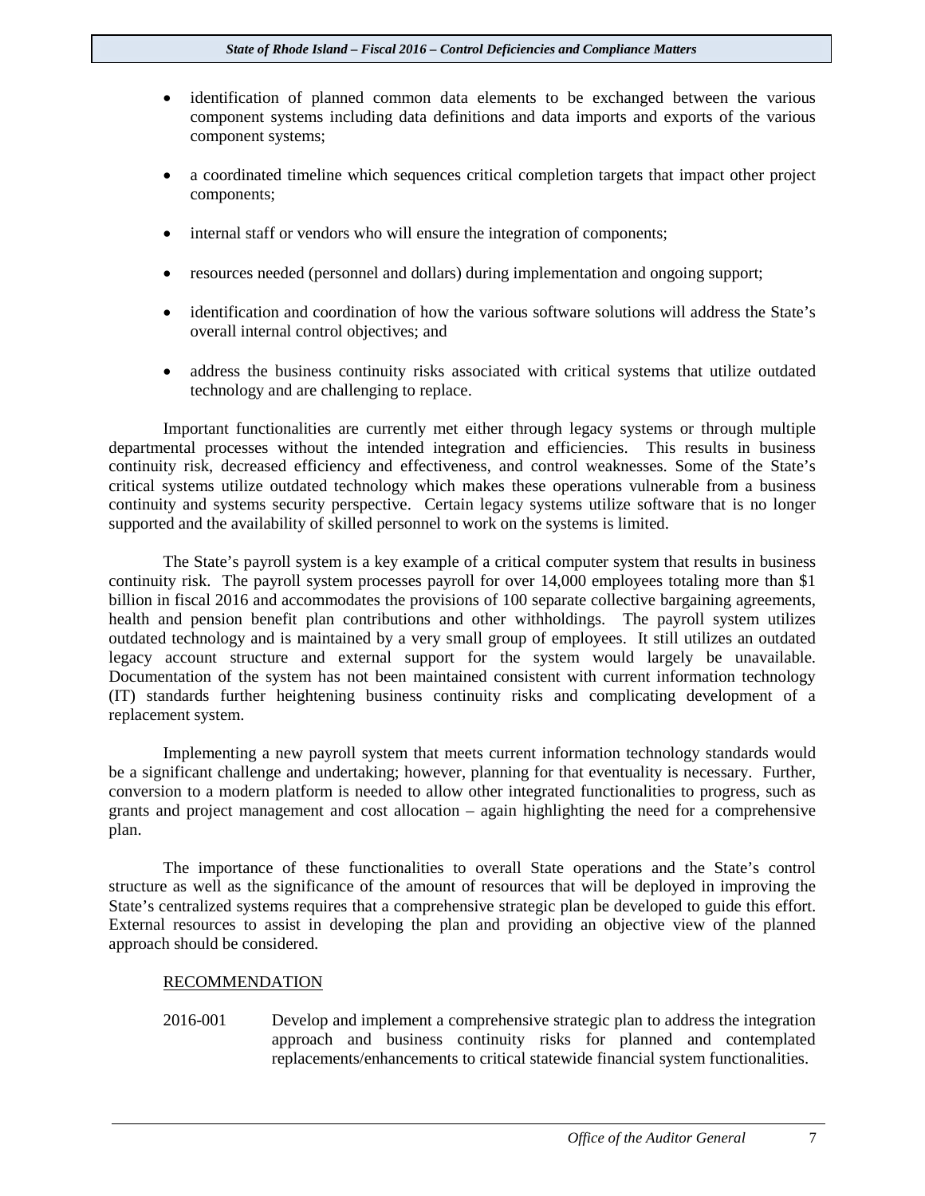- identification of planned common data elements to be exchanged between the various component systems including data definitions and data imports and exports of the various component systems;

- a coordinated timeline which sequences critical completion targets that impact other project components;

- internal staff or vendors who will ensure the integration of components;

- resources needed (personnel and dollars) during implementation and ongoing support;

- identification and coordination of how the various software solutions will address the State's overall internal control objectives; and

- address the business continuity risks associated with critical systems that utilize outdated technology and are challenging to replace.

Important functionalities are currently met either through legacy systems or through multiple departmental processes without the intended integration and efficiencies. This results in business continuity risk, decreased efficiency and effectiveness, and control weaknesses. Some of the State's critical systems utilize outdated technology which makes these operations vulnerable from a business continuity and systems security perspective. Certain legacy systems utilize software that is no longer supported and the availability of skilled personnel to work on the systems is limited.

The State's payroll system is a key example of a critical computer system that results in business continuity risk. The payroll system processes payroll for over 14,000 employees totaling more than $1 billion in fiscal 2016 and accommodates the provisions of 100 separate collective bargaining agreements, health and pension benefit plan contributions and other withholdings. The payroll system utilizes outdated technology and is maintained by a very small group of employees. It still utilizes an outdated legacy account structure and external support for the system would largely be unavailable. Documentation of the system has not been maintained consistent with current information technology (IT) standards further heightening business continuity risks and complicating development of a replacement system.

Implementing a new payroll system that meets current information technology standards would be a significant challenge and undertaking; however, planning for that eventuality is necessary. Further, conversion to a modern platform is needed to allow other integrated functionalities to progress, such as grants and project management and cost allocation – again highlighting the need for a comprehensive plan.

The importance of these functionalities to overall State operations and the State's control structure as well as the significance of the amount of resources that will be deployed in improving the State's centralized systems requires that a comprehensive strategic plan be developed to guide this effort. External resources to assist in developing the plan and providing an objective view of the planned approach should be considered.

RECOMMENDATION

2016-001 Develop and implement a comprehensive strategic plan to address the integration approach and business continuity risks for planned and contemplated replacements/enhancements to critical statewide financial system functionalities.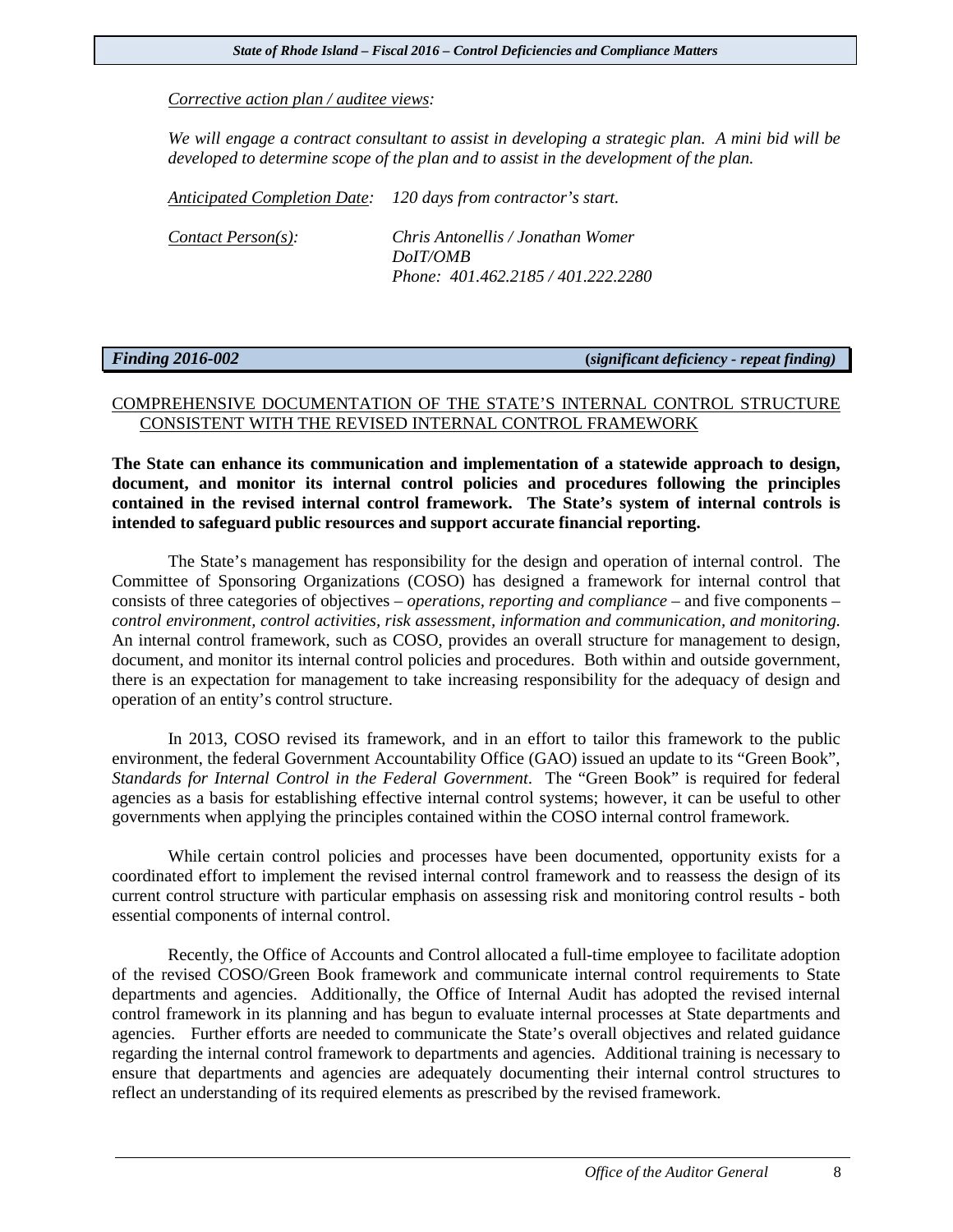*Corrective action plan / auditee views:*

*We will engage a contract consultant to assist in developing a strategic plan. A mini bid will be developed to determine scope of the plan and to assist in the development of the plan.*

*Anticipated Completion Date:* *120 days from contractor's start.*

*Contact Person(s):* *Chris Antonellis / Jonathan Womer*
*DoIT/OMB*
*Phone: 401.462.2185 / 401.222.2280*

***Finding 2016-002*** **(*significant deficiency - repeat finding*)**

COMPREHENSIVE DOCUMENTATION OF THE STATE'S INTERNAL CONTROL STRUCTURE CONSISTENT WITH THE REVISED INTERNAL CONTROL FRAMEWORK

**The State can enhance its communication and implementation of a statewide approach to design, document, and monitor its internal control policies and procedures following the principles contained in the revised internal control framework. The State's system of internal controls is intended to safeguard public resources and support accurate financial reporting.**

The State's management has responsibility for the design and operation of internal control. The Committee of Sponsoring Organizations (COSO) has designed a framework for internal control that consists of three categories of objectives – *operations, reporting and compliance* – and five components – *control environment, control activities, risk assessment, information and communication, and monitoring.* An internal control framework, such as COSO, provides an overall structure for management to design, document, and monitor its internal control policies and procedures. Both within and outside government, there is an expectation for management to take increasing responsibility for the adequacy of design and operation of an entity's control structure.

In 2013, COSO revised its framework, and in an effort to tailor this framework to the public environment, the federal Government Accountability Office (GAO) issued an update to its "Green Book", *Standards for Internal Control in the Federal Government*. The "Green Book" is required for federal agencies as a basis for establishing effective internal control systems; however, it can be useful to other governments when applying the principles contained within the COSO internal control framework.

While certain control policies and processes have been documented, opportunity exists for a coordinated effort to implement the revised internal control framework and to reassess the design of its current control structure with particular emphasis on assessing risk and monitoring control results - both essential components of internal control.

Recently, the Office of Accounts and Control allocated a full-time employee to facilitate adoption of the revised COSO/Green Book framework and communicate internal control requirements to State departments and agencies. Additionally, the Office of Internal Audit has adopted the revised internal control framework in its planning and has begun to evaluate internal processes at State departments and agencies. Further efforts are needed to communicate the State's overall objectives and related guidance regarding the internal control framework to departments and agencies. Additional training is necessary to ensure that departments and agencies are adequately documenting their internal control structures to reflect an understanding of its required elements as prescribed by the revised framework.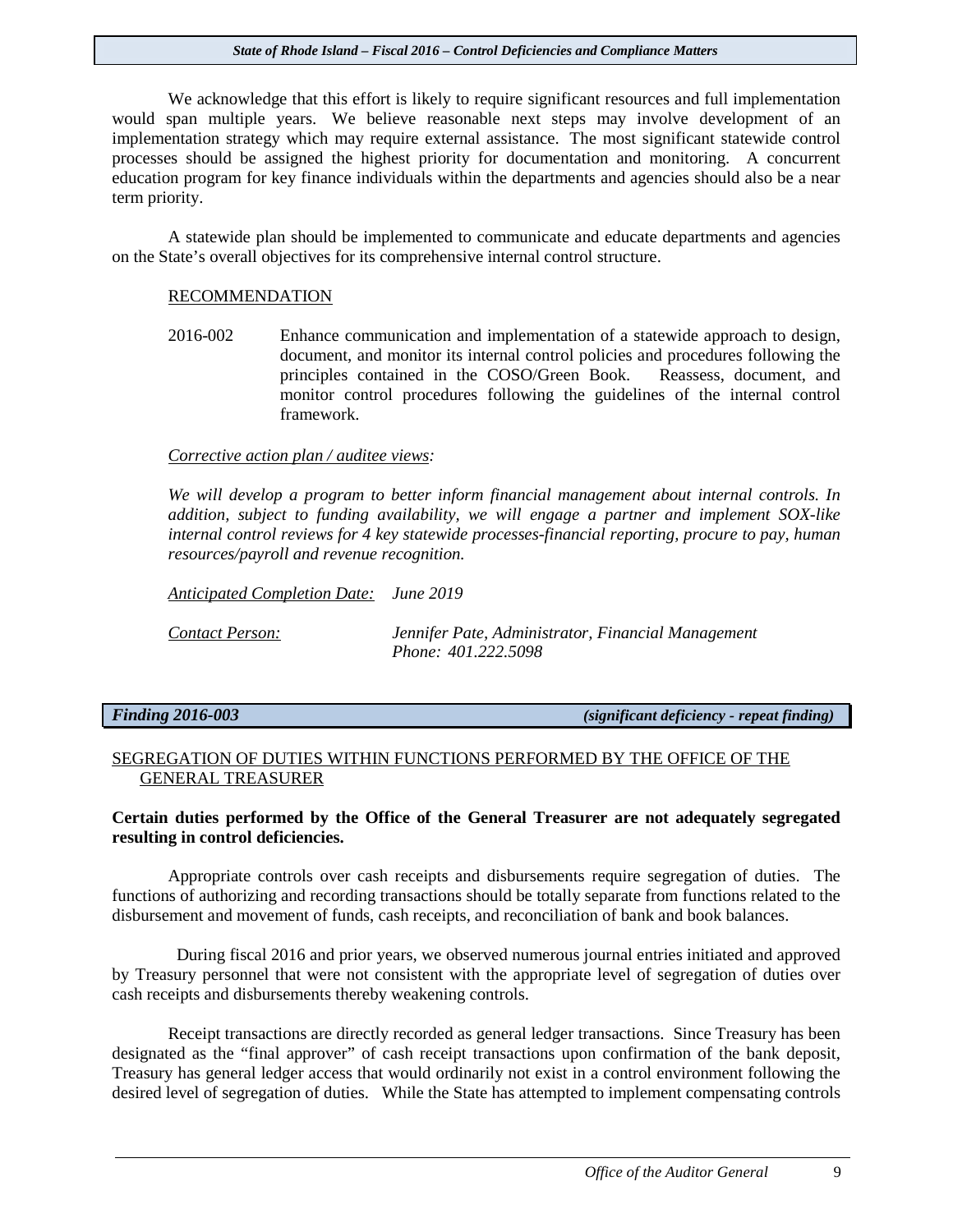We acknowledge that this effort is likely to require significant resources and full implementation would span multiple years. We believe reasonable next steps may involve development of an implementation strategy which may require external assistance. The most significant statewide control processes should be assigned the highest priority for documentation and monitoring. A concurrent education program for key finance individuals within the departments and agencies should also be a near term priority.

A statewide plan should be implemented to communicate and educate departments and agencies on the State's overall objectives for its comprehensive internal control structure.

RECOMMENDATION

2016-002 Enhance communication and implementation of a statewide approach to design, document, and monitor its internal control policies and procedures following the principles contained in the COSO/Green Book. Reassess, document, and monitor control procedures following the guidelines of the internal control framework.

*Corrective action plan / auditee views:*

*We will develop a program to better inform financial management about internal controls. In addition, subject to funding availability, we will engage a partner and implement SOX-like internal control reviews for 4 key statewide processes-financial reporting, procure to pay, human resources/payroll and revenue recognition.*

*Anticipated Completion Date:* *June 2019*

*Contact Person:* *Jennifer Pate, Administrator, Financial Management*
*Phone: 401.222.5098*

***Finding 2016-003*** ***(significant deficiency - repeat finding)***

SEGREGATION OF DUTIES WITHIN FUNCTIONS PERFORMED BY THE OFFICE OF THE GENERAL TREASURER

**Certain duties performed by the Office of the General Treasurer are not adequately segregated resulting in control deficiencies.**

Appropriate controls over cash receipts and disbursements require segregation of duties. The functions of authorizing and recording transactions should be totally separate from functions related to the disbursement and movement of funds, cash receipts, and reconciliation of bank and book balances.

During fiscal 2016 and prior years, we observed numerous journal entries initiated and approved by Treasury personnel that were not consistent with the appropriate level of segregation of duties over cash receipts and disbursements thereby weakening controls.

Receipt transactions are directly recorded as general ledger transactions. Since Treasury has been designated as the "final approver" of cash receipt transactions upon confirmation of the bank deposit, Treasury has general ledger access that would ordinarily not exist in a control environment following the desired level of segregation of duties. While the State has attempted to implement compensating controls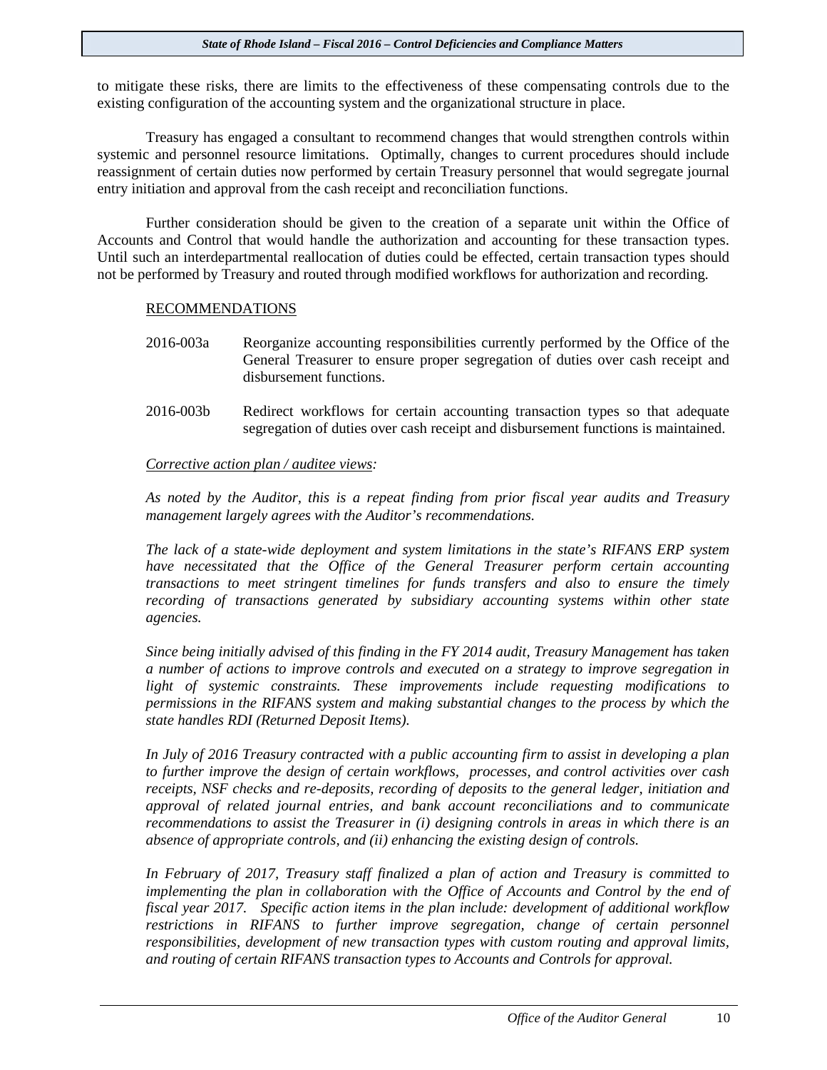to mitigate these risks, there are limits to the effectiveness of these compensating controls due to the existing configuration of the accounting system and the organizational structure in place.

Treasury has engaged a consultant to recommend changes that would strengthen controls within systemic and personnel resource limitations. Optimally, changes to current procedures should include reassignment of certain duties now performed by certain Treasury personnel that would segregate journal entry initiation and approval from the cash receipt and reconciliation functions.

Further consideration should be given to the creation of a separate unit within the Office of Accounts and Control that would handle the authorization and accounting for these transaction types. Until such an interdepartmental reallocation of duties could be effected, certain transaction types should not be performed by Treasury and routed through modified workflows for authorization and recording.

<u>RECOMMENDATIONS</u>

2016-003a Reorganize accounting responsibilities currently performed by the Office of the General Treasurer to ensure proper segregation of duties over cash receipt and disbursement functions.

2016-003b Redirect workflows for certain accounting transaction types so that adequate segregation of duties over cash receipt and disbursement functions is maintained.

*<u>Corrective action plan / auditee views</u>:*

*As noted by the Auditor, this is a repeat finding from prior fiscal year audits and Treasury management largely agrees with the Auditor's recommendations.*

*The lack of a state-wide deployment and system limitations in the state's RIFANS ERP system have necessitated that the Office of the General Treasurer perform certain accounting transactions to meet stringent timelines for funds transfers and also to ensure the timely recording of transactions generated by subsidiary accounting systems within other state agencies.*

*Since being initially advised of this finding in the FY 2014 audit, Treasury Management has taken a number of actions to improve controls and executed on a strategy to improve segregation in light of systemic constraints. These improvements include requesting modifications to permissions in the RIFANS system and making substantial changes to the process by which the state handles RDI (Returned Deposit Items).*

*In July of 2016 Treasury contracted with a public accounting firm to assist in developing a plan to further improve the design of certain workflows, processes, and control activities over cash receipts, NSF checks and re-deposits, recording of deposits to the general ledger, initiation and approval of related journal entries, and bank account reconciliations and to communicate recommendations to assist the Treasurer in (i) designing controls in areas in which there is an absence of appropriate controls, and (ii) enhancing the existing design of controls.*

*In February of 2017, Treasury staff finalized a plan of action and Treasury is committed to implementing the plan in collaboration with the Office of Accounts and Control by the end of fiscal year 2017. Specific action items in the plan include: development of additional workflow restrictions in RIFANS to further improve segregation, change of certain personnel responsibilities, development of new transaction types with custom routing and approval limits, and routing of certain RIFANS transaction types to Accounts and Controls for approval.*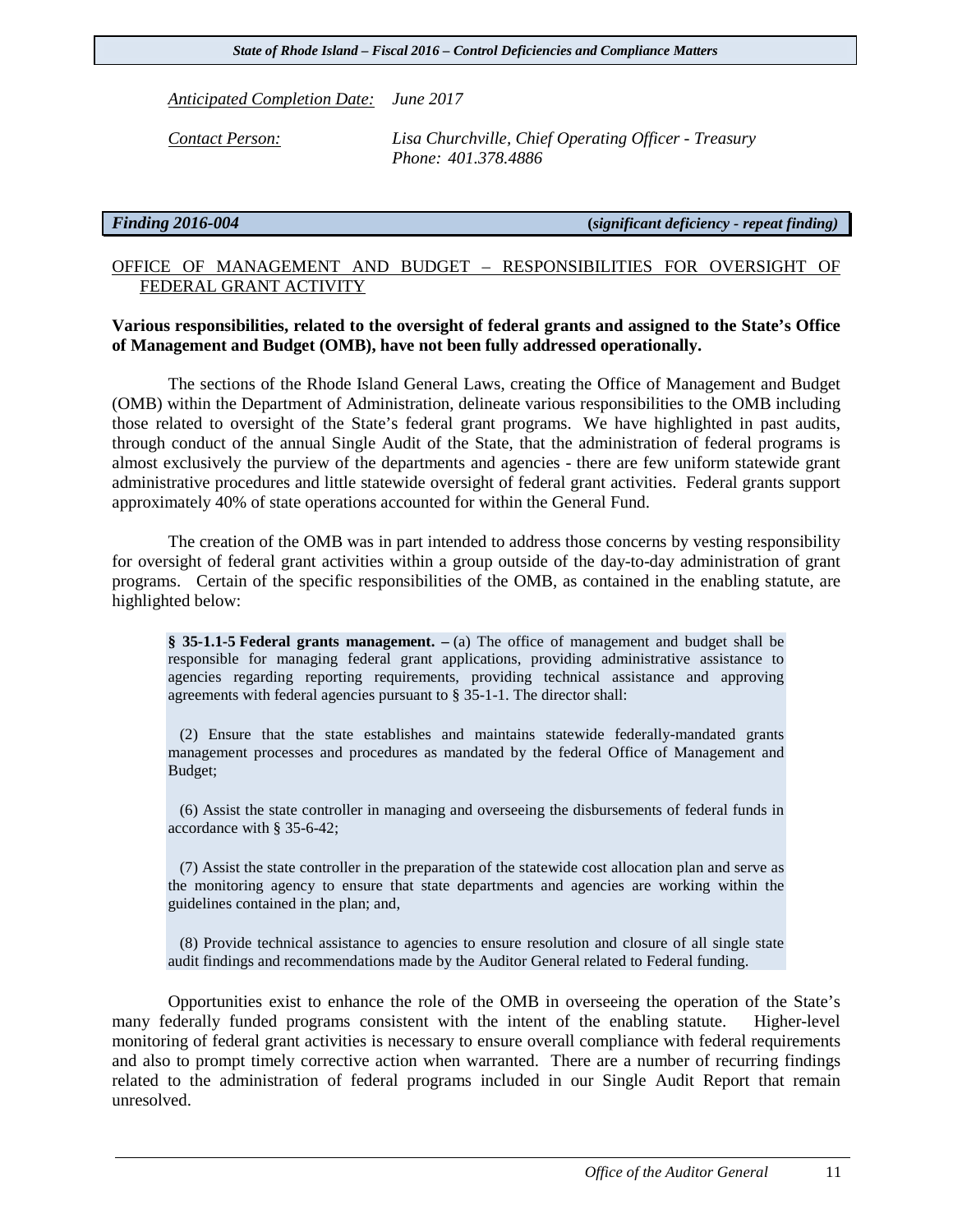*Anticipated Completion Date:* *June 2017*

*Contact Person:* *Lisa Churchville, Chief Operating Officer - Treasury*
*Phone: 401.378.4886*

***Finding 2016-004*** **(*significant deficiency - repeat finding*)**

OFFICE OF MANAGEMENT AND BUDGET – RESPONSIBILITIES FOR OVERSIGHT OF FEDERAL GRANT ACTIVITY

**Various responsibilities, related to the oversight of federal grants and assigned to the State's Office of Management and Budget (OMB), have not been fully addressed operationally.**

The sections of the Rhode Island General Laws, creating the Office of Management and Budget (OMB) within the Department of Administration, delineate various responsibilities to the OMB including those related to oversight of the State's federal grant programs. We have highlighted in past audits, through conduct of the annual Single Audit of the State, that the administration of federal programs is almost exclusively the purview of the departments and agencies - there are few uniform statewide grant administrative procedures and little statewide oversight of federal grant activities. Federal grants support approximately 40% of state operations accounted for within the General Fund.

The creation of the OMB was in part intended to address those concerns by vesting responsibility for oversight of federal grant activities within a group outside of the day-to-day administration of grant programs. Certain of the specific responsibilities of the OMB, as contained in the enabling statute, are highlighted below:

> **§ 35-1.1-5 Federal grants management. –** (a) The office of management and budget shall be responsible for managing federal grant applications, providing administrative assistance to agencies regarding reporting requirements, providing technical assistance and approving agreements with federal agencies pursuant to § 35-1-1. The director shall:
>
> (2) Ensure that the state establishes and maintains statewide federally-mandated grants management processes and procedures as mandated by the federal Office of Management and Budget;
>
> (6) Assist the state controller in managing and overseeing the disbursements of federal funds in accordance with § 35-6-42;
>
> (7) Assist the state controller in the preparation of the statewide cost allocation plan and serve as the monitoring agency to ensure that state departments and agencies are working within the guidelines contained in the plan; and,
>
> (8) Provide technical assistance to agencies to ensure resolution and closure of all single state audit findings and recommendations made by the Auditor General related to Federal funding.

Opportunities exist to enhance the role of the OMB in overseeing the operation of the State's many federally funded programs consistent with the intent of the enabling statute. Higher-level monitoring of federal grant activities is necessary to ensure overall compliance with federal requirements and also to prompt timely corrective action when warranted. There are a number of recurring findings related to the administration of federal programs included in our Single Audit Report that remain unresolved.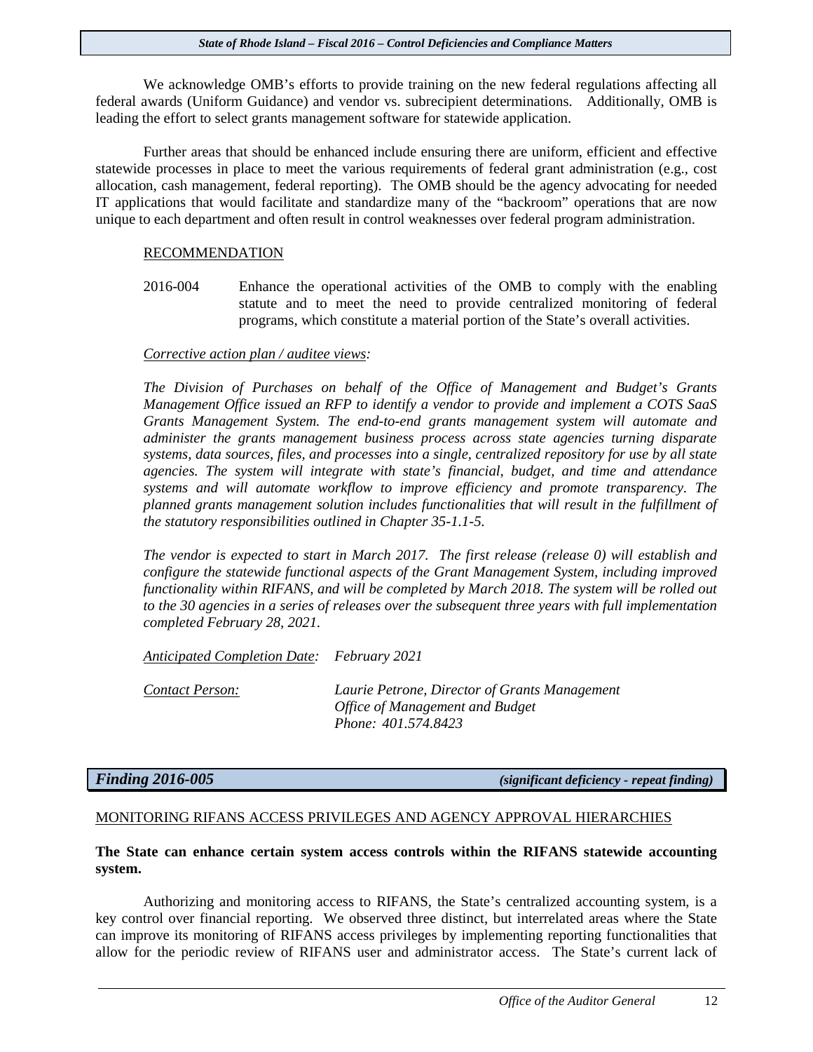We acknowledge OMB's efforts to provide training on the new federal regulations affecting all federal awards (Uniform Guidance) and vendor vs. subrecipient determinations. Additionally, OMB is leading the effort to select grants management software for statewide application.

Further areas that should be enhanced include ensuring there are uniform, efficient and effective statewide processes in place to meet the various requirements of federal grant administration (e.g., cost allocation, cash management, federal reporting). The OMB should be the agency advocating for needed IT applications that would facilitate and standardize many of the "backroom" operations that are now unique to each department and often result in control weaknesses over federal program administration.

RECOMMENDATION

2016-004 Enhance the operational activities of the OMB to comply with the enabling statute and to meet the need to provide centralized monitoring of federal programs, which constitute a material portion of the State's overall activities.

*Corrective action plan / auditee views:*

*The Division of Purchases on behalf of the Office of Management and Budget's Grants Management Office issued an RFP to identify a vendor to provide and implement a COTS SaaS Grants Management System. The end-to-end grants management system will automate and administer the grants management business process across state agencies turning disparate systems, data sources, files, and processes into a single, centralized repository for use by all state agencies. The system will integrate with state's financial, budget, and time and attendance systems and will automate workflow to improve efficiency and promote transparency. The planned grants management solution includes functionalities that will result in the fulfillment of the statutory responsibilities outlined in Chapter 35-1.1-5.*

*The vendor is expected to start in March 2017. The first release (release 0) will establish and configure the statewide functional aspects of the Grant Management System, including improved functionality within RIFANS, and will be completed by March 2018. The system will be rolled out to the 30 agencies in a series of releases over the subsequent three years with full implementation completed February 28, 2021.*

*Anticipated Completion Date:* *February 2021*

*Contact Person:* *Laurie Petrone, Director of Grants Management*
*Office of Management and Budget*
*Phone: 401.574.8423*

## *Finding 2016-005* *(significant deficiency - repeat finding)*

MONITORING RIFANS ACCESS PRIVILEGES AND AGENCY APPROVAL HIERARCHIES

**The State can enhance certain system access controls within the RIFANS statewide accounting system.**

Authorizing and monitoring access to RIFANS, the State's centralized accounting system, is a key control over financial reporting. We observed three distinct, but interrelated areas where the State can improve its monitoring of RIFANS access privileges by implementing reporting functionalities that allow for the periodic review of RIFANS user and administrator access. The State's current lack of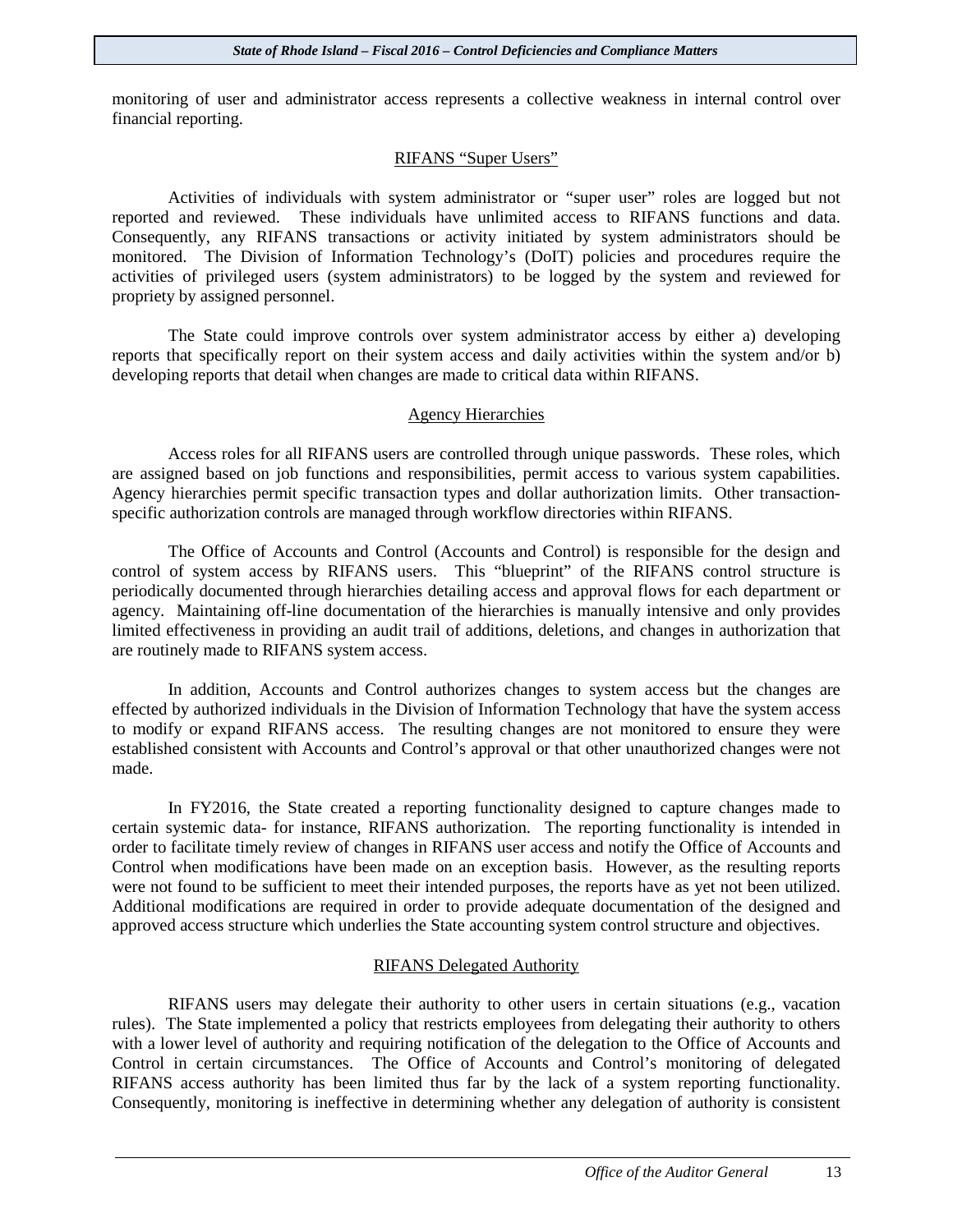monitoring of user and administrator access represents a collective weakness in internal control over financial reporting.

### RIFANS "Super Users"

Activities of individuals with system administrator or "super user" roles are logged but not reported and reviewed. These individuals have unlimited access to RIFANS functions and data. Consequently, any RIFANS transactions or activity initiated by system administrators should be monitored. The Division of Information Technology's (DoIT) policies and procedures require the activities of privileged users (system administrators) to be logged by the system and reviewed for propriety by assigned personnel.

The State could improve controls over system administrator access by either a) developing reports that specifically report on their system access and daily activities within the system and/or b) developing reports that detail when changes are made to critical data within RIFANS.

### Agency Hierarchies

Access roles for all RIFANS users are controlled through unique passwords. These roles, which are assigned based on job functions and responsibilities, permit access to various system capabilities. Agency hierarchies permit specific transaction types and dollar authorization limits. Other transaction-specific authorization controls are managed through workflow directories within RIFANS.

The Office of Accounts and Control (Accounts and Control) is responsible for the design and control of system access by RIFANS users. This "blueprint" of the RIFANS control structure is periodically documented through hierarchies detailing access and approval flows for each department or agency. Maintaining off-line documentation of the hierarchies is manually intensive and only provides limited effectiveness in providing an audit trail of additions, deletions, and changes in authorization that are routinely made to RIFANS system access.

In addition, Accounts and Control authorizes changes to system access but the changes are effected by authorized individuals in the Division of Information Technology that have the system access to modify or expand RIFANS access. The resulting changes are not monitored to ensure they were established consistent with Accounts and Control's approval or that other unauthorized changes were not made.

In FY2016, the State created a reporting functionality designed to capture changes made to certain systemic data- for instance, RIFANS authorization. The reporting functionality is intended in order to facilitate timely review of changes in RIFANS user access and notify the Office of Accounts and Control when modifications have been made on an exception basis. However, as the resulting reports were not found to be sufficient to meet their intended purposes, the reports have as yet not been utilized. Additional modifications are required in order to provide adequate documentation of the designed and approved access structure which underlies the State accounting system control structure and objectives.

### RIFANS Delegated Authority

RIFANS users may delegate their authority to other users in certain situations (e.g., vacation rules). The State implemented a policy that restricts employees from delegating their authority to others with a lower level of authority and requiring notification of the delegation to the Office of Accounts and Control in certain circumstances. The Office of Accounts and Control's monitoring of delegated RIFANS access authority has been limited thus far by the lack of a system reporting functionality. Consequently, monitoring is ineffective in determining whether any delegation of authority is consistent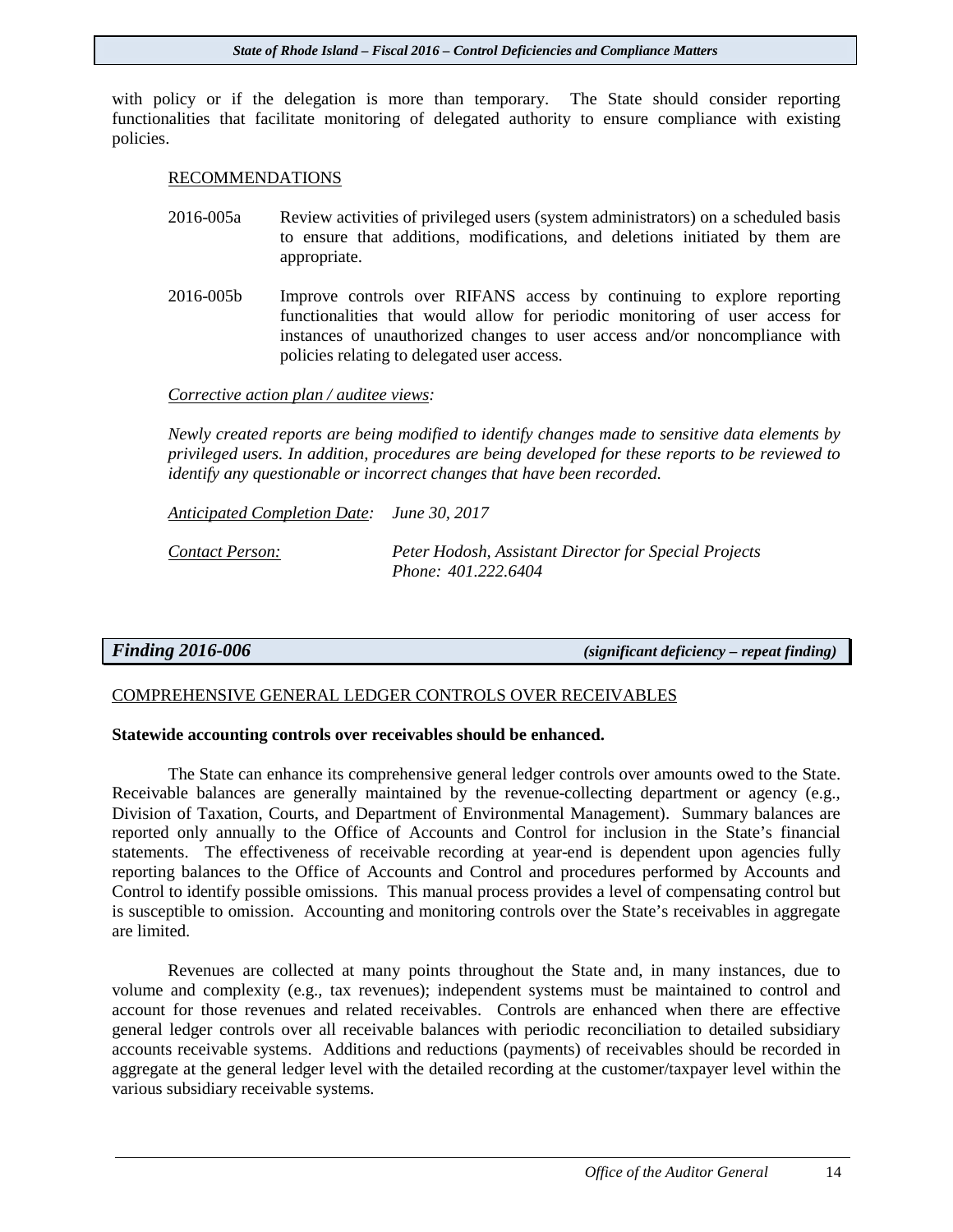with policy or if the delegation is more than temporary. The State should consider reporting functionalities that facilitate monitoring of delegated authority to ensure compliance with existing policies.

RECOMMENDATIONS

2016-005a Review activities of privileged users (system administrators) on a scheduled basis to ensure that additions, modifications, and deletions initiated by them are appropriate.

2016-005b Improve controls over RIFANS access by continuing to explore reporting functionalities that would allow for periodic monitoring of user access for instances of unauthorized changes to user access and/or noncompliance with policies relating to delegated user access.

*Corrective action plan / auditee views:*

*Newly created reports are being modified to identify changes made to sensitive data elements by privileged users. In addition, procedures are being developed for these reports to be reviewed to identify any questionable or incorrect changes that have been recorded.*

*Anticipated Completion Date:* *June 30, 2017*

*Contact Person:* *Peter Hodosh, Assistant Director for Special Projects*
*Phone: 401.222.6404*

## *Finding 2016-006* *(significant deficiency – repeat finding)*

COMPREHENSIVE GENERAL LEDGER CONTROLS OVER RECEIVABLES

**Statewide accounting controls over receivables should be enhanced.**

The State can enhance its comprehensive general ledger controls over amounts owed to the State. Receivable balances are generally maintained by the revenue-collecting department or agency (e.g., Division of Taxation, Courts, and Department of Environmental Management). Summary balances are reported only annually to the Office of Accounts and Control for inclusion in the State's financial statements. The effectiveness of receivable recording at year-end is dependent upon agencies fully reporting balances to the Office of Accounts and Control and procedures performed by Accounts and Control to identify possible omissions. This manual process provides a level of compensating control but is susceptible to omission. Accounting and monitoring controls over the State's receivables in aggregate are limited.

Revenues are collected at many points throughout the State and, in many instances, due to volume and complexity (e.g., tax revenues); independent systems must be maintained to control and account for those revenues and related receivables. Controls are enhanced when there are effective general ledger controls over all receivable balances with periodic reconciliation to detailed subsidiary accounts receivable systems. Additions and reductions (payments) of receivables should be recorded in aggregate at the general ledger level with the detailed recording at the customer/taxpayer level within the various subsidiary receivable systems.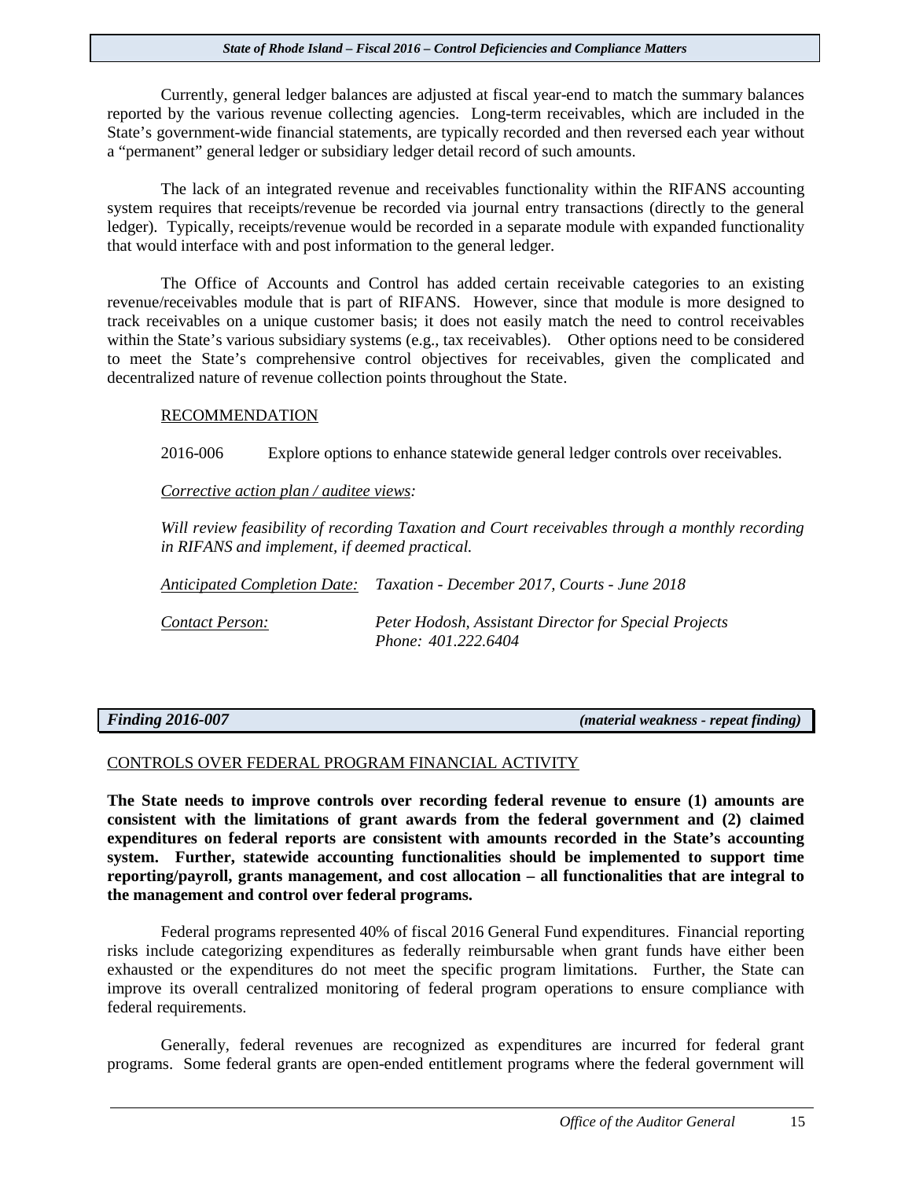Currently, general ledger balances are adjusted at fiscal year-end to match the summary balances reported by the various revenue collecting agencies. Long-term receivables, which are included in the State's government-wide financial statements, are typically recorded and then reversed each year without a "permanent" general ledger or subsidiary ledger detail record of such amounts.

The lack of an integrated revenue and receivables functionality within the RIFANS accounting system requires that receipts/revenue be recorded via journal entry transactions (directly to the general ledger). Typically, receipts/revenue would be recorded in a separate module with expanded functionality that would interface with and post information to the general ledger.

The Office of Accounts and Control has added certain receivable categories to an existing revenue/receivables module that is part of RIFANS. However, since that module is more designed to track receivables on a unique customer basis; it does not easily match the need to control receivables within the State's various subsidiary systems (e.g., tax receivables). Other options need to be considered to meet the State's comprehensive control objectives for receivables, given the complicated and decentralized nature of revenue collection points throughout the State.

RECOMMENDATION

2016-006 Explore options to enhance statewide general ledger controls over receivables.

*Corrective action plan / auditee views:*

*Will review feasibility of recording Taxation and Court receivables through a monthly recording in RIFANS and implement, if deemed practical.*

*Anticipated Completion Date:* *Taxation - December 2017, Courts - June 2018*

*Contact Person:* *Peter Hodosh, Assistant Director for Special Projects*
*Phone: 401.222.6404*

## *Finding 2016-007* *(material weakness - repeat finding)*

CONTROLS OVER FEDERAL PROGRAM FINANCIAL ACTIVITY

**The State needs to improve controls over recording federal revenue to ensure (1) amounts are consistent with the limitations of grant awards from the federal government and (2) claimed expenditures on federal reports are consistent with amounts recorded in the State's accounting system. Further, statewide accounting functionalities should be implemented to support time reporting/payroll, grants management, and cost allocation – all functionalities that are integral to the management and control over federal programs.**

Federal programs represented 40% of fiscal 2016 General Fund expenditures. Financial reporting risks include categorizing expenditures as federally reimbursable when grant funds have either been exhausted or the expenditures do not meet the specific program limitations. Further, the State can improve its overall centralized monitoring of federal program operations to ensure compliance with federal requirements.

Generally, federal revenues are recognized as expenditures are incurred for federal grant programs. Some federal grants are open-ended entitlement programs where the federal government will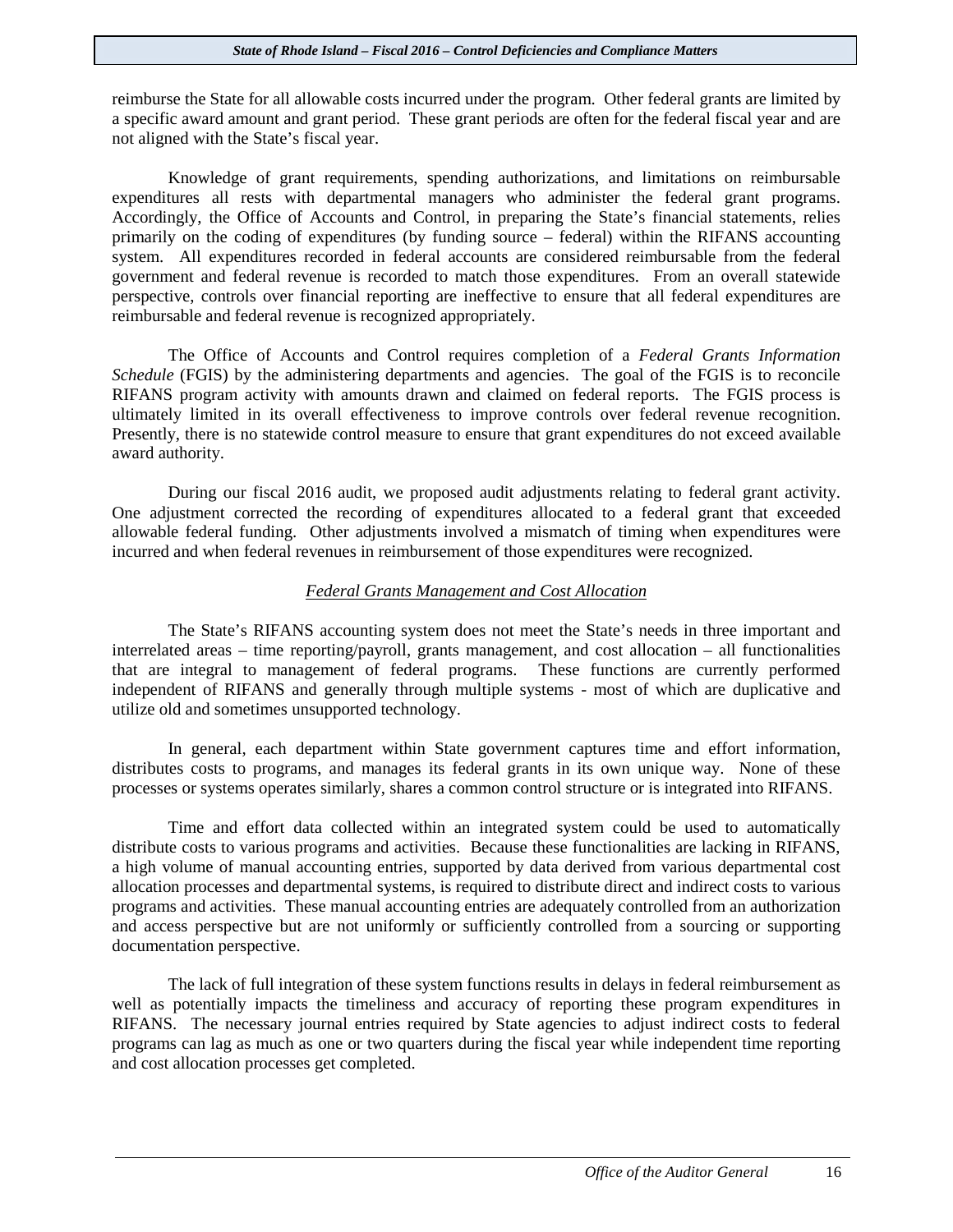reimburse the State for all allowable costs incurred under the program. Other federal grants are limited by a specific award amount and grant period. These grant periods are often for the federal fiscal year and are not aligned with the State's fiscal year.

Knowledge of grant requirements, spending authorizations, and limitations on reimbursable expenditures all rests with departmental managers who administer the federal grant programs. Accordingly, the Office of Accounts and Control, in preparing the State's financial statements, relies primarily on the coding of expenditures (by funding source – federal) within the RIFANS accounting system. All expenditures recorded in federal accounts are considered reimbursable from the federal government and federal revenue is recorded to match those expenditures. From an overall statewide perspective, controls over financial reporting are ineffective to ensure that all federal expenditures are reimbursable and federal revenue is recognized appropriately.

The Office of Accounts and Control requires completion of a *Federal Grants Information Schedule* (FGIS) by the administering departments and agencies. The goal of the FGIS is to reconcile RIFANS program activity with amounts drawn and claimed on federal reports. The FGIS process is ultimately limited in its overall effectiveness to improve controls over federal revenue recognition. Presently, there is no statewide control measure to ensure that grant expenditures do not exceed available award authority.

During our fiscal 2016 audit, we proposed audit adjustments relating to federal grant activity. One adjustment corrected the recording of expenditures allocated to a federal grant that exceeded allowable federal funding. Other adjustments involved a mismatch of timing when expenditures were incurred and when federal revenues in reimbursement of those expenditures were recognized.

*Federal Grants Management and Cost Allocation*

The State's RIFANS accounting system does not meet the State's needs in three important and interrelated areas – time reporting/payroll, grants management, and cost allocation – all functionalities that are integral to management of federal programs. These functions are currently performed independent of RIFANS and generally through multiple systems - most of which are duplicative and utilize old and sometimes unsupported technology.

In general, each department within State government captures time and effort information, distributes costs to programs, and manages its federal grants in its own unique way. None of these processes or systems operates similarly, shares a common control structure or is integrated into RIFANS.

Time and effort data collected within an integrated system could be used to automatically distribute costs to various programs and activities. Because these functionalities are lacking in RIFANS, a high volume of manual accounting entries, supported by data derived from various departmental cost allocation processes and departmental systems, is required to distribute direct and indirect costs to various programs and activities. These manual accounting entries are adequately controlled from an authorization and access perspective but are not uniformly or sufficiently controlled from a sourcing or supporting documentation perspective.

The lack of full integration of these system functions results in delays in federal reimbursement as well as potentially impacts the timeliness and accuracy of reporting these program expenditures in RIFANS. The necessary journal entries required by State agencies to adjust indirect costs to federal programs can lag as much as one or two quarters during the fiscal year while independent time reporting and cost allocation processes get completed.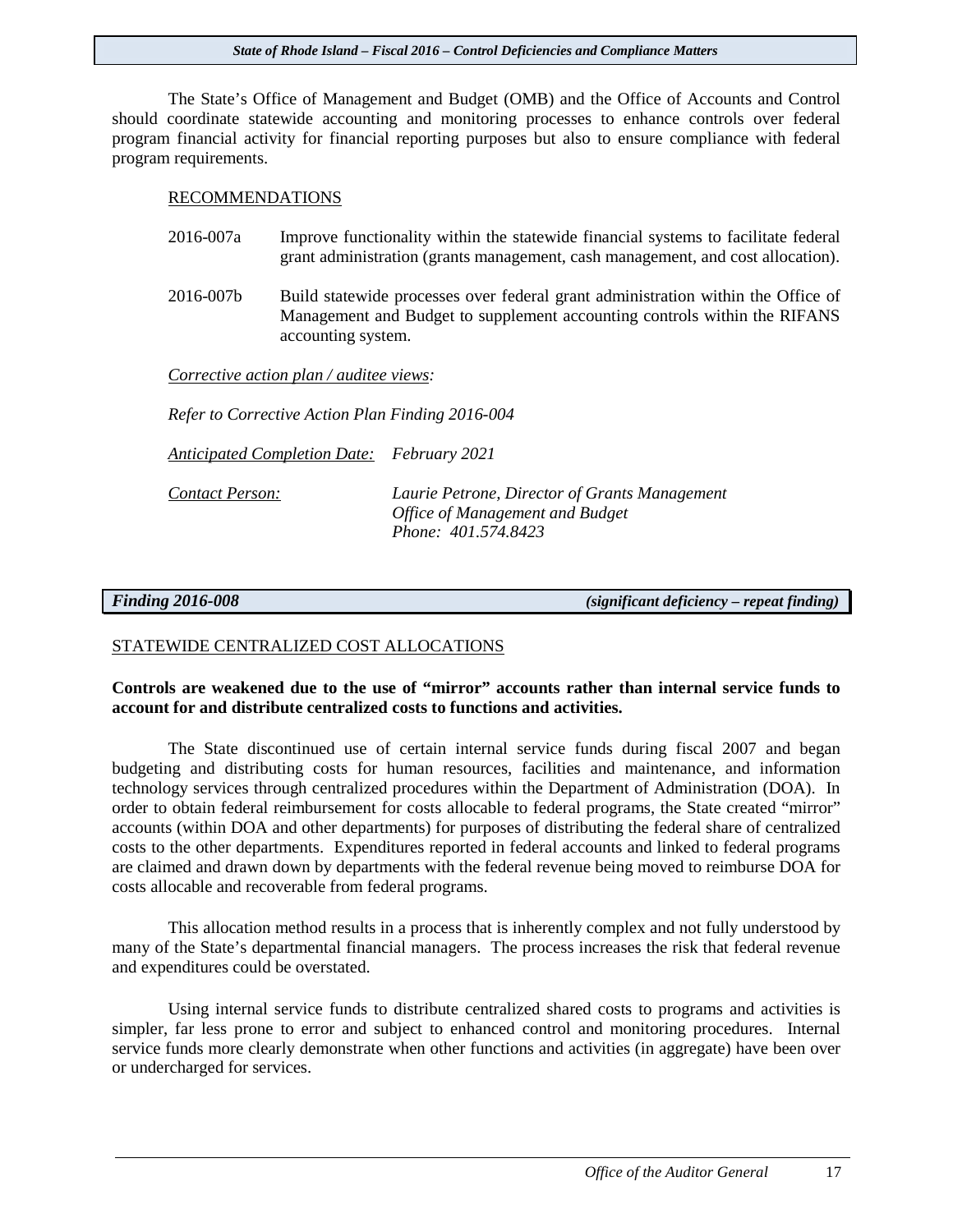The State's Office of Management and Budget (OMB) and the Office of Accounts and Control should coordinate statewide accounting and monitoring processes to enhance controls over federal program financial activity for financial reporting purposes but also to ensure compliance with federal program requirements.

RECOMMENDATIONS

2016-007a Improve functionality within the statewide financial systems to facilitate federal grant administration (grants management, cash management, and cost allocation).

2016-007b Build statewide processes over federal grant administration within the Office of Management and Budget to supplement accounting controls within the RIFANS accounting system.

*Corrective action plan / auditee views:*

*Refer to Corrective Action Plan Finding 2016-004*

*Anticipated Completion Date:* *February 2021*

*Contact Person:* *Laurie Petrone, Director of Grants Management*
*Office of Management and Budget*
*Phone: 401.574.8423*

***Finding 2016-008*** ***(significant deficiency – repeat finding)***

STATEWIDE CENTRALIZED COST ALLOCATIONS

**Controls are weakened due to the use of "mirror" accounts rather than internal service funds to account for and distribute centralized costs to functions and activities.**

The State discontinued use of certain internal service funds during fiscal 2007 and began budgeting and distributing costs for human resources, facilities and maintenance, and information technology services through centralized procedures within the Department of Administration (DOA). In order to obtain federal reimbursement for costs allocable to federal programs, the State created "mirror" accounts (within DOA and other departments) for purposes of distributing the federal share of centralized costs to the other departments. Expenditures reported in federal accounts and linked to federal programs are claimed and drawn down by departments with the federal revenue being moved to reimburse DOA for costs allocable and recoverable from federal programs.

This allocation method results in a process that is inherently complex and not fully understood by many of the State's departmental financial managers. The process increases the risk that federal revenue and expenditures could be overstated.

Using internal service funds to distribute centralized shared costs to programs and activities is simpler, far less prone to error and subject to enhanced control and monitoring procedures. Internal service funds more clearly demonstrate when other functions and activities (in aggregate) have been over or undercharged for services.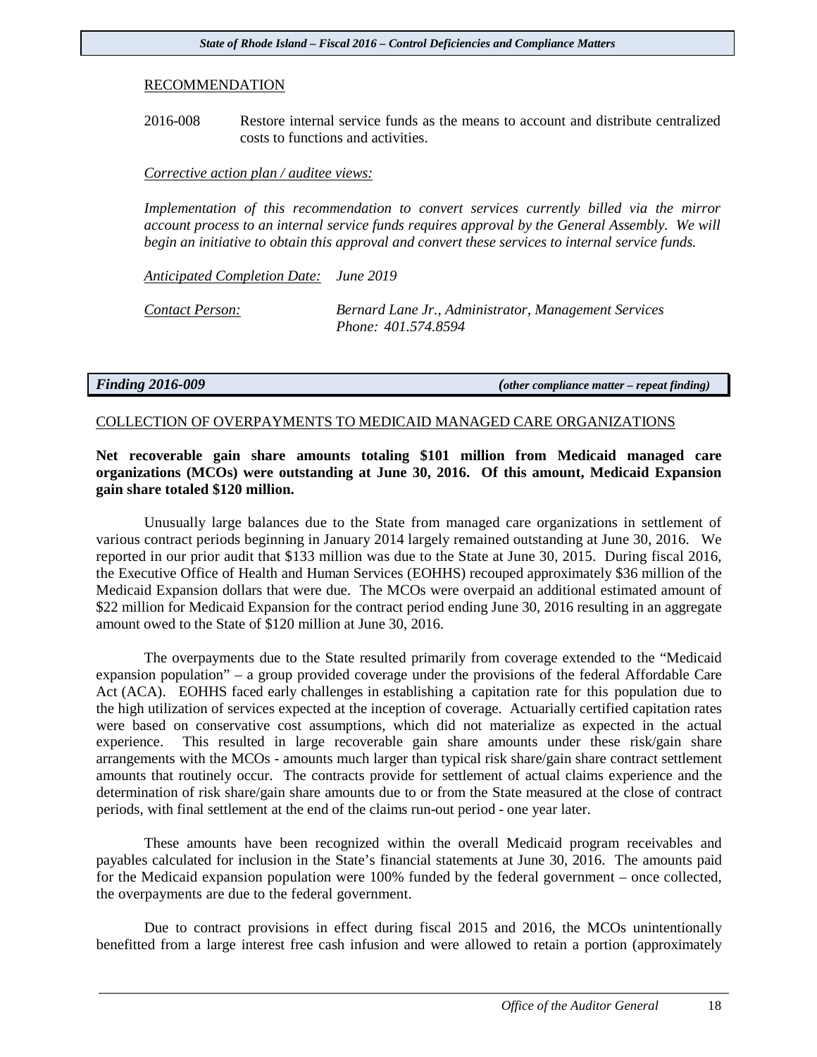RECOMMENDATION

2016-008 Restore internal service funds as the means to account and distribute centralized costs to functions and activities.

*Corrective action plan / auditee views:*

*Implementation of this recommendation to convert services currently billed via the mirror account process to an internal service funds requires approval by the General Assembly. We will begin an initiative to obtain this approval and convert these services to internal service funds.*

*Anticipated Completion Date:* *June 2019*

*Contact Person:* *Bernard Lane Jr., Administrator, Management Services*
*Phone: 401.574.8594*

## *Finding 2016-009* *(other compliance matter – repeat finding)*

COLLECTION OF OVERPAYMENTS TO MEDICAID MANAGED CARE ORGANIZATIONS

**Net recoverable gain share amounts totaling \$101 million from Medicaid managed care organizations (MCOs) were outstanding at June 30, 2016. Of this amount, Medicaid Expansion gain share totaled \$120 million.**

Unusually large balances due to the State from managed care organizations in settlement of various contract periods beginning in January 2014 largely remained outstanding at June 30, 2016. We reported in our prior audit that \$133 million was due to the State at June 30, 2015. During fiscal 2016, the Executive Office of Health and Human Services (EOHHS) recouped approximately \$36 million of the Medicaid Expansion dollars that were due. The MCOs were overpaid an additional estimated amount of \$22 million for Medicaid Expansion for the contract period ending June 30, 2016 resulting in an aggregate amount owed to the State of \$120 million at June 30, 2016.

The overpayments due to the State resulted primarily from coverage extended to the "Medicaid expansion population" – a group provided coverage under the provisions of the federal Affordable Care Act (ACA). EOHHS faced early challenges in establishing a capitation rate for this population due to the high utilization of services expected at the inception of coverage. Actuarially certified capitation rates were based on conservative cost assumptions, which did not materialize as expected in the actual experience. This resulted in large recoverable gain share amounts under these risk/gain share arrangements with the MCOs - amounts much larger than typical risk share/gain share contract settlement amounts that routinely occur. The contracts provide for settlement of actual claims experience and the determination of risk share/gain share amounts due to or from the State measured at the close of contract periods, with final settlement at the end of the claims run-out period - one year later.

These amounts have been recognized within the overall Medicaid program receivables and payables calculated for inclusion in the State's financial statements at June 30, 2016. The amounts paid for the Medicaid expansion population were 100% funded by the federal government – once collected, the overpayments are due to the federal government.

Due to contract provisions in effect during fiscal 2015 and 2016, the MCOs unintentionally benefitted from a large interest free cash infusion and were allowed to retain a portion (approximately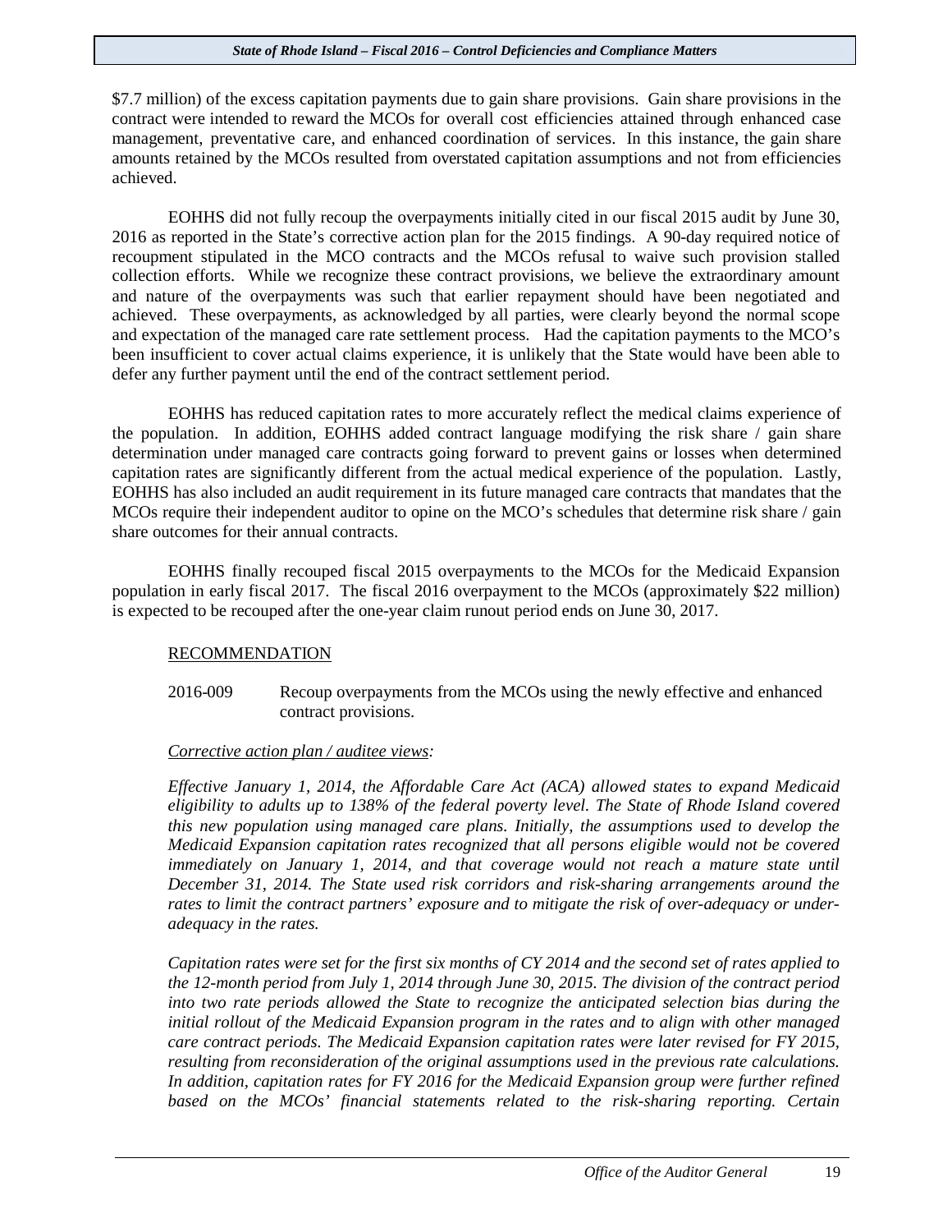$7.7 million) of the excess capitation payments due to gain share provisions. Gain share provisions in the contract were intended to reward the MCOs for overall cost efficiencies attained through enhanced case management, preventative care, and enhanced coordination of services. In this instance, the gain share amounts retained by the MCOs resulted from overstated capitation assumptions and not from efficiencies achieved.

EOHHS did not fully recoup the overpayments initially cited in our fiscal 2015 audit by June 30, 2016 as reported in the State's corrective action plan for the 2015 findings. A 90-day required notice of recoupment stipulated in the MCO contracts and the MCOs refusal to waive such provision stalled collection efforts. While we recognize these contract provisions, we believe the extraordinary amount and nature of the overpayments was such that earlier repayment should have been negotiated and achieved. These overpayments, as acknowledged by all parties, were clearly beyond the normal scope and expectation of the managed care rate settlement process. Had the capitation payments to the MCO's been insufficient to cover actual claims experience, it is unlikely that the State would have been able to defer any further payment until the end of the contract settlement period.

EOHHS has reduced capitation rates to more accurately reflect the medical claims experience of the population. In addition, EOHHS added contract language modifying the risk share / gain share determination under managed care contracts going forward to prevent gains or losses when determined capitation rates are significantly different from the actual medical experience of the population. Lastly, EOHHS has also included an audit requirement in its future managed care contracts that mandates that the MCOs require their independent auditor to opine on the MCO's schedules that determine risk share / gain share outcomes for their annual contracts.

EOHHS finally recouped fiscal 2015 overpayments to the MCOs for the Medicaid Expansion population in early fiscal 2017. The fiscal 2016 overpayment to the MCOs (approximately $22 million) is expected to be recouped after the one-year claim runout period ends on June 30, 2017.

RECOMMENDATION

2016-009 Recoup overpayments from the MCOs using the newly effective and enhanced contract provisions.

*Corrective action plan / auditee views:*

*Effective January 1, 2014, the Affordable Care Act (ACA) allowed states to expand Medicaid eligibility to adults up to 138% of the federal poverty level. The State of Rhode Island covered this new population using managed care plans. Initially, the assumptions used to develop the Medicaid Expansion capitation rates recognized that all persons eligible would not be covered immediately on January 1, 2014, and that coverage would not reach a mature state until December 31, 2014. The State used risk corridors and risk-sharing arrangements around the rates to limit the contract partners' exposure and to mitigate the risk of over-adequacy or under-adequacy in the rates.*

*Capitation rates were set for the first six months of CY 2014 and the second set of rates applied to the 12-month period from July 1, 2014 through June 30, 2015. The division of the contract period into two rate periods allowed the State to recognize the anticipated selection bias during the initial rollout of the Medicaid Expansion program in the rates and to align with other managed care contract periods. The Medicaid Expansion capitation rates were later revised for FY 2015, resulting from reconsideration of the original assumptions used in the previous rate calculations. In addition, capitation rates for FY 2016 for the Medicaid Expansion group were further refined based on the MCOs' financial statements related to the risk-sharing reporting. Certain*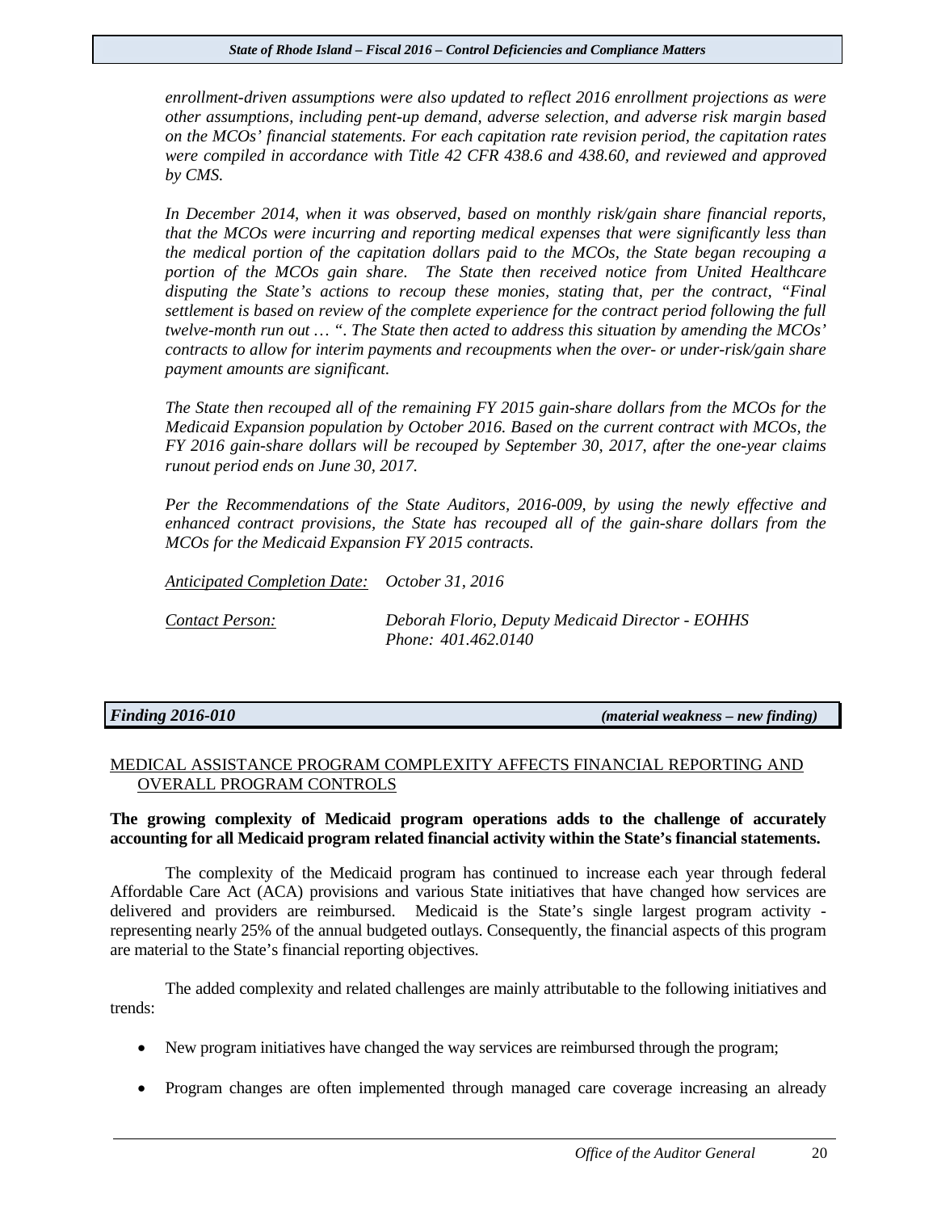*enrollment-driven assumptions were also updated to reflect 2016 enrollment projections as were other assumptions, including pent-up demand, adverse selection, and adverse risk margin based on the MCOs' financial statements. For each capitation rate revision period, the capitation rates were compiled in accordance with Title 42 CFR 438.6 and 438.60, and reviewed and approved by CMS.*

*In December 2014, when it was observed, based on monthly risk/gain share financial reports, that the MCOs were incurring and reporting medical expenses that were significantly less than the medical portion of the capitation dollars paid to the MCOs, the State began recouping a portion of the MCOs gain share. The State then received notice from United Healthcare disputing the State's actions to recoup these monies, stating that, per the contract, "Final settlement is based on review of the complete experience for the contract period following the full twelve-month run out … ". The State then acted to address this situation by amending the MCOs' contracts to allow for interim payments and recoupments when the over- or under-risk/gain share payment amounts are significant.*

*The State then recouped all of the remaining FY 2015 gain-share dollars from the MCOs for the Medicaid Expansion population by October 2016. Based on the current contract with MCOs, the FY 2016 gain-share dollars will be recouped by September 30, 2017, after the one-year claims runout period ends on June 30, 2017.*

*Per the Recommendations of the State Auditors, 2016-009, by using the newly effective and enhanced contract provisions, the State has recouped all of the gain-share dollars from the MCOs for the Medicaid Expansion FY 2015 contracts.*

*Anticipated Completion Date:* *October 31, 2016*

*Contact Person:* *Deborah Florio, Deputy Medicaid Director - EOHHS*
*Phone: 401.462.0140*

***Finding 2016-010*** ***(material weakness – new finding)***

MEDICAL ASSISTANCE PROGRAM COMPLEXITY AFFECTS FINANCIAL REPORTING AND OVERALL PROGRAM CONTROLS

**The growing complexity of Medicaid program operations adds to the challenge of accurately accounting for all Medicaid program related financial activity within the State's financial statements.**

The complexity of the Medicaid program has continued to increase each year through federal Affordable Care Act (ACA) provisions and various State initiatives that have changed how services are delivered and providers are reimbursed. Medicaid is the State's single largest program activity - representing nearly 25% of the annual budgeted outlays. Consequently, the financial aspects of this program are material to the State's financial reporting objectives.

The added complexity and related challenges are mainly attributable to the following initiatives and trends:

- New program initiatives have changed the way services are reimbursed through the program;
- Program changes are often implemented through managed care coverage increasing an already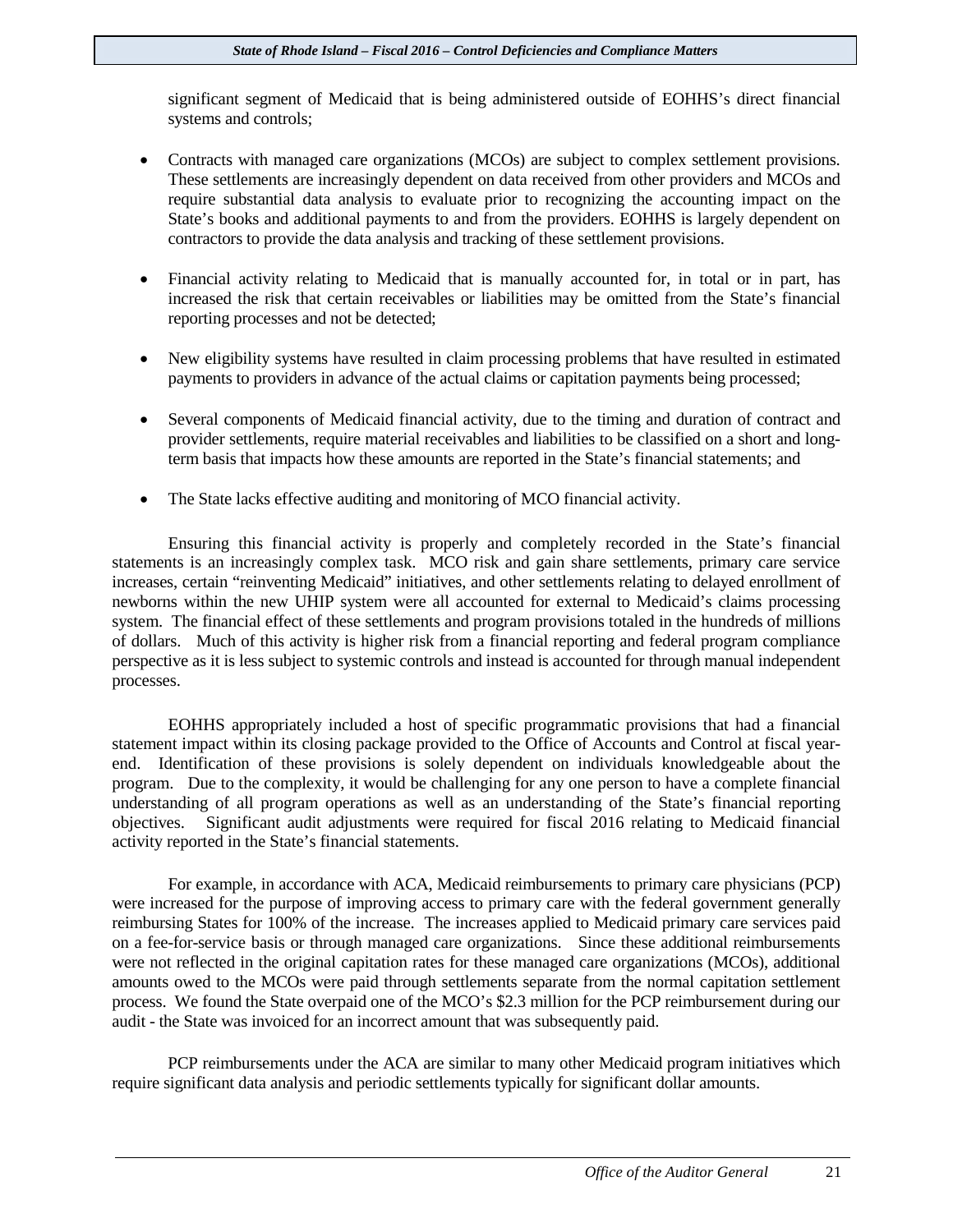significant segment of Medicaid that is being administered outside of EOHHS's direct financial systems and controls;

- Contracts with managed care organizations (MCOs) are subject to complex settlement provisions. These settlements are increasingly dependent on data received from other providers and MCOs and require substantial data analysis to evaluate prior to recognizing the accounting impact on the State's books and additional payments to and from the providers. EOHHS is largely dependent on contractors to provide the data analysis and tracking of these settlement provisions.

- Financial activity relating to Medicaid that is manually accounted for, in total or in part, has increased the risk that certain receivables or liabilities may be omitted from the State's financial reporting processes and not be detected;

- New eligibility systems have resulted in claim processing problems that have resulted in estimated payments to providers in advance of the actual claims or capitation payments being processed;

- Several components of Medicaid financial activity, due to the timing and duration of contract and provider settlements, require material receivables and liabilities to be classified on a short and long-term basis that impacts how these amounts are reported in the State's financial statements; and

- The State lacks effective auditing and monitoring of MCO financial activity.

Ensuring this financial activity is properly and completely recorded in the State's financial statements is an increasingly complex task. MCO risk and gain share settlements, primary care service increases, certain "reinventing Medicaid" initiatives, and other settlements relating to delayed enrollment of newborns within the new UHIP system were all accounted for external to Medicaid's claims processing system. The financial effect of these settlements and program provisions totaled in the hundreds of millions of dollars. Much of this activity is higher risk from a financial reporting and federal program compliance perspective as it is less subject to systemic controls and instead is accounted for through manual independent processes.

EOHHS appropriately included a host of specific programmatic provisions that had a financial statement impact within its closing package provided to the Office of Accounts and Control at fiscal year-end. Identification of these provisions is solely dependent on individuals knowledgeable about the program. Due to the complexity, it would be challenging for any one person to have a complete financial understanding of all program operations as well as an understanding of the State's financial reporting objectives. Significant audit adjustments were required for fiscal 2016 relating to Medicaid financial activity reported in the State's financial statements.

For example, in accordance with ACA, Medicaid reimbursements to primary care physicians (PCP) were increased for the purpose of improving access to primary care with the federal government generally reimbursing States for 100% of the increase. The increases applied to Medicaid primary care services paid on a fee-for-service basis or through managed care organizations. Since these additional reimbursements were not reflected in the original capitation rates for these managed care organizations (MCOs), additional amounts owed to the MCOs were paid through settlements separate from the normal capitation settlement process. We found the State overpaid one of the MCO's $2.3 million for the PCP reimbursement during our audit - the State was invoiced for an incorrect amount that was subsequently paid.

PCP reimbursements under the ACA are similar to many other Medicaid program initiatives which require significant data analysis and periodic settlements typically for significant dollar amounts.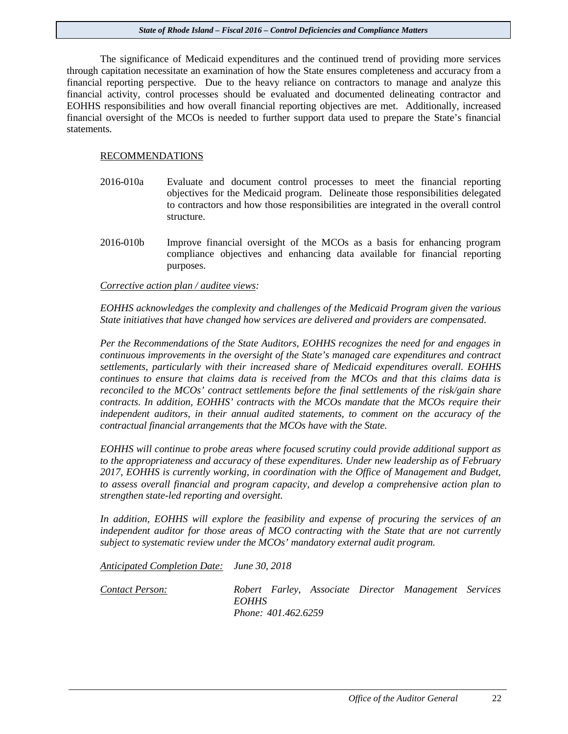The significance of Medicaid expenditures and the continued trend of providing more services through capitation necessitate an examination of how the State ensures completeness and accuracy from a financial reporting perspective. Due to the heavy reliance on contractors to manage and analyze this financial activity, control processes should be evaluated and documented delineating contractor and EOHHS responsibilities and how overall financial reporting objectives are met. Additionally, increased financial oversight of the MCOs is needed to further support data used to prepare the State's financial statements.

RECOMMENDATIONS

2016-010a Evaluate and document control processes to meet the financial reporting objectives for the Medicaid program. Delineate those responsibilities delegated to contractors and how those responsibilities are integrated in the overall control structure.

2016-010b Improve financial oversight of the MCOs as a basis for enhancing program compliance objectives and enhancing data available for financial reporting purposes.

*Corrective action plan / auditee views:*

*EOHHS acknowledges the complexity and challenges of the Medicaid Program given the various State initiatives that have changed how services are delivered and providers are compensated.*

*Per the Recommendations of the State Auditors, EOHHS recognizes the need for and engages in continuous improvements in the oversight of the State's managed care expenditures and contract settlements, particularly with their increased share of Medicaid expenditures overall. EOHHS continues to ensure that claims data is received from the MCOs and that this claims data is reconciled to the MCOs' contract settlements before the final settlements of the risk/gain share contracts. In addition, EOHHS' contracts with the MCOs mandate that the MCOs require their independent auditors, in their annual audited statements, to comment on the accuracy of the contractual financial arrangements that the MCOs have with the State.*

*EOHHS will continue to probe areas where focused scrutiny could provide additional support as to the appropriateness and accuracy of these expenditures. Under new leadership as of February 2017, EOHHS is currently working, in coordination with the Office of Management and Budget, to assess overall financial and program capacity, and develop a comprehensive action plan to strengthen state-led reporting and oversight.*

*In addition, EOHHS will explore the feasibility and expense of procuring the services of an independent auditor for those areas of MCO contracting with the State that are not currently subject to systematic review under the MCOs' mandatory external audit program.*

*Anticipated Completion Date:* *June 30, 2018*

*Contact Person:* *Robert Farley, Associate Director Management Services EOHHS*
*Phone: 401.462.6259*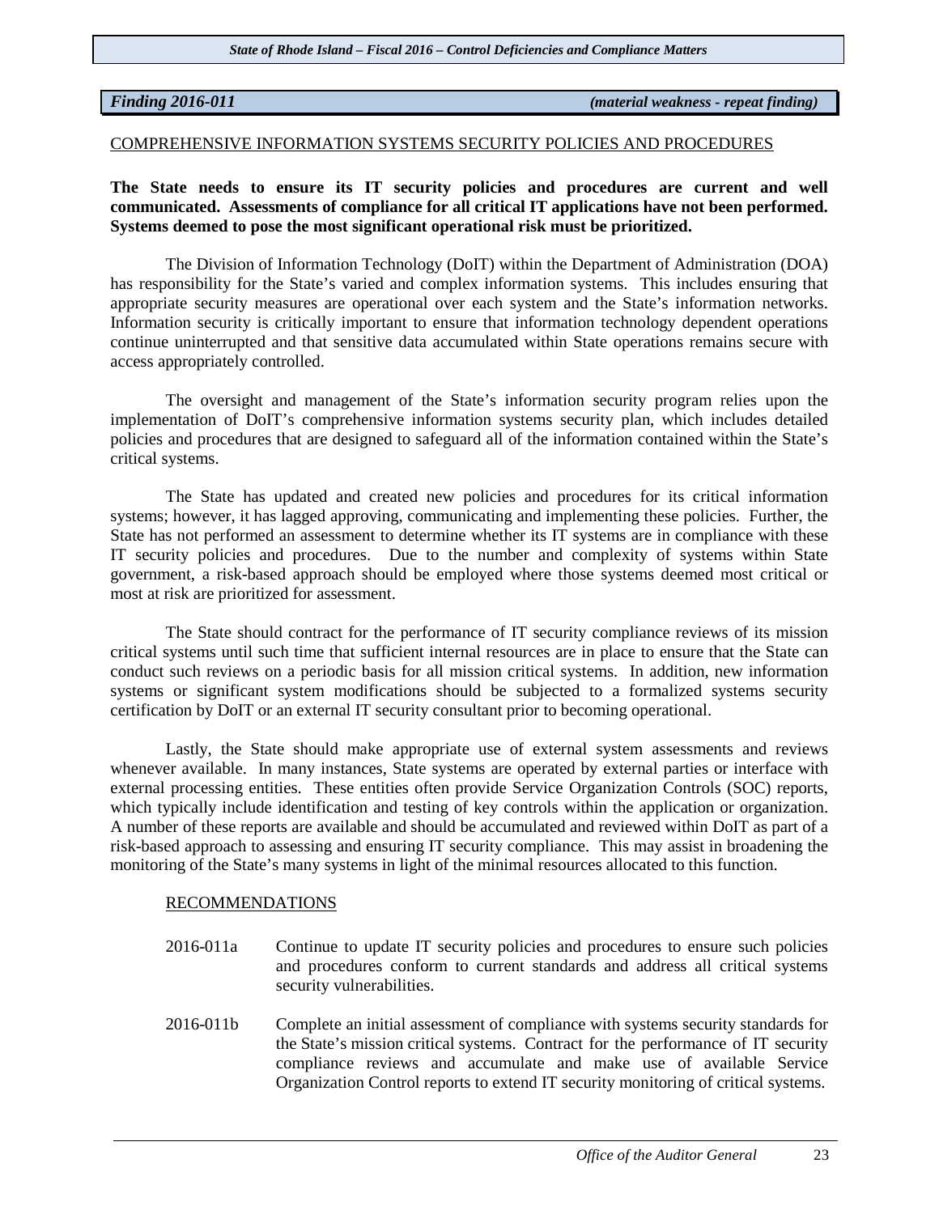***Finding 2016-011*** ***(material weakness - repeat finding)***

COMPREHENSIVE INFORMATION SYSTEMS SECURITY POLICIES AND PROCEDURES

**The State needs to ensure its IT security policies and procedures are current and well communicated. Assessments of compliance for all critical IT applications have not been performed. Systems deemed to pose the most significant operational risk must be prioritized.**

The Division of Information Technology (DoIT) within the Department of Administration (DOA) has responsibility for the State's varied and complex information systems. This includes ensuring that appropriate security measures are operational over each system and the State's information networks. Information security is critically important to ensure that information technology dependent operations continue uninterrupted and that sensitive data accumulated within State operations remains secure with access appropriately controlled.

The oversight and management of the State's information security program relies upon the implementation of DoIT's comprehensive information systems security plan, which includes detailed policies and procedures that are designed to safeguard all of the information contained within the State's critical systems.

The State has updated and created new policies and procedures for its critical information systems; however, it has lagged approving, communicating and implementing these policies. Further, the State has not performed an assessment to determine whether its IT systems are in compliance with these IT security policies and procedures. Due to the number and complexity of systems within State government, a risk-based approach should be employed where those systems deemed most critical or most at risk are prioritized for assessment.

The State should contract for the performance of IT security compliance reviews of its mission critical systems until such time that sufficient internal resources are in place to ensure that the State can conduct such reviews on a periodic basis for all mission critical systems. In addition, new information systems or significant system modifications should be subjected to a formalized systems security certification by DoIT or an external IT security consultant prior to becoming operational.

Lastly, the State should make appropriate use of external system assessments and reviews whenever available. In many instances, State systems are operated by external parties or interface with external processing entities. These entities often provide Service Organization Controls (SOC) reports, which typically include identification and testing of key controls within the application or organization. A number of these reports are available and should be accumulated and reviewed within DoIT as part of a risk-based approach to assessing and ensuring IT security compliance. This may assist in broadening the monitoring of the State's many systems in light of the minimal resources allocated to this function.

RECOMMENDATIONS

2016-011a Continue to update IT security policies and procedures to ensure such policies and procedures conform to current standards and address all critical systems security vulnerabilities.

2016-011b Complete an initial assessment of compliance with systems security standards for the State's mission critical systems. Contract for the performance of IT security compliance reviews and accumulate and make use of available Service Organization Control reports to extend IT security monitoring of critical systems.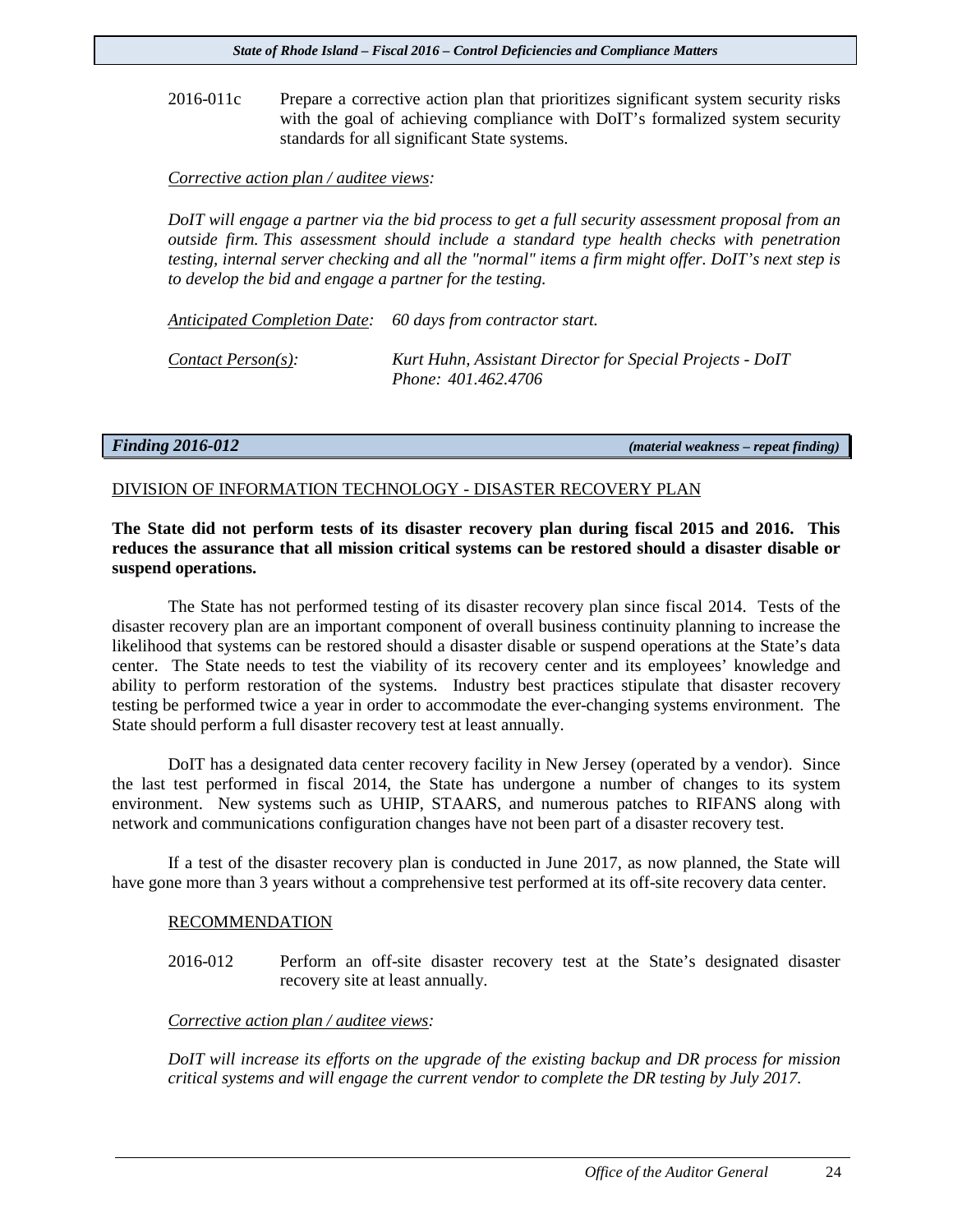2016-011c Prepare a corrective action plan that prioritizes significant system security risks with the goal of achieving compliance with DoIT's formalized system security standards for all significant State systems.

*Corrective action plan / auditee views:*

*DoIT will engage a partner via the bid process to get a full security assessment proposal from an outside firm. This assessment should include a standard type health checks with penetration testing, internal server checking and all the "normal" items a firm might offer. DoIT's next step is to develop the bid and engage a partner for the testing.*

*Anticipated Completion Date:* *60 days from contractor start.*

*Contact Person(s):* *Kurt Huhn, Assistant Director for Special Projects - DoIT Phone: 401.462.4706*

## *Finding 2016-012* *(material weakness – repeat finding)*

### DIVISION OF INFORMATION TECHNOLOGY - DISASTER RECOVERY PLAN

**The State did not perform tests of its disaster recovery plan during fiscal 2015 and 2016. This reduces the assurance that all mission critical systems can be restored should a disaster disable or suspend operations.**

The State has not performed testing of its disaster recovery plan since fiscal 2014. Tests of the disaster recovery plan are an important component of overall business continuity planning to increase the likelihood that systems can be restored should a disaster disable or suspend operations at the State's data center. The State needs to test the viability of its recovery center and its employees' knowledge and ability to perform restoration of the systems. Industry best practices stipulate that disaster recovery testing be performed twice a year in order to accommodate the ever-changing systems environment. The State should perform a full disaster recovery test at least annually.

DoIT has a designated data center recovery facility in New Jersey (operated by a vendor). Since the last test performed in fiscal 2014, the State has undergone a number of changes to its system environment. New systems such as UHIP, STAARS, and numerous patches to RIFANS along with network and communications configuration changes have not been part of a disaster recovery test.

If a test of the disaster recovery plan is conducted in June 2017, as now planned, the State will have gone more than 3 years without a comprehensive test performed at its off-site recovery data center.

RECOMMENDATION

2016-012 Perform an off-site disaster recovery test at the State's designated disaster recovery site at least annually.

*Corrective action plan / auditee views:*

*DoIT will increase its efforts on the upgrade of the existing backup and DR process for mission critical systems and will engage the current vendor to complete the DR testing by July 2017.*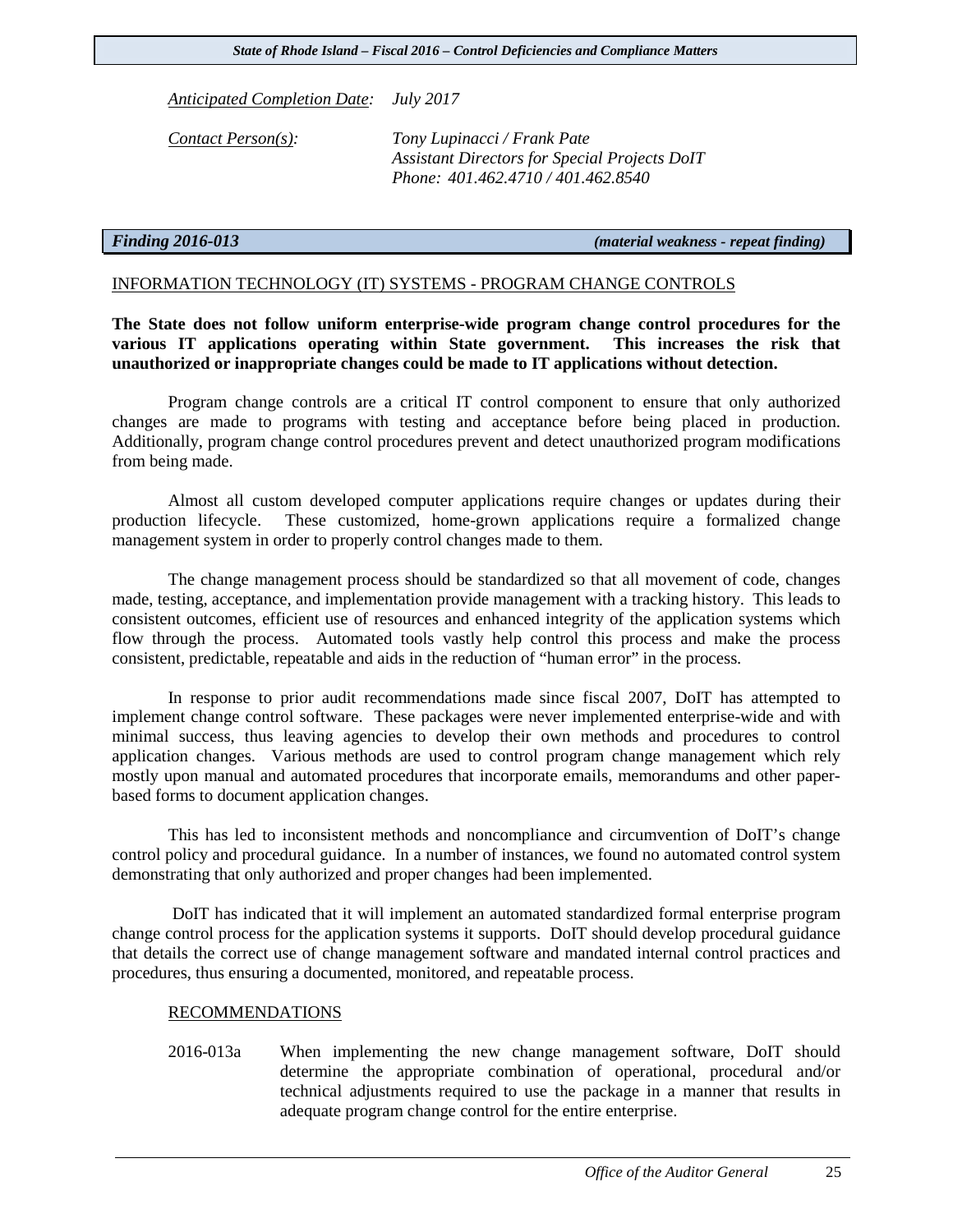*Anticipated Completion Date:* *July 2017*

*Contact Person(s):* *Tony Lupinacci / Frank Pate*
*Assistant Directors for Special Projects DoIT*
*Phone: 401.462.4710 / 401.462.8540*

***Finding 2016-013*** ***(material weakness - repeat finding)***

INFORMATION TECHNOLOGY (IT) SYSTEMS - PROGRAM CHANGE CONTROLS

**The State does not follow uniform enterprise-wide program change control procedures for the various IT applications operating within State government. This increases the risk that unauthorized or inappropriate changes could be made to IT applications without detection.**

Program change controls are a critical IT control component to ensure that only authorized changes are made to programs with testing and acceptance before being placed in production. Additionally, program change control procedures prevent and detect unauthorized program modifications from being made.

Almost all custom developed computer applications require changes or updates during their production lifecycle. These customized, home-grown applications require a formalized change management system in order to properly control changes made to them.

The change management process should be standardized so that all movement of code, changes made, testing, acceptance, and implementation provide management with a tracking history. This leads to consistent outcomes, efficient use of resources and enhanced integrity of the application systems which flow through the process. Automated tools vastly help control this process and make the process consistent, predictable, repeatable and aids in the reduction of "human error" in the process.

In response to prior audit recommendations made since fiscal 2007, DoIT has attempted to implement change control software. These packages were never implemented enterprise-wide and with minimal success, thus leaving agencies to develop their own methods and procedures to control application changes. Various methods are used to control program change management which rely mostly upon manual and automated procedures that incorporate emails, memorandums and other paper-based forms to document application changes.

This has led to inconsistent methods and noncompliance and circumvention of DoIT's change control policy and procedural guidance. In a number of instances, we found no automated control system demonstrating that only authorized and proper changes had been implemented.

DoIT has indicated that it will implement an automated standardized formal enterprise program change control process for the application systems it supports. DoIT should develop procedural guidance that details the correct use of change management software and mandated internal control practices and procedures, thus ensuring a documented, monitored, and repeatable process.

RECOMMENDATIONS

2016-013a When implementing the new change management software, DoIT should determine the appropriate combination of operational, procedural and/or technical adjustments required to use the package in a manner that results in adequate program change control for the entire enterprise.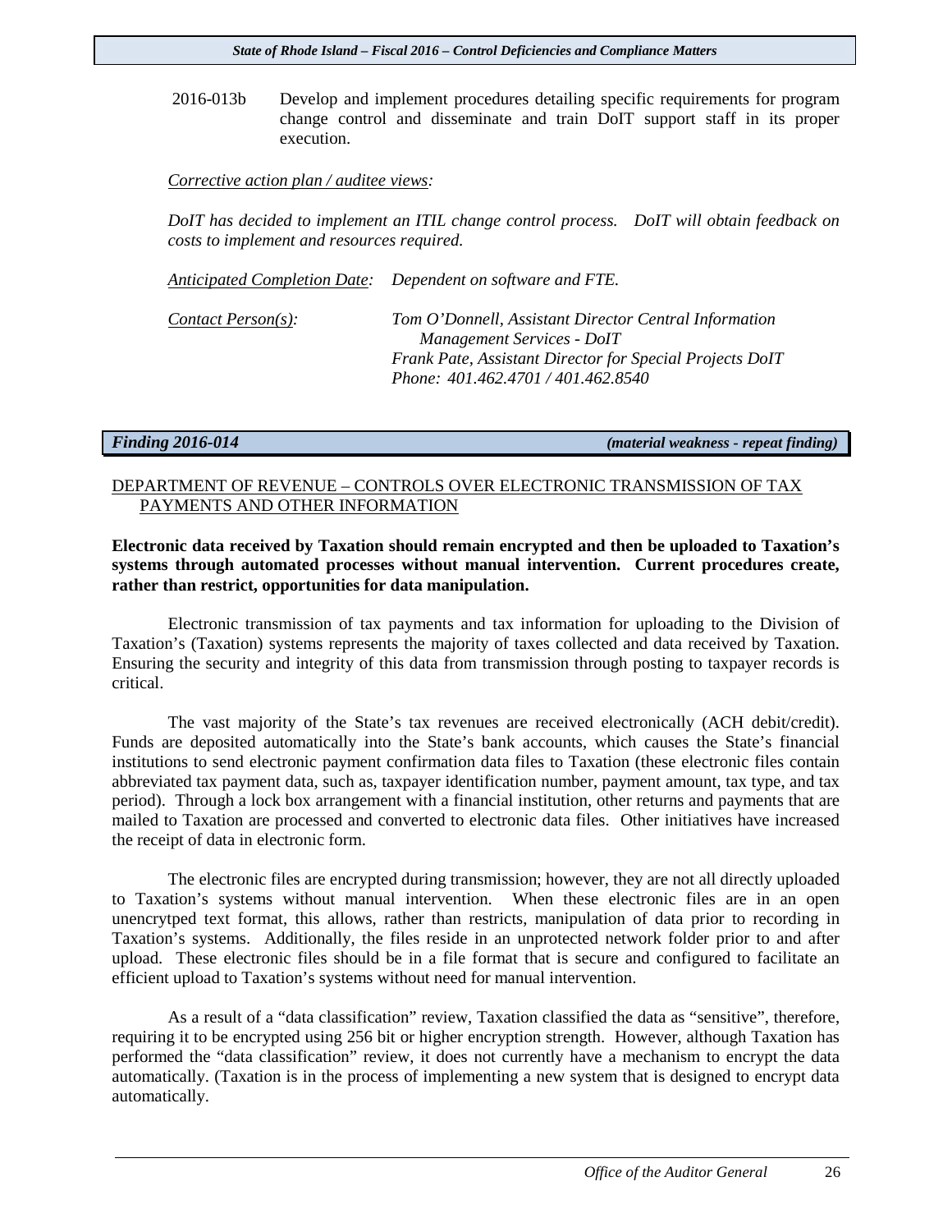2016-013b Develop and implement procedures detailing specific requirements for program change control and disseminate and train DoIT support staff in its proper execution.

*Corrective action plan / auditee views:*

*DoIT has decided to implement an ITIL change control process. DoIT will obtain feedback on costs to implement and resources required.*

*Anticipated Completion Date:* *Dependent on software and FTE.*

*Contact Person(s):* *Tom O'Donnell, Assistant Director Central Information Management Services - DoIT*
*Frank Pate, Assistant Director for Special Projects DoIT*
*Phone: 401.462.4701 / 401.462.8540*

***Finding 2016-014*** ***(material weakness - repeat finding)***

DEPARTMENT OF REVENUE – CONTROLS OVER ELECTRONIC TRANSMISSION OF TAX PAYMENTS AND OTHER INFORMATION

**Electronic data received by Taxation should remain encrypted and then be uploaded to Taxation's systems through automated processes without manual intervention. Current procedures create, rather than restrict, opportunities for data manipulation.**

Electronic transmission of tax payments and tax information for uploading to the Division of Taxation's (Taxation) systems represents the majority of taxes collected and data received by Taxation. Ensuring the security and integrity of this data from transmission through posting to taxpayer records is critical.

The vast majority of the State's tax revenues are received electronically (ACH debit/credit). Funds are deposited automatically into the State's bank accounts, which causes the State's financial institutions to send electronic payment confirmation data files to Taxation (these electronic files contain abbreviated tax payment data, such as, taxpayer identification number, payment amount, tax type, and tax period). Through a lock box arrangement with a financial institution, other returns and payments that are mailed to Taxation are processed and converted to electronic data files. Other initiatives have increased the receipt of data in electronic form.

The electronic files are encrypted during transmission; however, they are not all directly uploaded to Taxation's systems without manual intervention. When these electronic files are in an open unencrytped text format, this allows, rather than restricts, manipulation of data prior to recording in Taxation's systems. Additionally, the files reside in an unprotected network folder prior to and after upload. These electronic files should be in a file format that is secure and configured to facilitate an efficient upload to Taxation's systems without need for manual intervention.

As a result of a "data classification" review, Taxation classified the data as "sensitive", therefore, requiring it to be encrypted using 256 bit or higher encryption strength. However, although Taxation has performed the "data classification" review, it does not currently have a mechanism to encrypt the data automatically. (Taxation is in the process of implementing a new system that is designed to encrypt data automatically.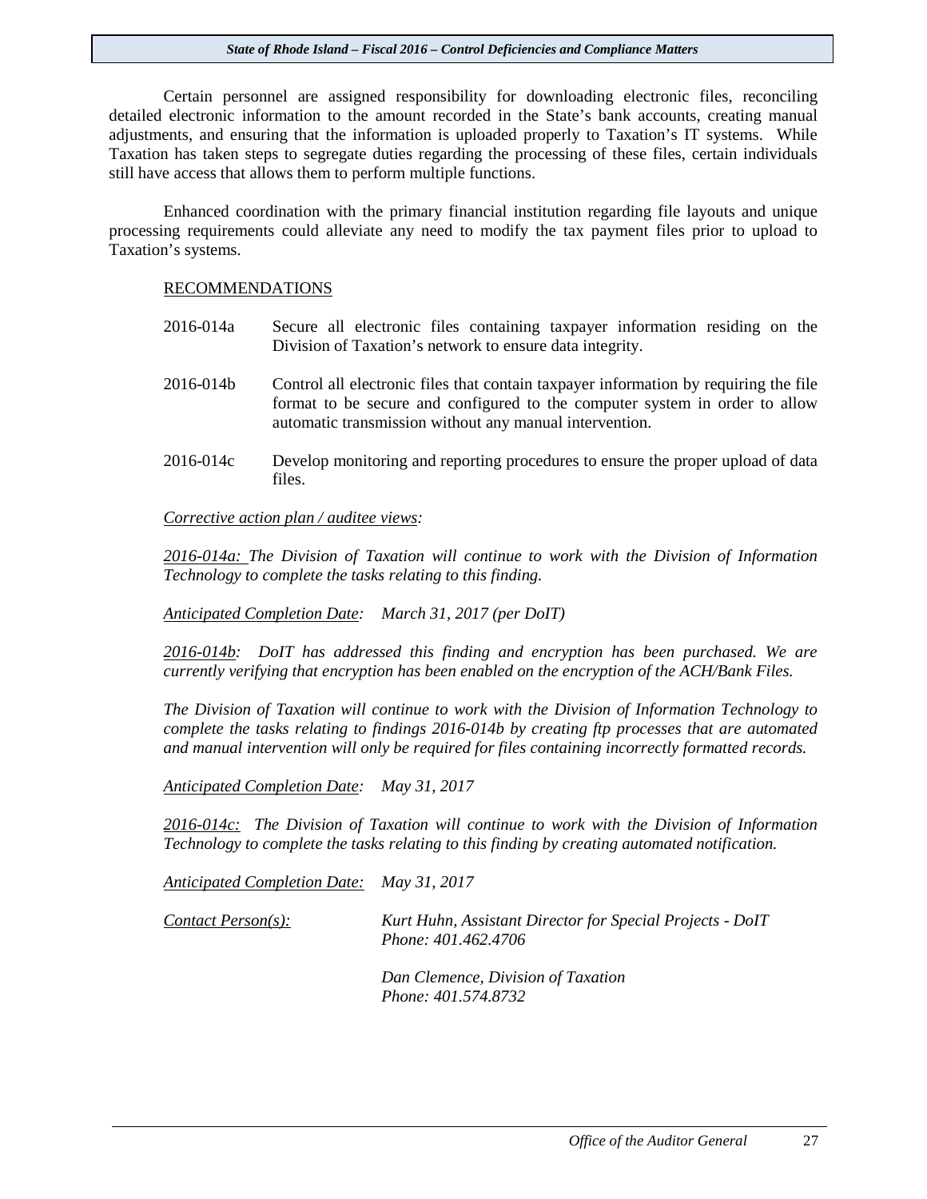Certain personnel are assigned responsibility for downloading electronic files, reconciling detailed electronic information to the amount recorded in the State's bank accounts, creating manual adjustments, and ensuring that the information is uploaded properly to Taxation's IT systems. While Taxation has taken steps to segregate duties regarding the processing of these files, certain individuals still have access that allows them to perform multiple functions.

Enhanced coordination with the primary financial institution regarding file layouts and unique processing requirements could alleviate any need to modify the tax payment files prior to upload to Taxation's systems.

RECOMMENDATIONS

2016-014a Secure all electronic files containing taxpayer information residing on the Division of Taxation's network to ensure data integrity.

2016-014b Control all electronic files that contain taxpayer information by requiring the file format to be secure and configured to the computer system in order to allow automatic transmission without any manual intervention.

2016-014c Develop monitoring and reporting procedures to ensure the proper upload of data files.

*Corrective action plan / auditee views:*

*2016-014a: The Division of Taxation will continue to work with the Division of Information Technology to complete the tasks relating to this finding.*

*Anticipated Completion Date: March 31, 2017 (per DoIT)*

*2016-014b: DoIT has addressed this finding and encryption has been purchased. We are currently verifying that encryption has been enabled on the encryption of the ACH/Bank Files.*

*The Division of Taxation will continue to work with the Division of Information Technology to complete the tasks relating to findings 2016-014b by creating ftp processes that are automated and manual intervention will only be required for files containing incorrectly formatted records.*

*Anticipated Completion Date: May 31, 2017*

*2016-014c: The Division of Taxation will continue to work with the Division of Information Technology to complete the tasks relating to this finding by creating automated notification.*

*Anticipated Completion Date: May 31, 2017*

*Contact Person(s):* *Kurt Huhn, Assistant Director for Special Projects - DoIT*
*Phone: 401.462.4706*

*Dan Clemence, Division of Taxation*
*Phone: 401.574.8732*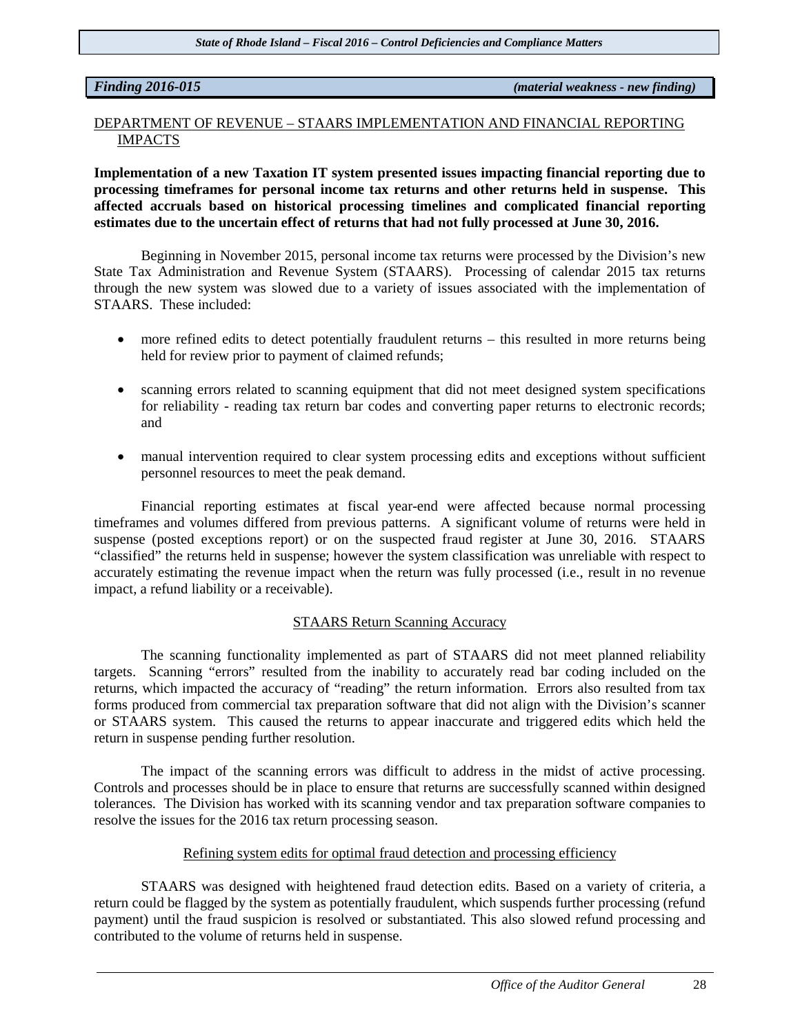***Finding 2016-015*** ***(material weakness - new finding)***

DEPARTMENT OF REVENUE – STAARS IMPLEMENTATION AND FINANCIAL REPORTING IMPACTS

**Implementation of a new Taxation IT system presented issues impacting financial reporting due to processing timeframes for personal income tax returns and other returns held in suspense. This affected accruals based on historical processing timelines and complicated financial reporting estimates due to the uncertain effect of returns that had not fully processed at June 30, 2016.**

Beginning in November 2015, personal income tax returns were processed by the Division's new State Tax Administration and Revenue System (STAARS). Processing of calendar 2015 tax returns through the new system was slowed due to a variety of issues associated with the implementation of STAARS. These included:

- more refined edits to detect potentially fraudulent returns – this resulted in more returns being held for review prior to payment of claimed refunds;
- scanning errors related to scanning equipment that did not meet designed system specifications for reliability - reading tax return bar codes and converting paper returns to electronic records; and
- manual intervention required to clear system processing edits and exceptions without sufficient personnel resources to meet the peak demand.

Financial reporting estimates at fiscal year-end were affected because normal processing timeframes and volumes differed from previous patterns. A significant volume of returns were held in suspense (posted exceptions report) or on the suspected fraud register at June 30, 2016. STAARS "classified" the returns held in suspense; however the system classification was unreliable with respect to accurately estimating the revenue impact when the return was fully processed (i.e., result in no revenue impact, a refund liability or a receivable).

STAARS Return Scanning Accuracy

The scanning functionality implemented as part of STAARS did not meet planned reliability targets. Scanning "errors" resulted from the inability to accurately read bar coding included on the returns, which impacted the accuracy of "reading" the return information. Errors also resulted from tax forms produced from commercial tax preparation software that did not align with the Division's scanner or STAARS system. This caused the returns to appear inaccurate and triggered edits which held the return in suspense pending further resolution.

The impact of the scanning errors was difficult to address in the midst of active processing. Controls and processes should be in place to ensure that returns are successfully scanned within designed tolerances. The Division has worked with its scanning vendor and tax preparation software companies to resolve the issues for the 2016 tax return processing season.

Refining system edits for optimal fraud detection and processing efficiency

STAARS was designed with heightened fraud detection edits. Based on a variety of criteria, a return could be flagged by the system as potentially fraudulent, which suspends further processing (refund payment) until the fraud suspicion is resolved or substantiated. This also slowed refund processing and contributed to the volume of returns held in suspense.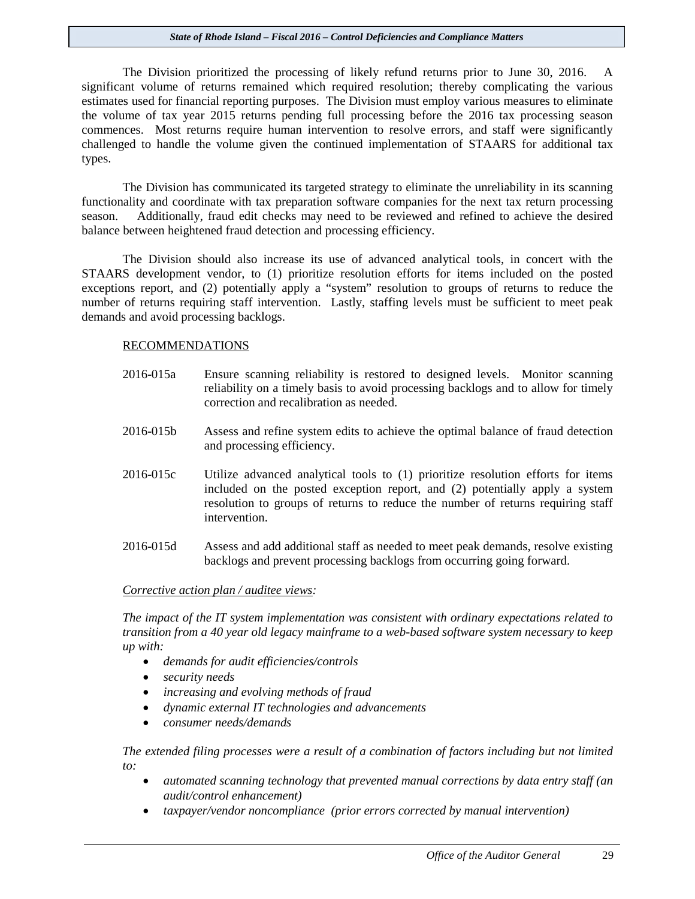The Division prioritized the processing of likely refund returns prior to June 30, 2016. A significant volume of returns remained which required resolution; thereby complicating the various estimates used for financial reporting purposes. The Division must employ various measures to eliminate the volume of tax year 2015 returns pending full processing before the 2016 tax processing season commences. Most returns require human intervention to resolve errors, and staff were significantly challenged to handle the volume given the continued implementation of STAARS for additional tax types.

The Division has communicated its targeted strategy to eliminate the unreliability in its scanning functionality and coordinate with tax preparation software companies for the next tax return processing season. Additionally, fraud edit checks may need to be reviewed and refined to achieve the desired balance between heightened fraud detection and processing efficiency.

The Division should also increase its use of advanced analytical tools, in concert with the STAARS development vendor, to (1) prioritize resolution efforts for items included on the posted exceptions report, and (2) potentially apply a "system" resolution to groups of returns to reduce the number of returns requiring staff intervention. Lastly, staffing levels must be sufficient to meet peak demands and avoid processing backlogs.

RECOMMENDATIONS

2016-015a Ensure scanning reliability is restored to designed levels. Monitor scanning reliability on a timely basis to avoid processing backlogs and to allow for timely correction and recalibration as needed.

2016-015b Assess and refine system edits to achieve the optimal balance of fraud detection and processing efficiency.

2016-015c Utilize advanced analytical tools to (1) prioritize resolution efforts for items included on the posted exception report, and (2) potentially apply a system resolution to groups of returns to reduce the number of returns requiring staff intervention.

2016-015d Assess and add additional staff as needed to meet peak demands, resolve existing backlogs and prevent processing backlogs from occurring going forward.

*Corrective action plan / auditee views:*

*The impact of the IT system implementation was consistent with ordinary expectations related to transition from a 40 year old legacy mainframe to a web-based software system necessary to keep up with:*

- *demands for audit efficiencies/controls*
- *security needs*
- *increasing and evolving methods of fraud*
- *dynamic external IT technologies and advancements*
- *consumer needs/demands*

*The extended filing processes were a result of a combination of factors including but not limited to:*

- *automated scanning technology that prevented manual corrections by data entry staff (an audit/control enhancement)*
- *taxpayer/vendor noncompliance (prior errors corrected by manual intervention)*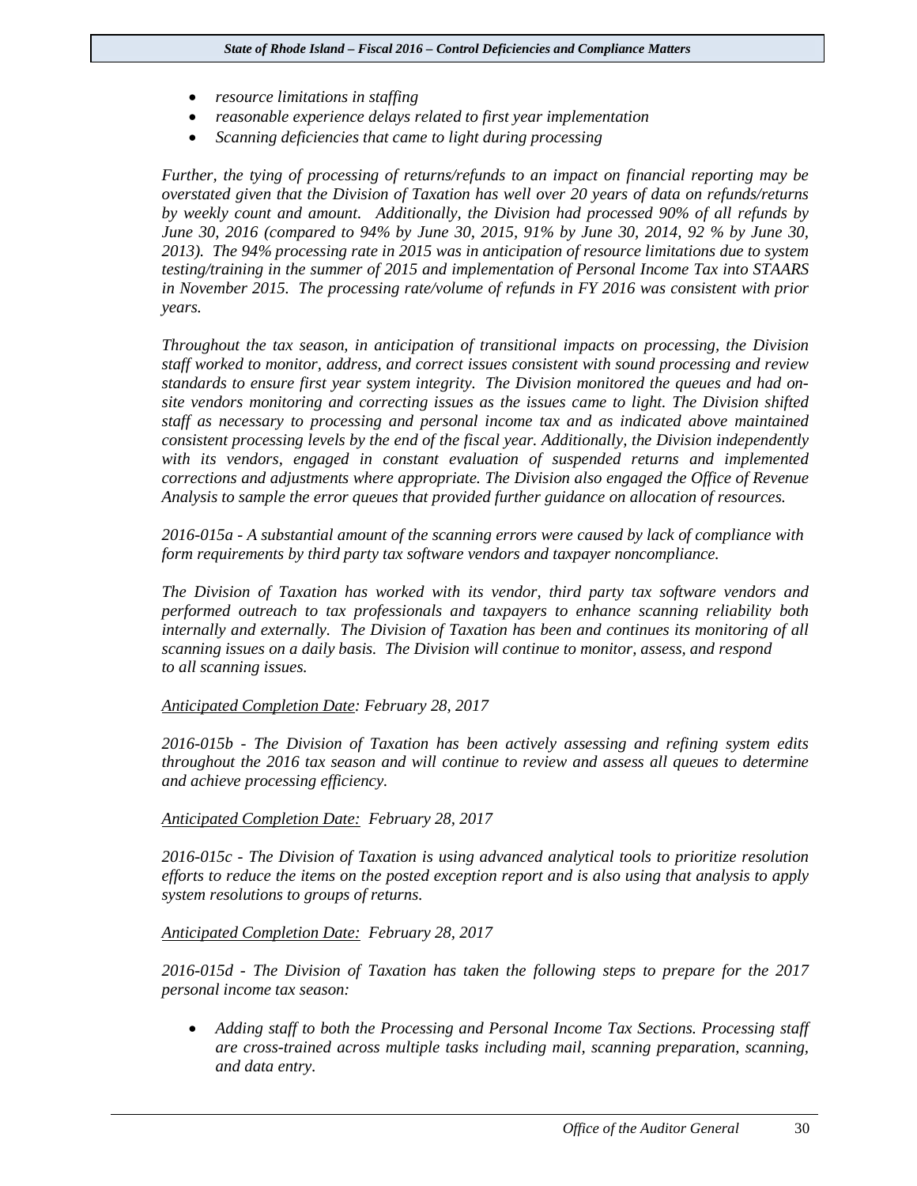- *resource limitations in staffing*
- *reasonable experience delays related to first year implementation*
- *Scanning deficiencies that came to light during processing*

*Further, the tying of processing of returns/refunds to an impact on financial reporting may be overstated given that the Division of Taxation has well over 20 years of data on refunds/returns by weekly count and amount. Additionally, the Division had processed 90% of all refunds by June 30, 2016 (compared to 94% by June 30, 2015, 91% by June 30, 2014, 92 % by June 30, 2013). The 94% processing rate in 2015 was in anticipation of resource limitations due to system testing/training in the summer of 2015 and implementation of Personal Income Tax into STAARS in November 2015. The processing rate/volume of refunds in FY 2016 was consistent with prior years.*

*Throughout the tax season, in anticipation of transitional impacts on processing, the Division staff worked to monitor, address, and correct issues consistent with sound processing and review standards to ensure first year system integrity. The Division monitored the queues and had on-site vendors monitoring and correcting issues as the issues came to light. The Division shifted staff as necessary to processing and personal income tax and as indicated above maintained consistent processing levels by the end of the fiscal year. Additionally, the Division independently with its vendors, engaged in constant evaluation of suspended returns and implemented corrections and adjustments where appropriate. The Division also engaged the Office of Revenue Analysis to sample the error queues that provided further guidance on allocation of resources.*

*2016-015a - A substantial amount of the scanning errors were caused by lack of compliance with form requirements by third party tax software vendors and taxpayer noncompliance.*

*The Division of Taxation has worked with its vendor, third party tax software vendors and performed outreach to tax professionals and taxpayers to enhance scanning reliability both internally and externally. The Division of Taxation has been and continues its monitoring of all scanning issues on a daily basis. The Division will continue to monitor, assess, and respond to all scanning issues.*

*Anticipated Completion Date: February 28, 2017*

*2016-015b - The Division of Taxation has been actively assessing and refining system edits throughout the 2016 tax season and will continue to review and assess all queues to determine and achieve processing efficiency.*

*Anticipated Completion Date: February 28, 2017*

*2016-015c - The Division of Taxation is using advanced analytical tools to prioritize resolution efforts to reduce the items on the posted exception report and is also using that analysis to apply system resolutions to groups of returns.*

*Anticipated Completion Date: February 28, 2017*

*2016-015d - The Division of Taxation has taken the following steps to prepare for the 2017 personal income tax season:*

- *Adding staff to both the Processing and Personal Income Tax Sections. Processing staff are cross-trained across multiple tasks including mail, scanning preparation, scanning, and data entry.*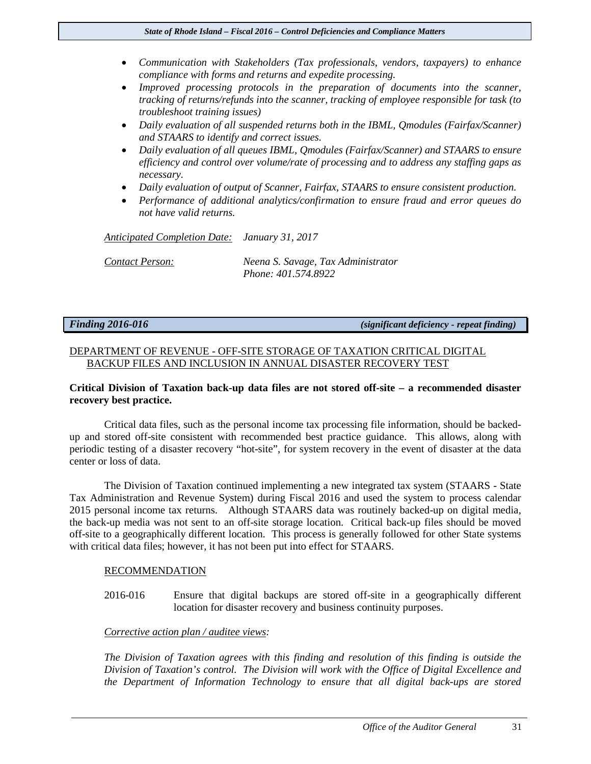- *Communication with Stakeholders (Tax professionals, vendors, taxpayers) to enhance compliance with forms and returns and expedite processing.*
- *Improved processing protocols in the preparation of documents into the scanner, tracking of returns/refunds into the scanner, tracking of employee responsible for task (to troubleshoot training issues)*
- *Daily evaluation of all suspended returns both in the IBML, Qmodules (Fairfax/Scanner) and STAARS to identify and correct issues.*
- *Daily evaluation of all queues IBML, Qmodules (Fairfax/Scanner) and STAARS to ensure efficiency and control over volume/rate of processing and to address any staffing gaps as necessary.*
- *Daily evaluation of output of Scanner, Fairfax, STAARS to ensure consistent production.*
- *Performance of additional analytics/confirmation to ensure fraud and error queues do not have valid returns.*

*Anticipated Completion Date:* *January 31, 2017*

*Contact Person:* *Neena S. Savage, Tax Administrator*
*Phone: 401.574.8922*

***Finding 2016-016*** ***(significant deficiency - repeat finding)***

DEPARTMENT OF REVENUE - OFF-SITE STORAGE OF TAXATION CRITICAL DIGITAL BACKUP FILES AND INCLUSION IN ANNUAL DISASTER RECOVERY TEST

**Critical Division of Taxation back-up data files are not stored off-site – a recommended disaster recovery best practice.**

Critical data files, such as the personal income tax processing file information, should be backed-up and stored off-site consistent with recommended best practice guidance. This allows, along with periodic testing of a disaster recovery "hot-site", for system recovery in the event of disaster at the data center or loss of data.

The Division of Taxation continued implementing a new integrated tax system (STAARS - State Tax Administration and Revenue System) during Fiscal 2016 and used the system to process calendar 2015 personal income tax returns. Although STAARS data was routinely backed-up on digital media, the back-up media was not sent to an off-site storage location. Critical back-up files should be moved off-site to a geographically different location. This process is generally followed for other State systems with critical data files; however, it has not been put into effect for STAARS.

RECOMMENDATION

2016-016 Ensure that digital backups are stored off-site in a geographically different location for disaster recovery and business continuity purposes.

*Corrective action plan / auditee views:*

*The Division of Taxation agrees with this finding and resolution of this finding is outside the Division of Taxation's control. The Division will work with the Office of Digital Excellence and the Department of Information Technology to ensure that all digital back-ups are stored*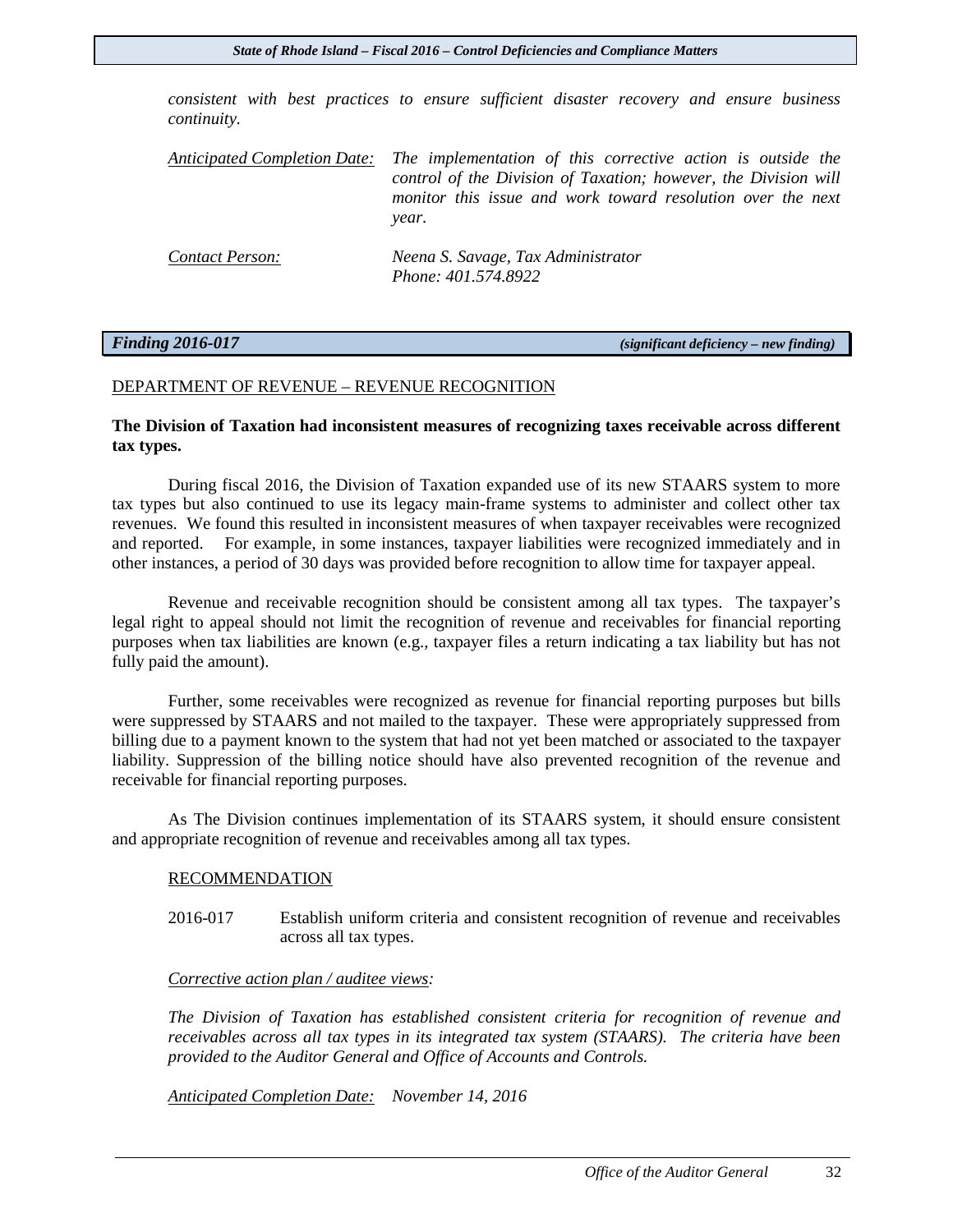*consistent with best practices to ensure sufficient disaster recovery and ensure business continuity.*

*Anticipated Completion Date:* *The implementation of this corrective action is outside the control of the Division of Taxation; however, the Division will monitor this issue and work toward resolution over the next year.*

*Contact Person:* *Neena S. Savage, Tax Administrator*
*Phone: 401.574.8922*

## *Finding 2016-017* *(significant deficiency – new finding)*

DEPARTMENT OF REVENUE – REVENUE RECOGNITION

**The Division of Taxation had inconsistent measures of recognizing taxes receivable across different tax types.**

During fiscal 2016, the Division of Taxation expanded use of its new STAARS system to more tax types but also continued to use its legacy main-frame systems to administer and collect other tax revenues. We found this resulted in inconsistent measures of when taxpayer receivables were recognized and reported. For example, in some instances, taxpayer liabilities were recognized immediately and in other instances, a period of 30 days was provided before recognition to allow time for taxpayer appeal.

Revenue and receivable recognition should be consistent among all tax types. The taxpayer's legal right to appeal should not limit the recognition of revenue and receivables for financial reporting purposes when tax liabilities are known (e.g., taxpayer files a return indicating a tax liability but has not fully paid the amount).

Further, some receivables were recognized as revenue for financial reporting purposes but bills were suppressed by STAARS and not mailed to the taxpayer. These were appropriately suppressed from billing due to a payment known to the system that had not yet been matched or associated to the taxpayer liability. Suppression of the billing notice should have also prevented recognition of the revenue and receivable for financial reporting purposes.

As The Division continues implementation of its STAARS system, it should ensure consistent and appropriate recognition of revenue and receivables among all tax types.

RECOMMENDATION

2016-017 Establish uniform criteria and consistent recognition of revenue and receivables across all tax types.

*Corrective action plan / auditee views:*

*The Division of Taxation has established consistent criteria for recognition of revenue and receivables across all tax types in its integrated tax system (STAARS). The criteria have been provided to the Auditor General and Office of Accounts and Controls.*

*Anticipated Completion Date:* *November 14, 2016*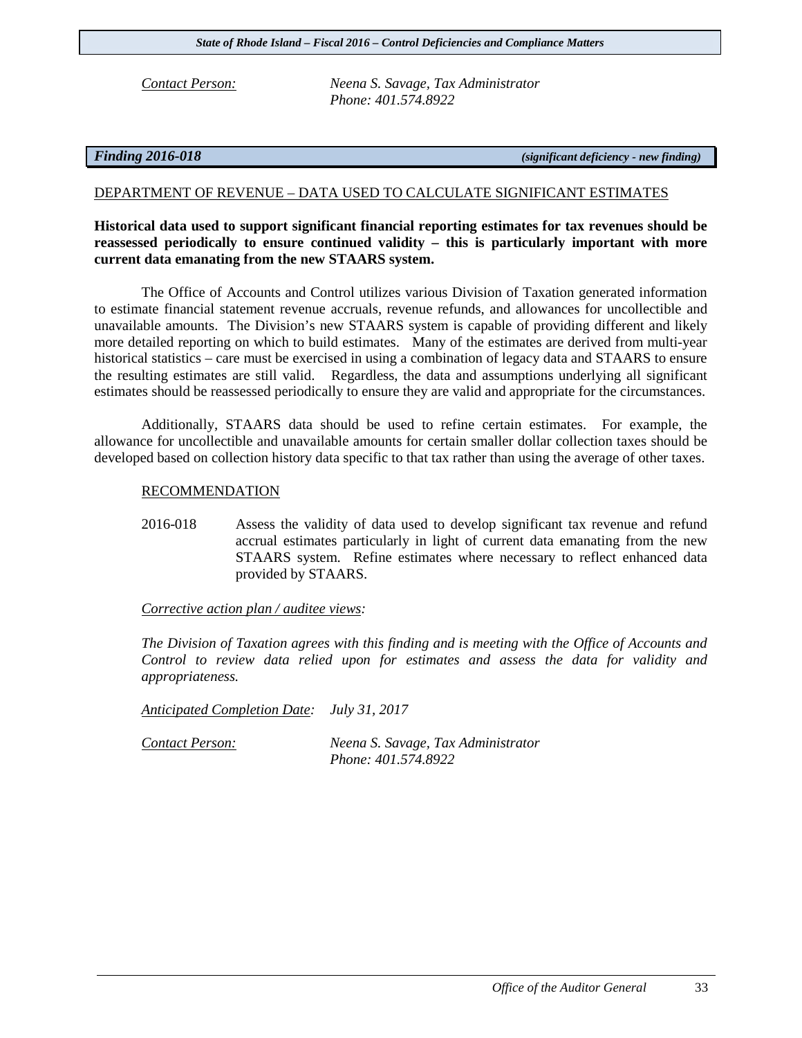*Contact Person:* *Neena S. Savage, Tax Administrator*
*Phone: 401.574.8922*

## *Finding 2016-018* *(significant deficiency - new finding)*

DEPARTMENT OF REVENUE – DATA USED TO CALCULATE SIGNIFICANT ESTIMATES

**Historical data used to support significant financial reporting estimates for tax revenues should be reassessed periodically to ensure continued validity – this is particularly important with more current data emanating from the new STAARS system.**

The Office of Accounts and Control utilizes various Division of Taxation generated information to estimate financial statement revenue accruals, revenue refunds, and allowances for uncollectible and unavailable amounts. The Division's new STAARS system is capable of providing different and likely more detailed reporting on which to build estimates. Many of the estimates are derived from multi-year historical statistics – care must be exercised in using a combination of legacy data and STAARS to ensure the resulting estimates are still valid. Regardless, the data and assumptions underlying all significant estimates should be reassessed periodically to ensure they are valid and appropriate for the circumstances.

Additionally, STAARS data should be used to refine certain estimates. For example, the allowance for uncollectible and unavailable amounts for certain smaller dollar collection taxes should be developed based on collection history data specific to that tax rather than using the average of other taxes.

RECOMMENDATION

2016-018 Assess the validity of data used to develop significant tax revenue and refund accrual estimates particularly in light of current data emanating from the new STAARS system. Refine estimates where necessary to reflect enhanced data provided by STAARS.

*Corrective action plan / auditee views:*

*The Division of Taxation agrees with this finding and is meeting with the Office of Accounts and Control to review data relied upon for estimates and assess the data for validity and appropriateness.*

*Anticipated Completion Date:* *July 31, 2017*

*Contact Person:* *Neena S. Savage, Tax Administrator*
*Phone: 401.574.8922*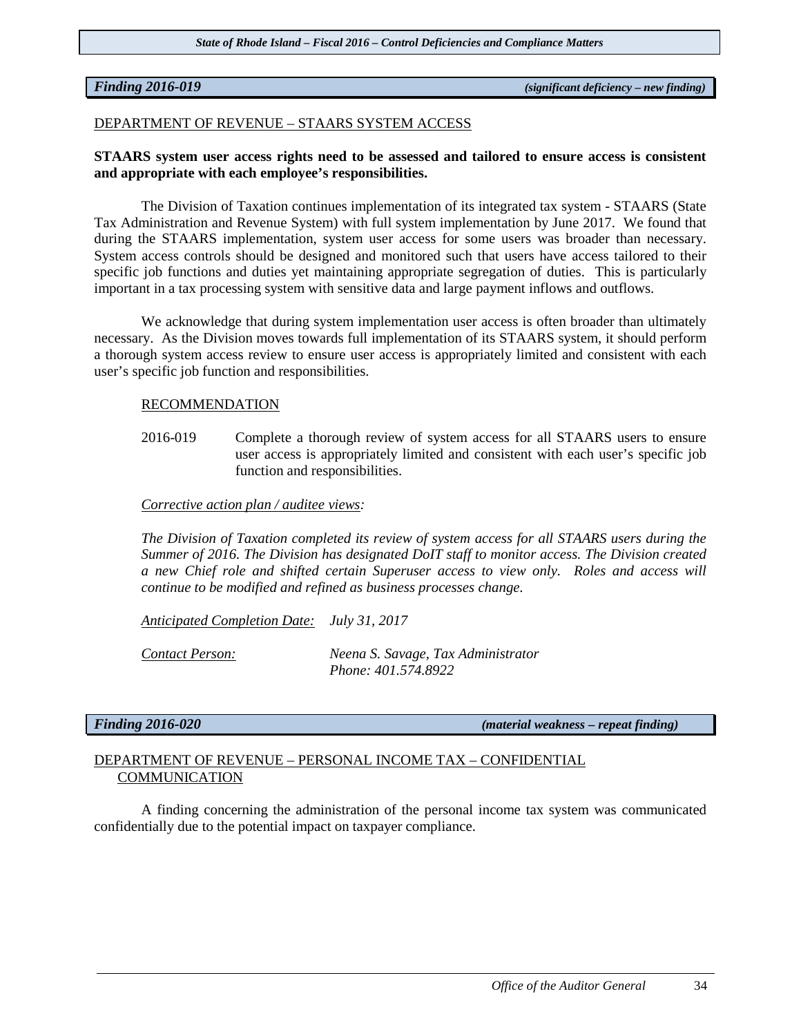***Finding 2016-019*** ***(significant deficiency – new finding)***

DEPARTMENT OF REVENUE – STAARS SYSTEM ACCESS

**STAARS system user access rights need to be assessed and tailored to ensure access is consistent and appropriate with each employee's responsibilities.**

The Division of Taxation continues implementation of its integrated tax system - STAARS (State Tax Administration and Revenue System) with full system implementation by June 2017. We found that during the STAARS implementation, system user access for some users was broader than necessary. System access controls should be designed and monitored such that users have access tailored to their specific job functions and duties yet maintaining appropriate segregation of duties. This is particularly important in a tax processing system with sensitive data and large payment inflows and outflows.

We acknowledge that during system implementation user access is often broader than ultimately necessary. As the Division moves towards full implementation of its STAARS system, it should perform a thorough system access review to ensure user access is appropriately limited and consistent with each user's specific job function and responsibilities.

RECOMMENDATION

2016-019 Complete a thorough review of system access for all STAARS users to ensure user access is appropriately limited and consistent with each user's specific job function and responsibilities.

*Corrective action plan / auditee views:*

*The Division of Taxation completed its review of system access for all STAARS users during the Summer of 2016. The Division has designated DoIT staff to monitor access. The Division created a new Chief role and shifted certain Superuser access to view only. Roles and access will continue to be modified and refined as business processes change.*

*Anticipated Completion Date:* *July 31, 2017*

*Contact Person:* *Neena S. Savage, Tax Administrator*
*Phone: 401.574.8922*

***Finding 2016-020*** ***(material weakness – repeat finding)***

DEPARTMENT OF REVENUE – PERSONAL INCOME TAX – CONFIDENTIAL COMMUNICATION

A finding concerning the administration of the personal income tax system was communicated confidentially due to the potential impact on taxpayer compliance.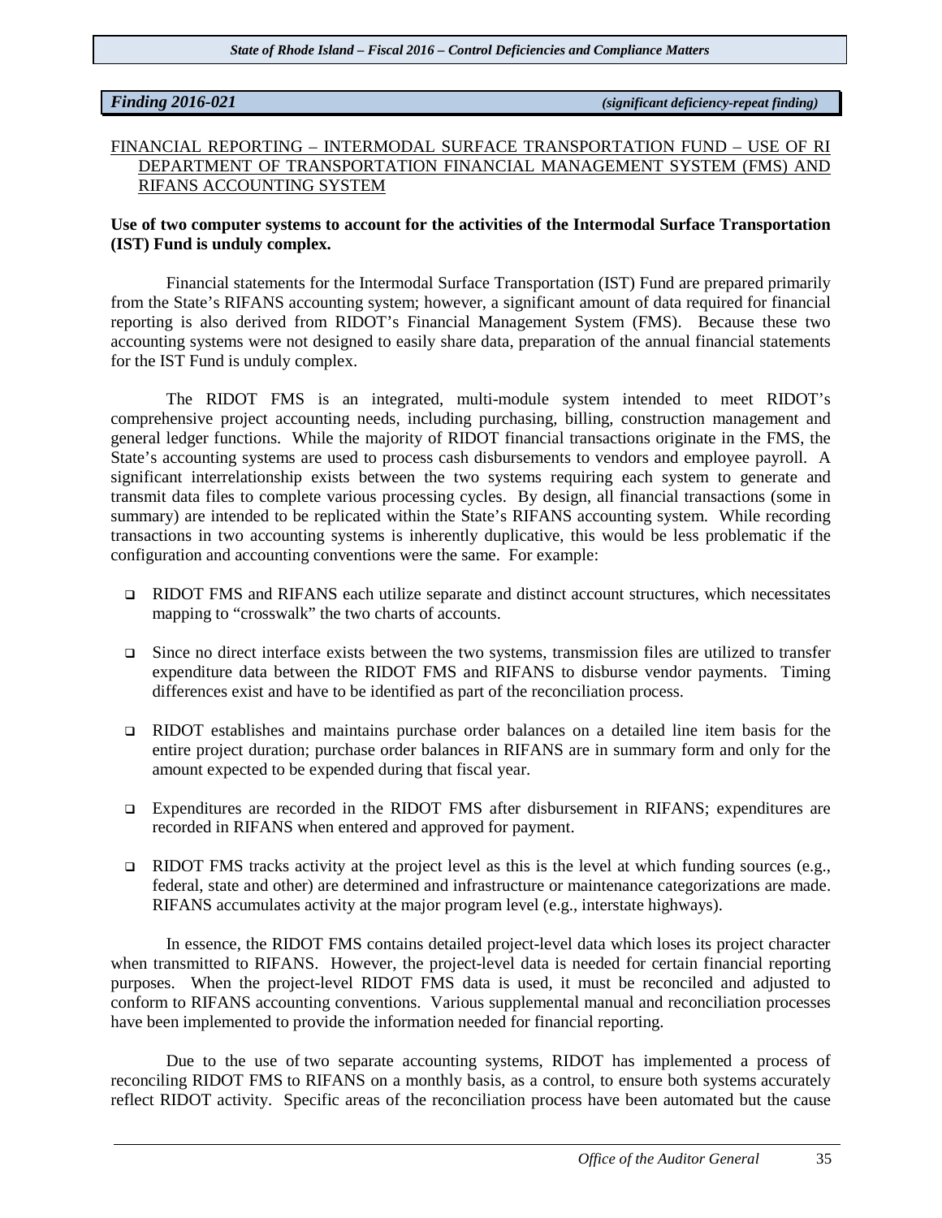***Finding 2016-021*** ***(significant deficiency-repeat finding)***

FINANCIAL REPORTING – INTERMODAL SURFACE TRANSPORTATION FUND – USE OF RI DEPARTMENT OF TRANSPORTATION FINANCIAL MANAGEMENT SYSTEM (FMS) AND RIFANS ACCOUNTING SYSTEM

**Use of two computer systems to account for the activities of the Intermodal Surface Transportation (IST) Fund is unduly complex.**

Financial statements for the Intermodal Surface Transportation (IST) Fund are prepared primarily from the State's RIFANS accounting system; however, a significant amount of data required for financial reporting is also derived from RIDOT's Financial Management System (FMS). Because these two accounting systems were not designed to easily share data, preparation of the annual financial statements for the IST Fund is unduly complex.

The RIDOT FMS is an integrated, multi-module system intended to meet RIDOT's comprehensive project accounting needs, including purchasing, billing, construction management and general ledger functions. While the majority of RIDOT financial transactions originate in the FMS, the State's accounting systems are used to process cash disbursements to vendors and employee payroll. A significant interrelationship exists between the two systems requiring each system to generate and transmit data files to complete various processing cycles. By design, all financial transactions (some in summary) are intended to be replicated within the State's RIFANS accounting system. While recording transactions in two accounting systems is inherently duplicative, this would be less problematic if the configuration and accounting conventions were the same. For example:

- RIDOT FMS and RIFANS each utilize separate and distinct account structures, which necessitates mapping to "crosswalk" the two charts of accounts.
- Since no direct interface exists between the two systems, transmission files are utilized to transfer expenditure data between the RIDOT FMS and RIFANS to disburse vendor payments. Timing differences exist and have to be identified as part of the reconciliation process.
- RIDOT establishes and maintains purchase order balances on a detailed line item basis for the entire project duration; purchase order balances in RIFANS are in summary form and only for the amount expected to be expended during that fiscal year.
- Expenditures are recorded in the RIDOT FMS after disbursement in RIFANS; expenditures are recorded in RIFANS when entered and approved for payment.
- RIDOT FMS tracks activity at the project level as this is the level at which funding sources (e.g., federal, state and other) are determined and infrastructure or maintenance categorizations are made. RIFANS accumulates activity at the major program level (e.g., interstate highways).

In essence, the RIDOT FMS contains detailed project-level data which loses its project character when transmitted to RIFANS. However, the project-level data is needed for certain financial reporting purposes. When the project-level RIDOT FMS data is used, it must be reconciled and adjusted to conform to RIFANS accounting conventions. Various supplemental manual and reconciliation processes have been implemented to provide the information needed for financial reporting.

Due to the use of two separate accounting systems, RIDOT has implemented a process of reconciling RIDOT FMS to RIFANS on a monthly basis, as a control, to ensure both systems accurately reflect RIDOT activity. Specific areas of the reconciliation process have been automated but the cause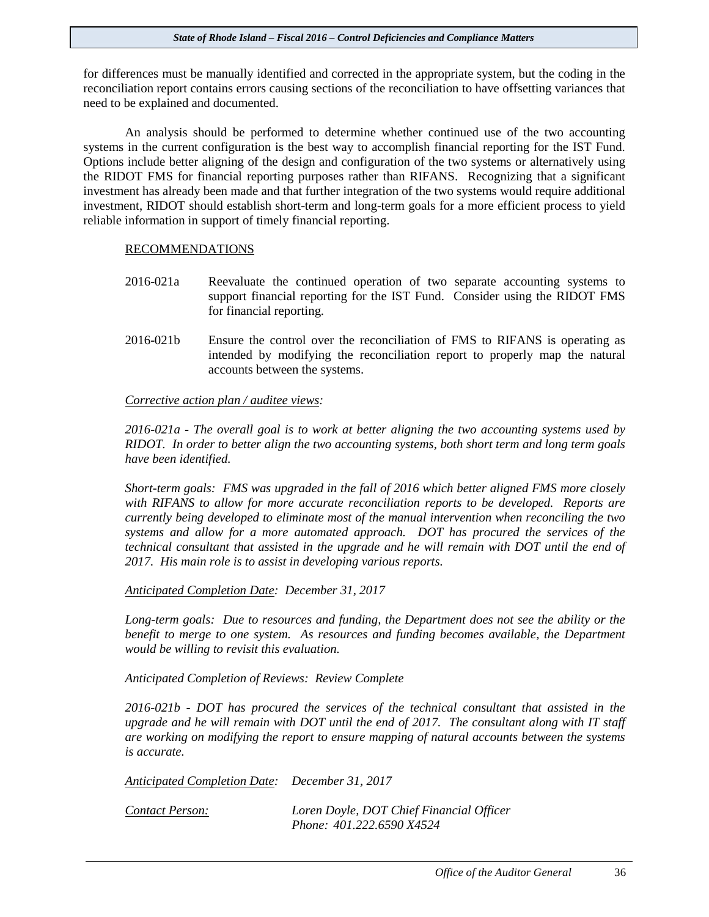for differences must be manually identified and corrected in the appropriate system, but the coding in the reconciliation report contains errors causing sections of the reconciliation to have offsetting variances that need to be explained and documented.

An analysis should be performed to determine whether continued use of the two accounting systems in the current configuration is the best way to accomplish financial reporting for the IST Fund. Options include better aligning of the design and configuration of the two systems or alternatively using the RIDOT FMS for financial reporting purposes rather than RIFANS. Recognizing that a significant investment has already been made and that further integration of the two systems would require additional investment, RIDOT should establish short-term and long-term goals for a more efficient process to yield reliable information in support of timely financial reporting.

RECOMMENDATIONS

2016-021a Reevaluate the continued operation of two separate accounting systems to support financial reporting for the IST Fund. Consider using the RIDOT FMS for financial reporting.

2016-021b Ensure the control over the reconciliation of FMS to RIFANS is operating as intended by modifying the reconciliation report to properly map the natural accounts between the systems.

*Corrective action plan / auditee views:*

*2016-021a - The overall goal is to work at better aligning the two accounting systems used by RIDOT. In order to better align the two accounting systems, both short term and long term goals have been identified.*

*Short-term goals: FMS was upgraded in the fall of 2016 which better aligned FMS more closely with RIFANS to allow for more accurate reconciliation reports to be developed. Reports are currently being developed to eliminate most of the manual intervention when reconciling the two systems and allow for a more automated approach. DOT has procured the services of the technical consultant that assisted in the upgrade and he will remain with DOT until the end of 2017. His main role is to assist in developing various reports.*

*Anticipated Completion Date: December 31, 2017*

*Long-term goals: Due to resources and funding, the Department does not see the ability or the benefit to merge to one system. As resources and funding becomes available, the Department would be willing to revisit this evaluation.*

*Anticipated Completion of Reviews: Review Complete*

*2016-021b - DOT has procured the services of the technical consultant that assisted in the upgrade and he will remain with DOT until the end of 2017. The consultant along with IT staff are working on modifying the report to ensure mapping of natural accounts between the systems is accurate.*

*Anticipated Completion Date: December 31, 2017*

*Contact Person: Loren Doyle, DOT Chief Financial Officer*
*Phone: 401.222.6590 X4524*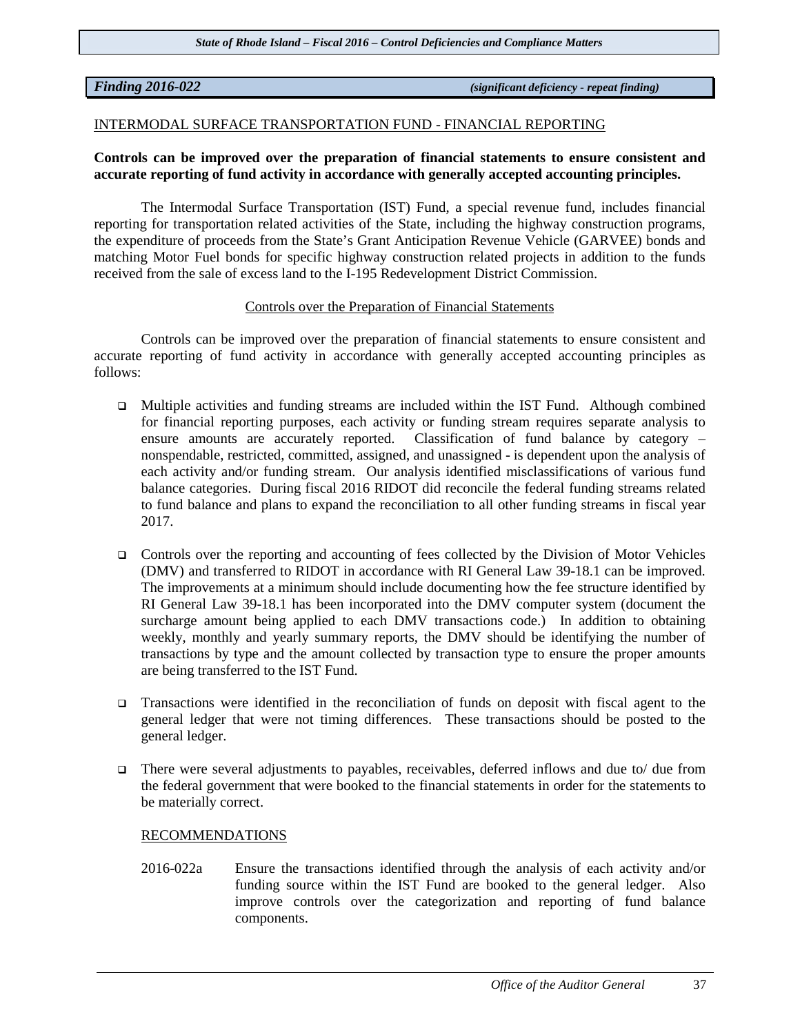***Finding 2016-022*** ***(significant deficiency - repeat finding)***

INTERMODAL SURFACE TRANSPORTATION FUND - FINANCIAL REPORTING

**Controls can be improved over the preparation of financial statements to ensure consistent and accurate reporting of fund activity in accordance with generally accepted accounting principles.**

The Intermodal Surface Transportation (IST) Fund, a special revenue fund, includes financial reporting for transportation related activities of the State, including the highway construction programs, the expenditure of proceeds from the State's Grant Anticipation Revenue Vehicle (GARVEE) bonds and matching Motor Fuel bonds for specific highway construction related projects in addition to the funds received from the sale of excess land to the I-195 Redevelopment District Commission.

Controls over the Preparation of Financial Statements

Controls can be improved over the preparation of financial statements to ensure consistent and accurate reporting of fund activity in accordance with generally accepted accounting principles as follows:

- Multiple activities and funding streams are included within the IST Fund. Although combined for financial reporting purposes, each activity or funding stream requires separate analysis to ensure amounts are accurately reported. Classification of fund balance by category – nonspendable, restricted, committed, assigned, and unassigned - is dependent upon the analysis of each activity and/or funding stream. Our analysis identified misclassifications of various fund balance categories. During fiscal 2016 RIDOT did reconcile the federal funding streams related to fund balance and plans to expand the reconciliation to all other funding streams in fiscal year 2017.
- Controls over the reporting and accounting of fees collected by the Division of Motor Vehicles (DMV) and transferred to RIDOT in accordance with RI General Law 39-18.1 can be improved. The improvements at a minimum should include documenting how the fee structure identified by RI General Law 39-18.1 has been incorporated into the DMV computer system (document the surcharge amount being applied to each DMV transactions code.) In addition to obtaining weekly, monthly and yearly summary reports, the DMV should be identifying the number of transactions by type and the amount collected by transaction type to ensure the proper amounts are being transferred to the IST Fund.
- Transactions were identified in the reconciliation of funds on deposit with fiscal agent to the general ledger that were not timing differences. These transactions should be posted to the general ledger.
- There were several adjustments to payables, receivables, deferred inflows and due to/ due from the federal government that were booked to the financial statements in order for the statements to be materially correct.

RECOMMENDATIONS

2016-022a Ensure the transactions identified through the analysis of each activity and/or funding source within the IST Fund are booked to the general ledger. Also improve controls over the categorization and reporting of fund balance components.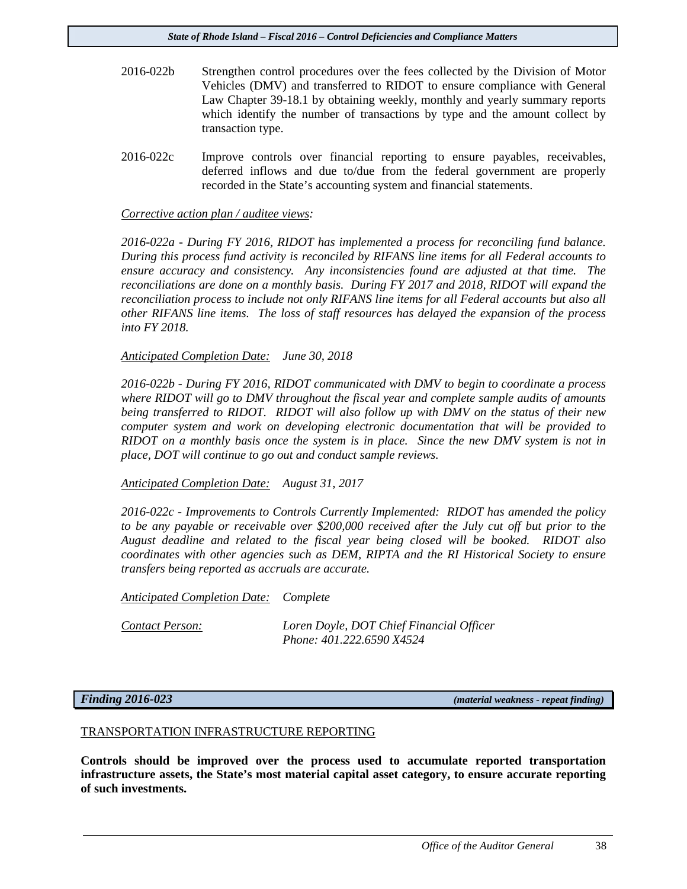2016-022b Strengthen control procedures over the fees collected by the Division of Motor Vehicles (DMV) and transferred to RIDOT to ensure compliance with General Law Chapter 39-18.1 by obtaining weekly, monthly and yearly summary reports which identify the number of transactions by type and the amount collect by transaction type.

2016-022c Improve controls over financial reporting to ensure payables, receivables, deferred inflows and due to/due from the federal government are properly recorded in the State's accounting system and financial statements.

*Corrective action plan / auditee views:*

*2016-022a - During FY 2016, RIDOT has implemented a process for reconciling fund balance. During this process fund activity is reconciled by RIFANS line items for all Federal accounts to ensure accuracy and consistency. Any inconsistencies found are adjusted at that time. The reconciliations are done on a monthly basis. During FY 2017 and 2018, RIDOT will expand the reconciliation process to include not only RIFANS line items for all Federal accounts but also all other RIFANS line items. The loss of staff resources has delayed the expansion of the process into FY 2018.*

*Anticipated Completion Date:* *June 30, 2018*

*2016-022b - During FY 2016, RIDOT communicated with DMV to begin to coordinate a process where RIDOT will go to DMV throughout the fiscal year and complete sample audits of amounts being transferred to RIDOT. RIDOT will also follow up with DMV on the status of their new computer system and work on developing electronic documentation that will be provided to RIDOT on a monthly basis once the system is in place. Since the new DMV system is not in place, DOT will continue to go out and conduct sample reviews.*

*Anticipated Completion Date:* *August 31, 2017*

*2016-022c - Improvements to Controls Currently Implemented: RIDOT has amended the policy to be any payable or receivable over $200,000 received after the July cut off but prior to the August deadline and related to the fiscal year being closed will be booked. RIDOT also coordinates with other agencies such as DEM, RIPTA and the RI Historical Society to ensure transfers being reported as accruals are accurate.*

*Anticipated Completion Date:* *Complete*

*Contact Person:* *Loren Doyle, DOT Chief Financial Officer*
*Phone: 401.222.6590 X4524*

## *Finding 2016-023* *(material weakness - repeat finding)*

TRANSPORTATION INFRASTRUCTURE REPORTING

**Controls should be improved over the process used to accumulate reported transportation infrastructure assets, the State's most material capital asset category, to ensure accurate reporting of such investments.**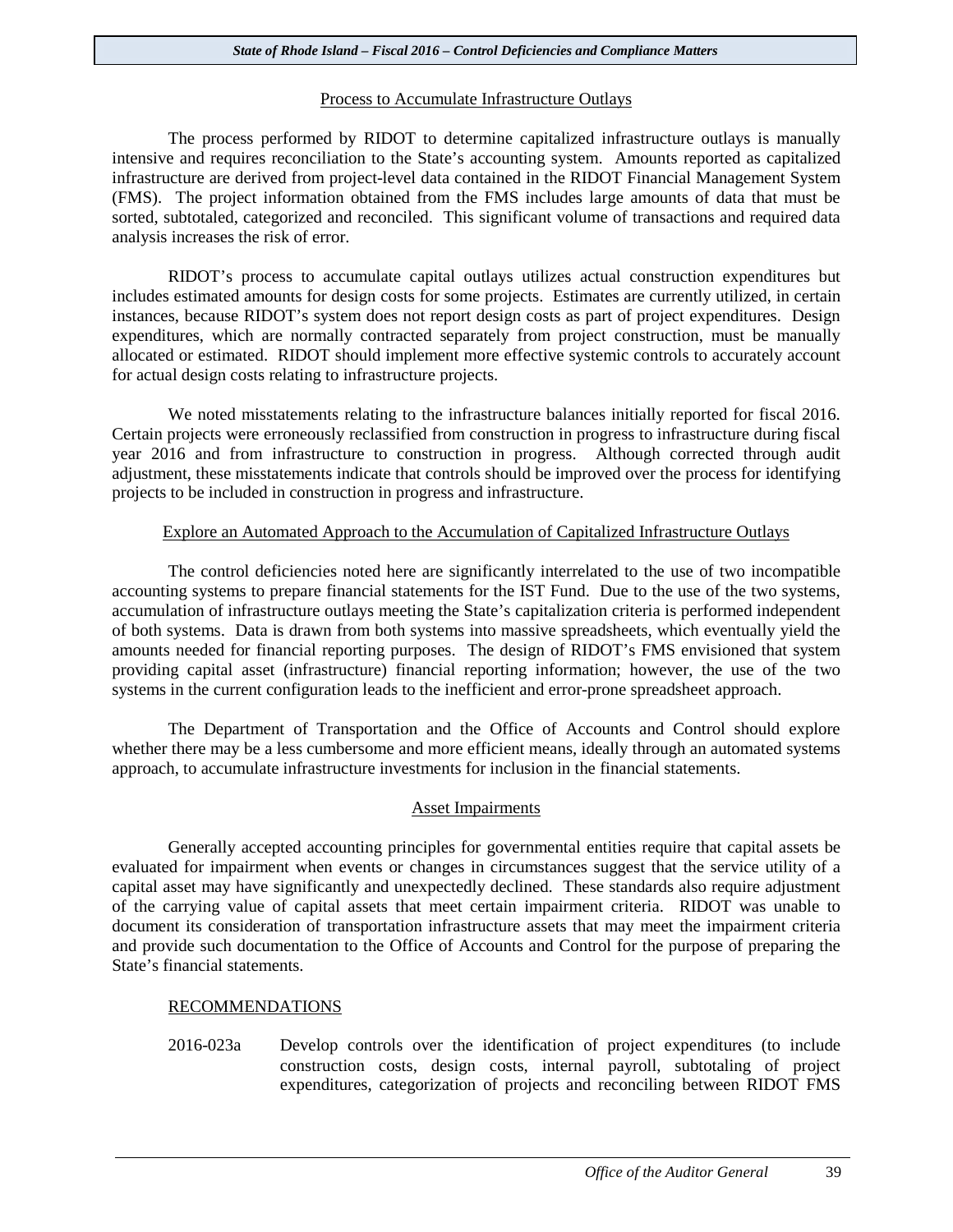Process to Accumulate Infrastructure Outlays

The process performed by RIDOT to determine capitalized infrastructure outlays is manually intensive and requires reconciliation to the State's accounting system. Amounts reported as capitalized infrastructure are derived from project-level data contained in the RIDOT Financial Management System (FMS). The project information obtained from the FMS includes large amounts of data that must be sorted, subtotaled, categorized and reconciled. This significant volume of transactions and required data analysis increases the risk of error.

RIDOT's process to accumulate capital outlays utilizes actual construction expenditures but includes estimated amounts for design costs for some projects. Estimates are currently utilized, in certain instances, because RIDOT's system does not report design costs as part of project expenditures. Design expenditures, which are normally contracted separately from project construction, must be manually allocated or estimated. RIDOT should implement more effective systemic controls to accurately account for actual design costs relating to infrastructure projects.

We noted misstatements relating to the infrastructure balances initially reported for fiscal 2016. Certain projects were erroneously reclassified from construction in progress to infrastructure during fiscal year 2016 and from infrastructure to construction in progress. Although corrected through audit adjustment, these misstatements indicate that controls should be improved over the process for identifying projects to be included in construction in progress and infrastructure.

Explore an Automated Approach to the Accumulation of Capitalized Infrastructure Outlays

The control deficiencies noted here are significantly interrelated to the use of two incompatible accounting systems to prepare financial statements for the IST Fund. Due to the use of the two systems, accumulation of infrastructure outlays meeting the State's capitalization criteria is performed independent of both systems. Data is drawn from both systems into massive spreadsheets, which eventually yield the amounts needed for financial reporting purposes. The design of RIDOT's FMS envisioned that system providing capital asset (infrastructure) financial reporting information; however, the use of the two systems in the current configuration leads to the inefficient and error-prone spreadsheet approach.

The Department of Transportation and the Office of Accounts and Control should explore whether there may be a less cumbersome and more efficient means, ideally through an automated systems approach, to accumulate infrastructure investments for inclusion in the financial statements.

Asset Impairments

Generally accepted accounting principles for governmental entities require that capital assets be evaluated for impairment when events or changes in circumstances suggest that the service utility of a capital asset may have significantly and unexpectedly declined. These standards also require adjustment of the carrying value of capital assets that meet certain impairment criteria. RIDOT was unable to document its consideration of transportation infrastructure assets that may meet the impairment criteria and provide such documentation to the Office of Accounts and Control for the purpose of preparing the State's financial statements.

RECOMMENDATIONS

2016-023a Develop controls over the identification of project expenditures (to include construction costs, design costs, internal payroll, subtotaling of project expenditures, categorization of projects and reconciling between RIDOT FMS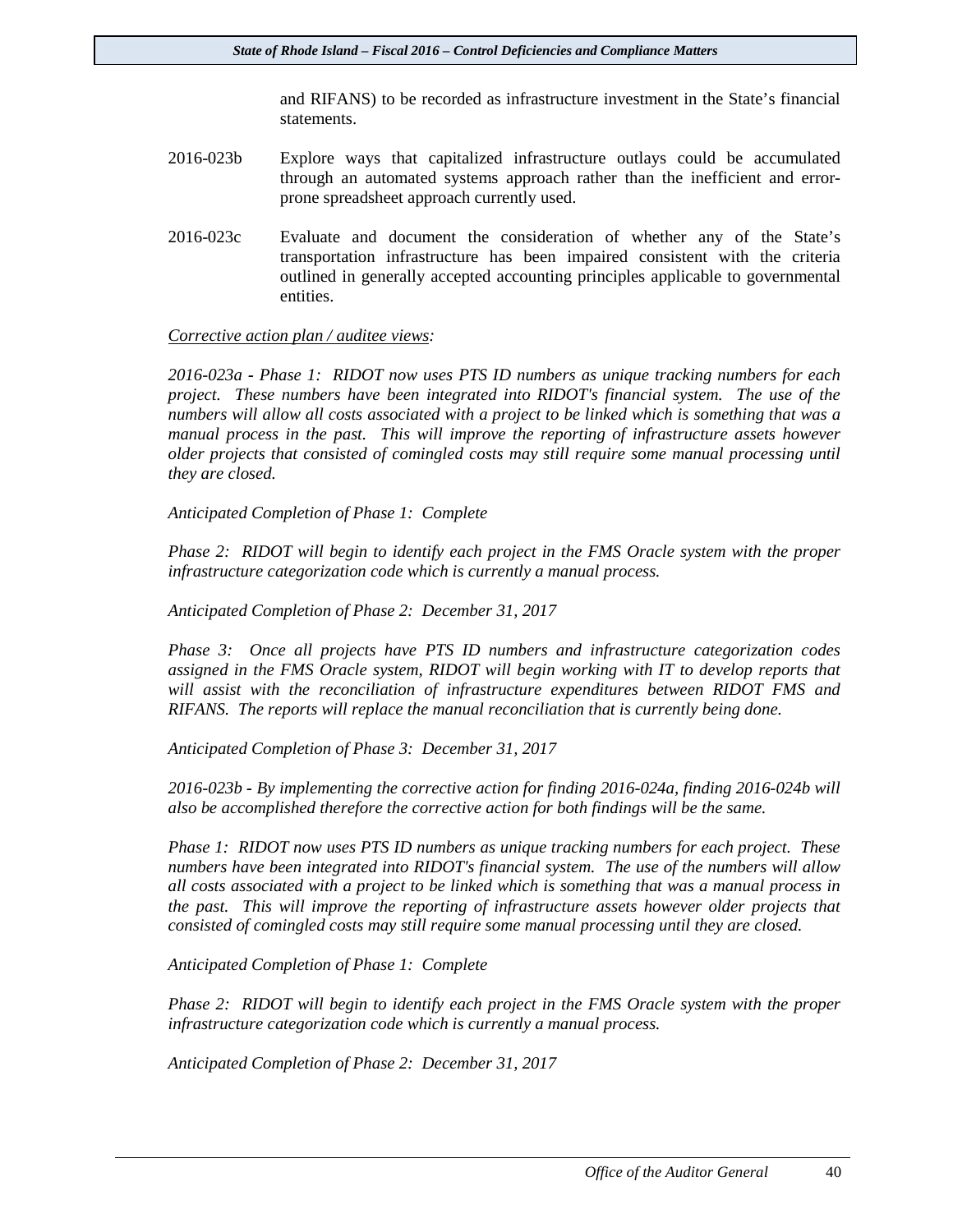and RIFANS) to be recorded as infrastructure investment in the State's financial statements.

2016-023b Explore ways that capitalized infrastructure outlays could be accumulated through an automated systems approach rather than the inefficient and error-prone spreadsheet approach currently used.

2016-023c Evaluate and document the consideration of whether any of the State's transportation infrastructure has been impaired consistent with the criteria outlined in generally accepted accounting principles applicable to governmental entities.

*Corrective action plan / auditee views:*

*2016-023a - Phase 1: RIDOT now uses PTS ID numbers as unique tracking numbers for each project. These numbers have been integrated into RIDOT's financial system. The use of the numbers will allow all costs associated with a project to be linked which is something that was a manual process in the past. This will improve the reporting of infrastructure assets however older projects that consisted of comingled costs may still require some manual processing until they are closed.*

*Anticipated Completion of Phase 1: Complete*

*Phase 2: RIDOT will begin to identify each project in the FMS Oracle system with the proper infrastructure categorization code which is currently a manual process.*

*Anticipated Completion of Phase 2: December 31, 2017*

*Phase 3: Once all projects have PTS ID numbers and infrastructure categorization codes assigned in the FMS Oracle system, RIDOT will begin working with IT to develop reports that will assist with the reconciliation of infrastructure expenditures between RIDOT FMS and RIFANS. The reports will replace the manual reconciliation that is currently being done.*

*Anticipated Completion of Phase 3: December 31, 2017*

*2016-023b - By implementing the corrective action for finding 2016-024a, finding 2016-024b will also be accomplished therefore the corrective action for both findings will be the same.*

*Phase 1: RIDOT now uses PTS ID numbers as unique tracking numbers for each project. These numbers have been integrated into RIDOT's financial system. The use of the numbers will allow all costs associated with a project to be linked which is something that was a manual process in the past. This will improve the reporting of infrastructure assets however older projects that consisted of comingled costs may still require some manual processing until they are closed.*

*Anticipated Completion of Phase 1: Complete*

*Phase 2: RIDOT will begin to identify each project in the FMS Oracle system with the proper infrastructure categorization code which is currently a manual process.*

*Anticipated Completion of Phase 2: December 31, 2017*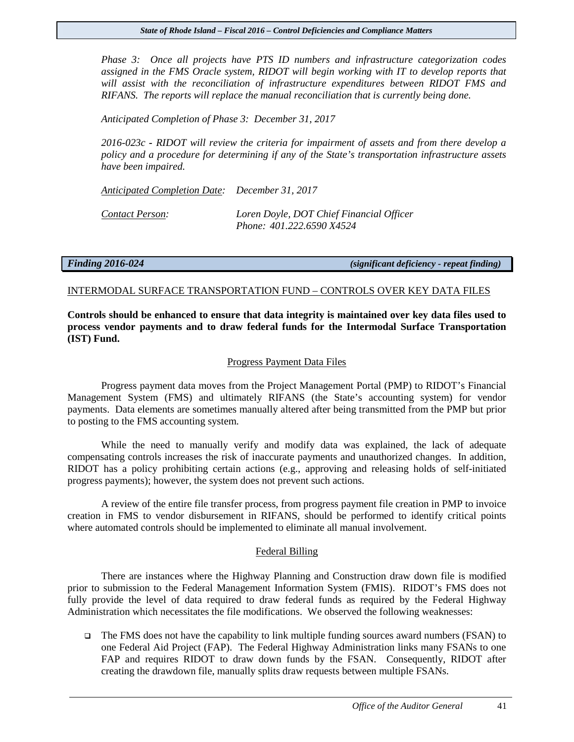*Phase 3: Once all projects have PTS ID numbers and infrastructure categorization codes assigned in the FMS Oracle system, RIDOT will begin working with IT to develop reports that will assist with the reconciliation of infrastructure expenditures between RIDOT FMS and RIFANS. The reports will replace the manual reconciliation that is currently being done.*

*Anticipated Completion of Phase 3: December 31, 2017*

*2016-023c - RIDOT will review the criteria for impairment of assets and from there develop a policy and a procedure for determining if any of the State's transportation infrastructure assets have been impaired.*

*Anticipated Completion Date:* *December 31, 2017*

*Contact Person:* *Loren Doyle, DOT Chief Financial Officer*
*Phone: 401.222.6590 X4524*

***Finding 2016-024*** *(significant deficiency - repeat finding)*

INTERMODAL SURFACE TRANSPORTATION FUND – CONTROLS OVER KEY DATA FILES

**Controls should be enhanced to ensure that data integrity is maintained over key data files used to process vendor payments and to draw federal funds for the Intermodal Surface Transportation (IST) Fund.**

Progress Payment Data Files

Progress payment data moves from the Project Management Portal (PMP) to RIDOT's Financial Management System (FMS) and ultimately RIFANS (the State's accounting system) for vendor payments. Data elements are sometimes manually altered after being transmitted from the PMP but prior to posting to the FMS accounting system.

While the need to manually verify and modify data was explained, the lack of adequate compensating controls increases the risk of inaccurate payments and unauthorized changes. In addition, RIDOT has a policy prohibiting certain actions (e.g., approving and releasing holds of self-initiated progress payments); however, the system does not prevent such actions.

A review of the entire file transfer process, from progress payment file creation in PMP to invoice creation in FMS to vendor disbursement in RIFANS, should be performed to identify critical points where automated controls should be implemented to eliminate all manual involvement.

Federal Billing

There are instances where the Highway Planning and Construction draw down file is modified prior to submission to the Federal Management Information System (FMIS). RIDOT's FMS does not fully provide the level of data required to draw federal funds as required by the Federal Highway Administration which necessitates the file modifications. We observed the following weaknesses:

- The FMS does not have the capability to link multiple funding sources award numbers (FSAN) to one Federal Aid Project (FAP). The Federal Highway Administration links many FSANs to one FAP and requires RIDOT to draw down funds by the FSAN. Consequently, RIDOT after creating the drawdown file, manually splits draw requests between multiple FSANs.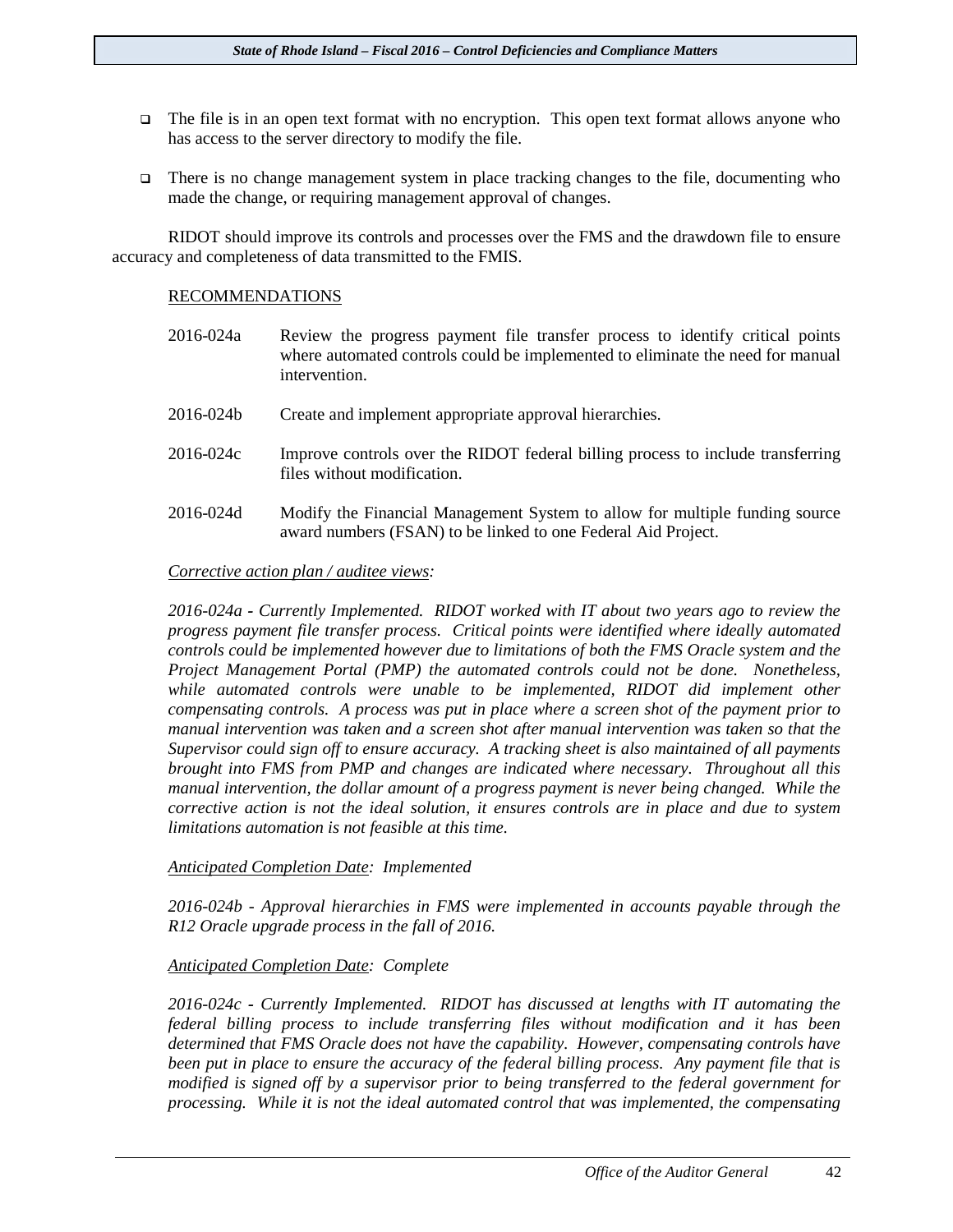- The file is in an open text format with no encryption. This open text format allows anyone who has access to the server directory to modify the file.

- There is no change management system in place tracking changes to the file, documenting who made the change, or requiring management approval of changes.

RIDOT should improve its controls and processes over the FMS and the drawdown file to ensure accuracy and completeness of data transmitted to the FMIS.

RECOMMENDATIONS

2016-024a Review the progress payment file transfer process to identify critical points where automated controls could be implemented to eliminate the need for manual intervention.

2016-024b Create and implement appropriate approval hierarchies.

2016-024c Improve controls over the RIDOT federal billing process to include transferring files without modification.

2016-024d Modify the Financial Management System to allow for multiple funding source award numbers (FSAN) to be linked to one Federal Aid Project.

*Corrective action plan / auditee views:*

*2016-024a - Currently Implemented. RIDOT worked with IT about two years ago to review the progress payment file transfer process. Critical points were identified where ideally automated controls could be implemented however due to limitations of both the FMS Oracle system and the Project Management Portal (PMP) the automated controls could not be done. Nonetheless, while automated controls were unable to be implemented, RIDOT did implement other compensating controls. A process was put in place where a screen shot of the payment prior to manual intervention was taken and a screen shot after manual intervention was taken so that the Supervisor could sign off to ensure accuracy. A tracking sheet is also maintained of all payments brought into FMS from PMP and changes are indicated where necessary. Throughout all this manual intervention, the dollar amount of a progress payment is never being changed. While the corrective action is not the ideal solution, it ensures controls are in place and due to system limitations automation is not feasible at this time.*

*Anticipated Completion Date: Implemented*

*2016-024b - Approval hierarchies in FMS were implemented in accounts payable through the R12 Oracle upgrade process in the fall of 2016.*

*Anticipated Completion Date: Complete*

*2016-024c - Currently Implemented. RIDOT has discussed at lengths with IT automating the federal billing process to include transferring files without modification and it has been determined that FMS Oracle does not have the capability. However, compensating controls have been put in place to ensure the accuracy of the federal billing process. Any payment file that is modified is signed off by a supervisor prior to being transferred to the federal government for processing. While it is not the ideal automated control that was implemented, the compensating*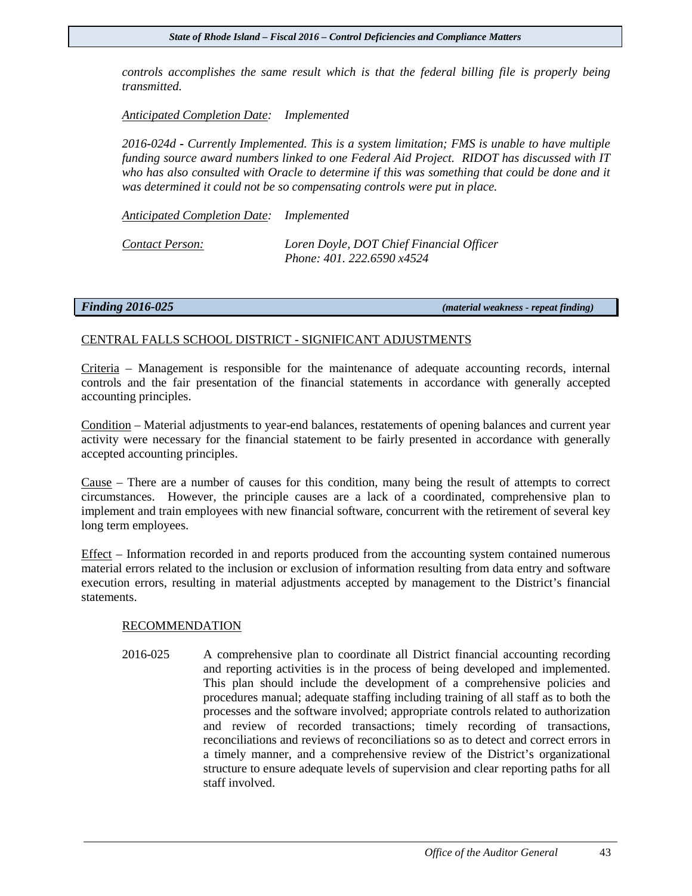*controls accomplishes the same result which is that the federal billing file is properly being transmitted.*

*Anticipated Completion Date:* *Implemented*

*2016-024d - Currently Implemented. This is a system limitation; FMS is unable to have multiple funding source award numbers linked to one Federal Aid Project. RIDOT has discussed with IT who has also consulted with Oracle to determine if this was something that could be done and it was determined it could not be so compensating controls were put in place.*

*Anticipated Completion Date:* *Implemented*

*Contact Person:* *Loren Doyle, DOT Chief Financial Officer*
*Phone: 401. 222.6590 x4524*

### *Finding 2016-025* *(material weakness - repeat finding)*

CENTRAL FALLS SCHOOL DISTRICT - SIGNIFICANT ADJUSTMENTS

Criteria – Management is responsible for the maintenance of adequate accounting records, internal controls and the fair presentation of the financial statements in accordance with generally accepted accounting principles.

Condition – Material adjustments to year-end balances, restatements of opening balances and current year activity were necessary for the financial statement to be fairly presented in accordance with generally accepted accounting principles.

Cause – There are a number of causes for this condition, many being the result of attempts to correct circumstances. However, the principle causes are a lack of a coordinated, comprehensive plan to implement and train employees with new financial software, concurrent with the retirement of several key long term employees.

Effect – Information recorded in and reports produced from the accounting system contained numerous material errors related to the inclusion or exclusion of information resulting from data entry and software execution errors, resulting in material adjustments accepted by management to the District's financial statements.

RECOMMENDATION

2016-025 A comprehensive plan to coordinate all District financial accounting recording and reporting activities is in the process of being developed and implemented. This plan should include the development of a comprehensive policies and procedures manual; adequate staffing including training of all staff as to both the processes and the software involved; appropriate controls related to authorization and review of recorded transactions; timely recording of transactions, reconciliations and reviews of reconciliations so as to detect and correct errors in a timely manner, and a comprehensive review of the District's organizational structure to ensure adequate levels of supervision and clear reporting paths for all staff involved.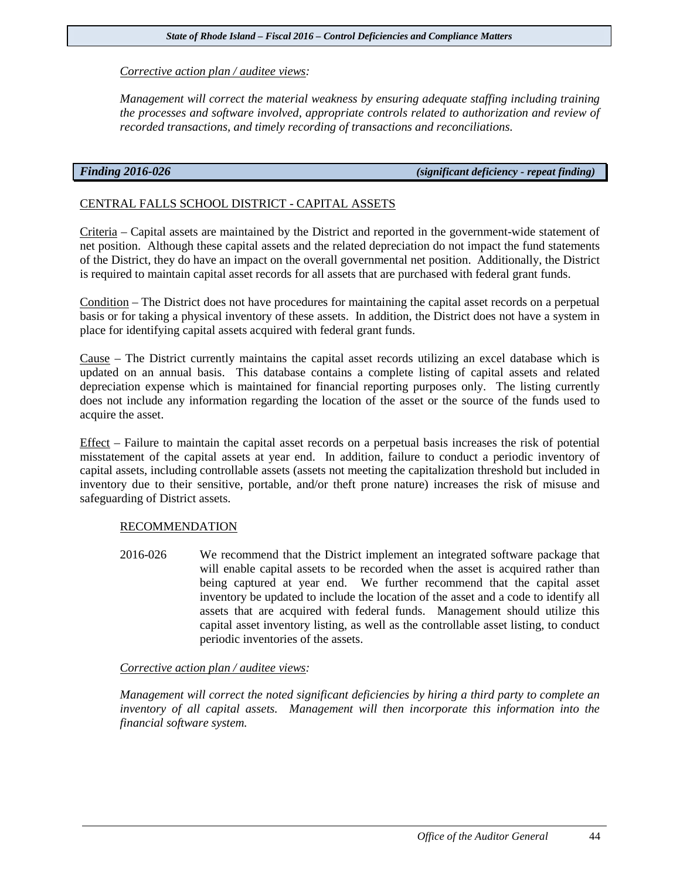<u>*Corrective action plan / auditee views:*</u>

*Management will correct the material weakness by ensuring adequate staffing including training the processes and software involved, appropriate controls related to authorization and review of recorded transactions, and timely recording of transactions and reconciliations.*

### *Finding 2016-026* *(significant deficiency - repeat finding)*

<u>CENTRAL FALLS SCHOOL DISTRICT - CAPITAL ASSETS</u>

<u>Criteria</u> – Capital assets are maintained by the District and reported in the government-wide statement of net position. Although these capital assets and the related depreciation do not impact the fund statements of the District, they do have an impact on the overall governmental net position. Additionally, the District is required to maintain capital asset records for all assets that are purchased with federal grant funds.

<u>Condition</u> – The District does not have procedures for maintaining the capital asset records on a perpetual basis or for taking a physical inventory of these assets. In addition, the District does not have a system in place for identifying capital assets acquired with federal grant funds.

<u>Cause</u> – The District currently maintains the capital asset records utilizing an excel database which is updated on an annual basis. This database contains a complete listing of capital assets and related depreciation expense which is maintained for financial reporting purposes only. The listing currently does not include any information regarding the location of the asset or the source of the funds used to acquire the asset.

<u>Effect</u> – Failure to maintain the capital asset records on a perpetual basis increases the risk of potential misstatement of the capital assets at year end. In addition, failure to conduct a periodic inventory of capital assets, including controllable assets (assets not meeting the capitalization threshold but included in inventory due to their sensitive, portable, and/or theft prone nature) increases the risk of misuse and safeguarding of District assets.

<u>RECOMMENDATION</u>

2016-026 We recommend that the District implement an integrated software package that will enable capital assets to be recorded when the asset is acquired rather than being captured at year end. We further recommend that the capital asset inventory be updated to include the location of the asset and a code to identify all assets that are acquired with federal funds. Management should utilize this capital asset inventory listing, as well as the controllable asset listing, to conduct periodic inventories of the assets.

<u>*Corrective action plan / auditee views:*</u>

*Management will correct the noted significant deficiencies by hiring a third party to complete an inventory of all capital assets. Management will then incorporate this information into the financial software system.*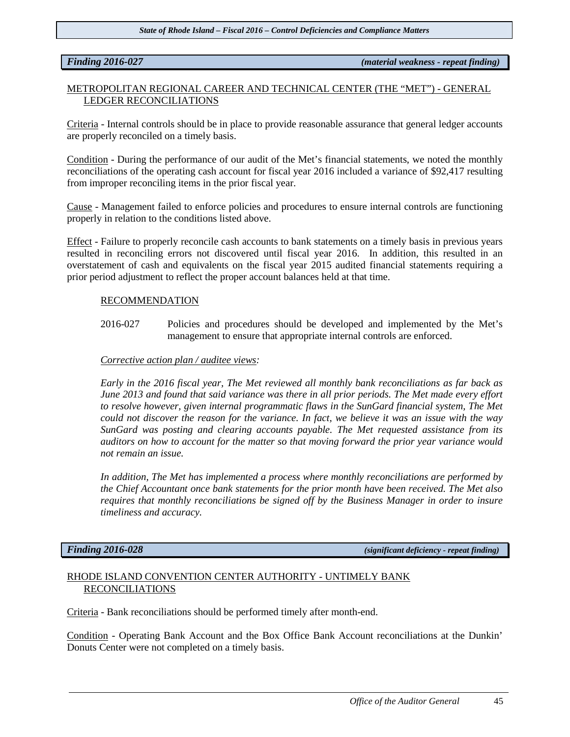***Finding 2016-027*** ***(material weakness - repeat finding)***

METROPOLITAN REGIONAL CAREER AND TECHNICAL CENTER (THE "MET") - GENERAL LEDGER RECONCILIATIONS

Criteria - Internal controls should be in place to provide reasonable assurance that general ledger accounts are properly reconciled on a timely basis.

Condition - During the performance of our audit of the Met's financial statements, we noted the monthly reconciliations of the operating cash account for fiscal year 2016 included a variance of $92,417 resulting from improper reconciling items in the prior fiscal year.

Cause - Management failed to enforce policies and procedures to ensure internal controls are functioning properly in relation to the conditions listed above.

Effect - Failure to properly reconcile cash accounts to bank statements on a timely basis in previous years resulted in reconciling errors not discovered until fiscal year 2016. In addition, this resulted in an overstatement of cash and equivalents on the fiscal year 2015 audited financial statements requiring a prior period adjustment to reflect the proper account balances held at that time.

RECOMMENDATION

2016-027 Policies and procedures should be developed and implemented by the Met's management to ensure that appropriate internal controls are enforced.

*Corrective action plan / auditee views:*

*Early in the 2016 fiscal year, The Met reviewed all monthly bank reconciliations as far back as June 2013 and found that said variance was there in all prior periods. The Met made every effort to resolve however, given internal programmatic flaws in the SunGard financial system, The Met could not discover the reason for the variance. In fact, we believe it was an issue with the way SunGard was posting and clearing accounts payable. The Met requested assistance from its auditors on how to account for the matter so that moving forward the prior year variance would not remain an issue.*

*In addition, The Met has implemented a process where monthly reconciliations are performed by the Chief Accountant once bank statements for the prior month have been received. The Met also requires that monthly reconciliations be signed off by the Business Manager in order to insure timeliness and accuracy.*

***Finding 2016-028*** ***(significant deficiency - repeat finding)***

RHODE ISLAND CONVENTION CENTER AUTHORITY - UNTIMELY BANK RECONCILIATIONS

Criteria - Bank reconciliations should be performed timely after month-end.

Condition - Operating Bank Account and the Box Office Bank Account reconciliations at the Dunkin' Donuts Center were not completed on a timely basis.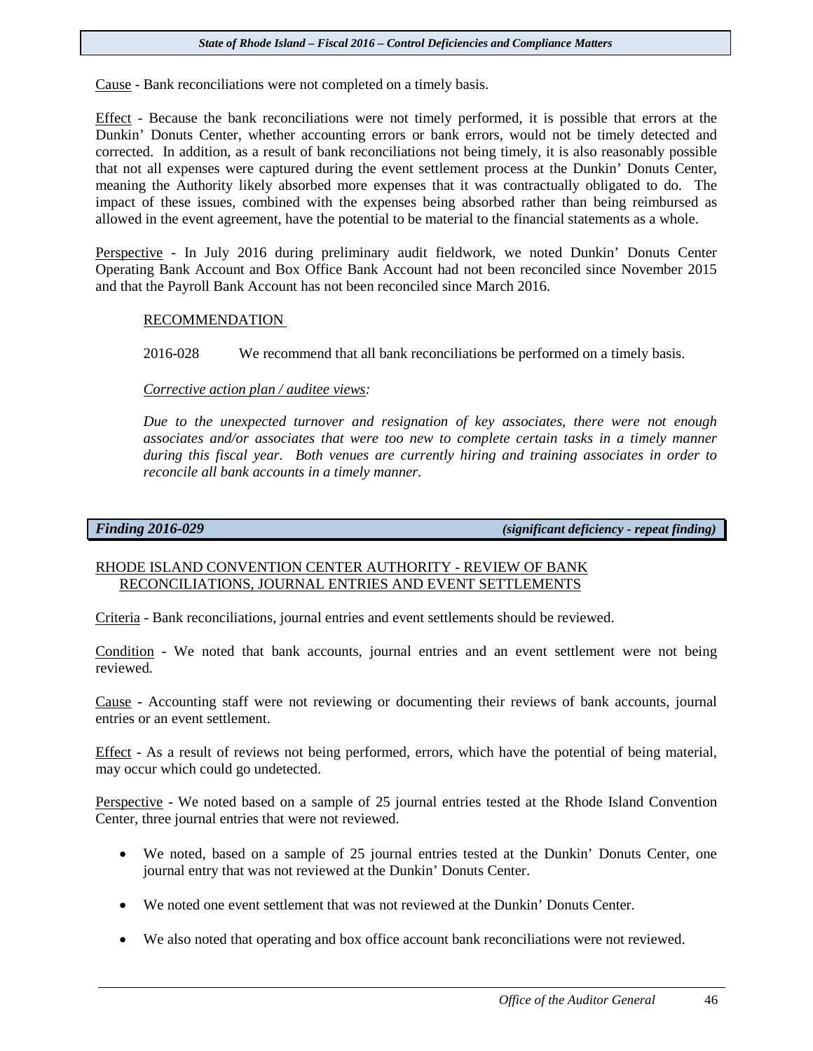Cause - Bank reconciliations were not completed on a timely basis.

Effect - Because the bank reconciliations were not timely performed, it is possible that errors at the Dunkin' Donuts Center, whether accounting errors or bank errors, would not be timely detected and corrected. In addition, as a result of bank reconciliations not being timely, it is also reasonably possible that not all expenses were captured during the event settlement process at the Dunkin' Donuts Center, meaning the Authority likely absorbed more expenses that it was contractually obligated to do. The impact of these issues, combined with the expenses being absorbed rather than being reimbursed as allowed in the event agreement, have the potential to be material to the financial statements as a whole.

Perspective - In July 2016 during preliminary audit fieldwork, we noted Dunkin' Donuts Center Operating Bank Account and Box Office Bank Account had not been reconciled since November 2015 and that the Payroll Bank Account has not been reconciled since March 2016.

RECOMMENDATION

2016-028 We recommend that all bank reconciliations be performed on a timely basis.

*Corrective action plan / auditee views:*

*Due to the unexpected turnover and resignation of key associates, there were not enough associates and/or associates that were too new to complete certain tasks in a timely manner during this fiscal year. Both venues are currently hiring and training associates in order to reconcile all bank accounts in a timely manner.*

***Finding 2016-029*** ***(significant deficiency - repeat finding)***

RHODE ISLAND CONVENTION CENTER AUTHORITY - REVIEW OF BANK RECONCILIATIONS, JOURNAL ENTRIES AND EVENT SETTLEMENTS

Criteria - Bank reconciliations, journal entries and event settlements should be reviewed.

Condition - We noted that bank accounts, journal entries and an event settlement were not being reviewed.

Cause - Accounting staff were not reviewing or documenting their reviews of bank accounts, journal entries or an event settlement.

Effect - As a result of reviews not being performed, errors, which have the potential of being material, may occur which could go undetected.

Perspective - We noted based on a sample of 25 journal entries tested at the Rhode Island Convention Center, three journal entries that were not reviewed.

- We noted, based on a sample of 25 journal entries tested at the Dunkin' Donuts Center, one journal entry that was not reviewed at the Dunkin' Donuts Center.
- We noted one event settlement that was not reviewed at the Dunkin' Donuts Center.
- We also noted that operating and box office account bank reconciliations were not reviewed.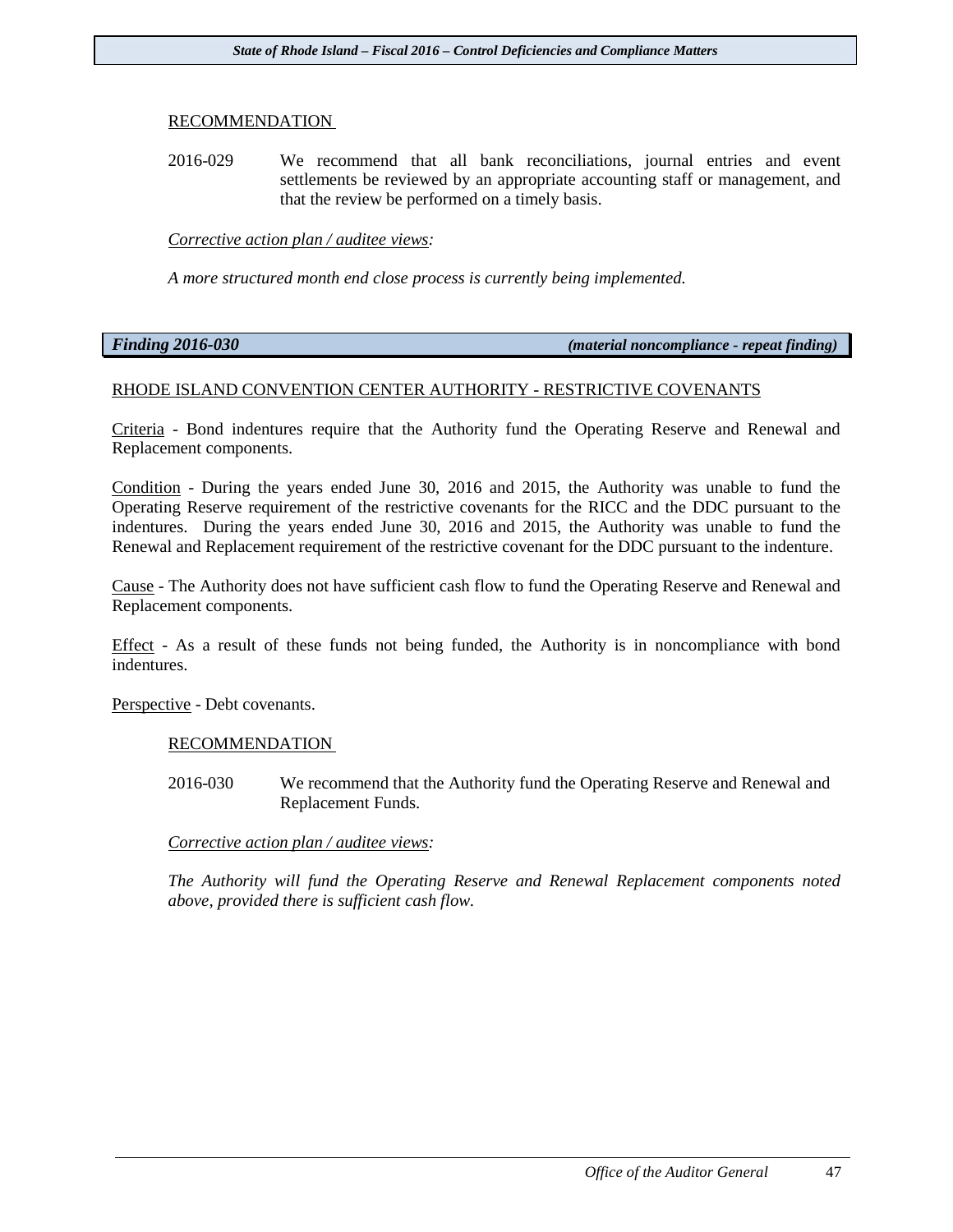RECOMMENDATION

2016-029 We recommend that all bank reconciliations, journal entries and event settlements be reviewed by an appropriate accounting staff or management, and that the review be performed on a timely basis.

*Corrective action plan / auditee views:*

*A more structured month end close process is currently being implemented.*

***Finding 2016-030*** ***(material noncompliance - repeat finding)***

RHODE ISLAND CONVENTION CENTER AUTHORITY - RESTRICTIVE COVENANTS

Criteria - Bond indentures require that the Authority fund the Operating Reserve and Renewal and Replacement components.

Condition - During the years ended June 30, 2016 and 2015, the Authority was unable to fund the Operating Reserve requirement of the restrictive covenants for the RICC and the DDC pursuant to the indentures. During the years ended June 30, 2016 and 2015, the Authority was unable to fund the Renewal and Replacement requirement of the restrictive covenant for the DDC pursuant to the indenture.

Cause - The Authority does not have sufficient cash flow to fund the Operating Reserve and Renewal and Replacement components.

Effect - As a result of these funds not being funded, the Authority is in noncompliance with bond indentures.

Perspective - Debt covenants.

RECOMMENDATION

2016-030 We recommend that the Authority fund the Operating Reserve and Renewal and Replacement Funds.

*Corrective action plan / auditee views:*

*The Authority will fund the Operating Reserve and Renewal Replacement components noted above, provided there is sufficient cash flow.*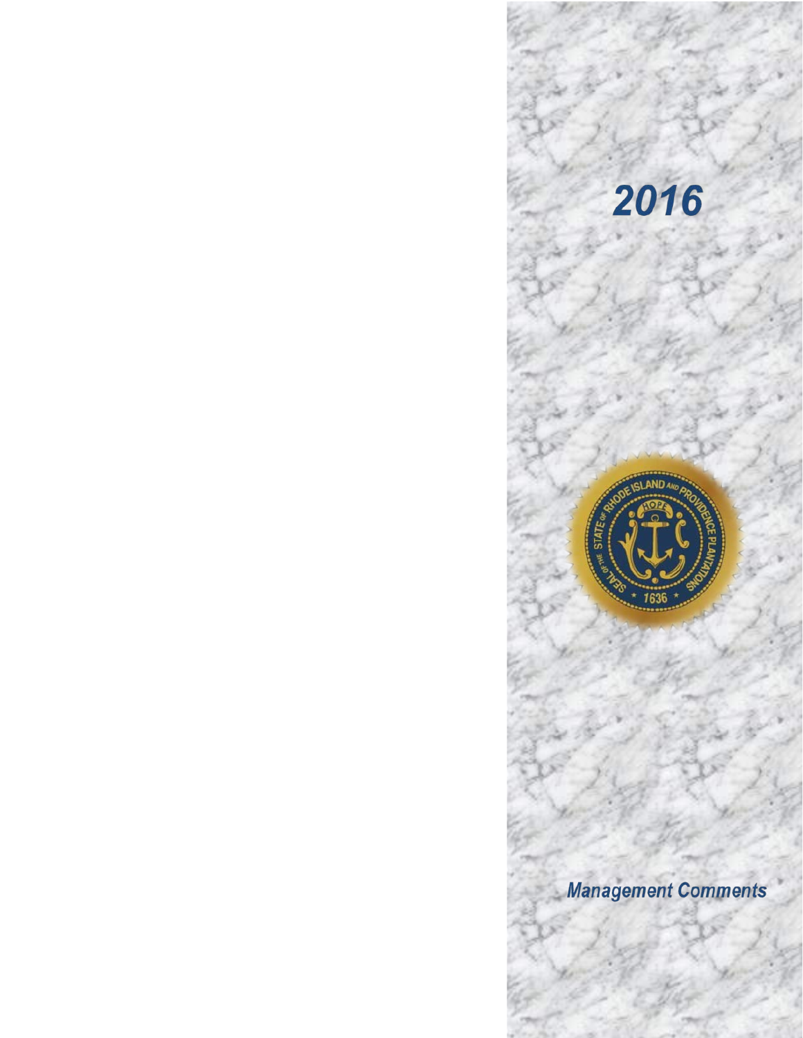# 2016

SEAL OF THE STATE OF RHODE ISLAND AND PROVIDENCE PLANTATIONS

HOPE

1636

*Management Comments*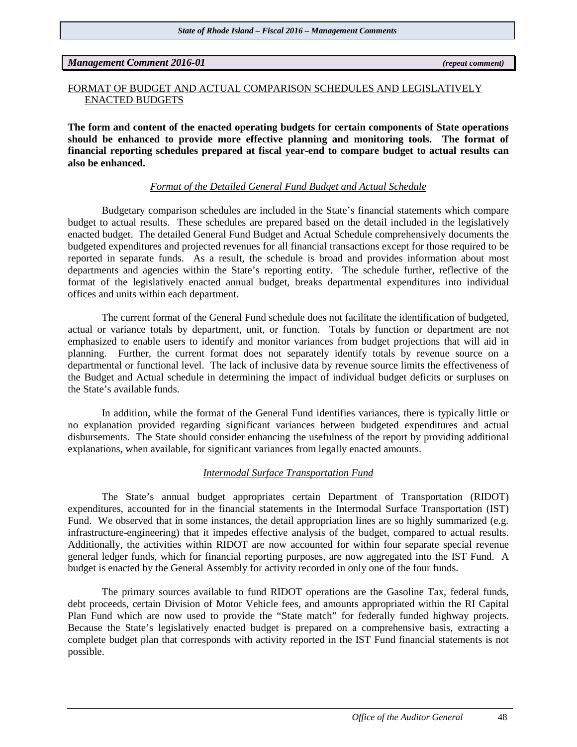## *Management Comment 2016-01* *(repeat comment)*

FORMAT OF BUDGET AND ACTUAL COMPARISON SCHEDULES AND LEGISLATIVELY ENACTED BUDGETS

**The form and content of the enacted operating budgets for certain components of State operations should be enhanced to provide more effective planning and monitoring tools. The format of financial reporting schedules prepared at fiscal year-end to compare budget to actual results can also be enhanced.**

### *Format of the Detailed General Fund Budget and Actual Schedule*

Budgetary comparison schedules are included in the State's financial statements which compare budget to actual results. These schedules are prepared based on the detail included in the legislatively enacted budget. The detailed General Fund Budget and Actual Schedule comprehensively documents the budgeted expenditures and projected revenues for all financial transactions except for those required to be reported in separate funds. As a result, the schedule is broad and provides information about most departments and agencies within the State's reporting entity. The schedule further, reflective of the format of the legislatively enacted annual budget, breaks departmental expenditures into individual offices and units within each department.

The current format of the General Fund schedule does not facilitate the identification of budgeted, actual or variance totals by department, unit, or function. Totals by function or department are not emphasized to enable users to identify and monitor variances from budget projections that will aid in planning. Further, the current format does not separately identify totals by revenue source on a departmental or functional level. The lack of inclusive data by revenue source limits the effectiveness of the Budget and Actual schedule in determining the impact of individual budget deficits or surpluses on the State's available funds.

In addition, while the format of the General Fund identifies variances, there is typically little or no explanation provided regarding significant variances between budgeted expenditures and actual disbursements. The State should consider enhancing the usefulness of the report by providing additional explanations, when available, for significant variances from legally enacted amounts.

### *Intermodal Surface Transportation Fund*

The State's annual budget appropriates certain Department of Transportation (RIDOT) expenditures, accounted for in the financial statements in the Intermodal Surface Transportation (IST) Fund. We observed that in some instances, the detail appropriation lines are so highly summarized (e.g. infrastructure-engineering) that it impedes effective analysis of the budget, compared to actual results. Additionally, the activities within RIDOT are now accounted for within four separate special revenue general ledger funds, which for financial reporting purposes, are now aggregated into the IST Fund. A budget is enacted by the General Assembly for activity recorded in only one of the four funds.

The primary sources available to fund RIDOT operations are the Gasoline Tax, federal funds, debt proceeds, certain Division of Motor Vehicle fees, and amounts appropriated within the RI Capital Plan Fund which are now used to provide the "State match" for federally funded highway projects. Because the State's legislatively enacted budget is prepared on a comprehensive basis, extracting a complete budget plan that corresponds with activity reported in the IST Fund financial statements is not possible.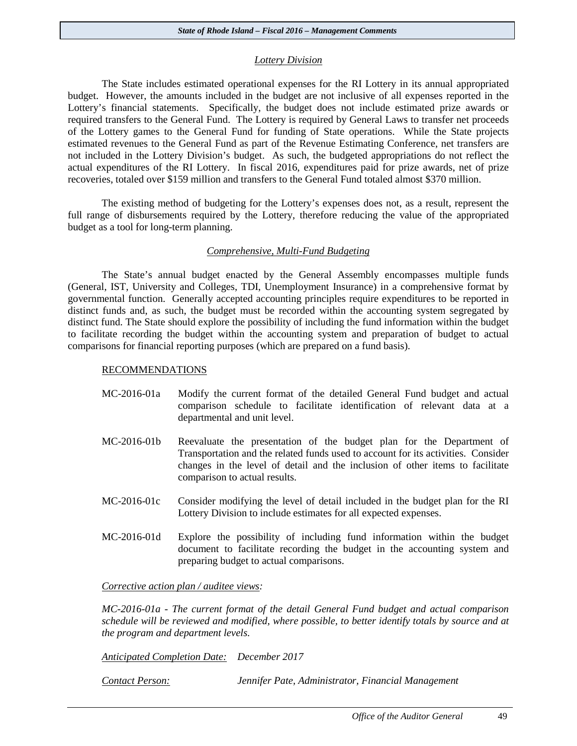*Lottery Division*

The State includes estimated operational expenses for the RI Lottery in its annual appropriated budget. However, the amounts included in the budget are not inclusive of all expenses reported in the Lottery's financial statements. Specifically, the budget does not include estimated prize awards or required transfers to the General Fund. The Lottery is required by General Laws to transfer net proceeds of the Lottery games to the General Fund for funding of State operations. While the State projects estimated revenues to the General Fund as part of the Revenue Estimating Conference, net transfers are not included in the Lottery Division's budget. As such, the budgeted appropriations do not reflect the actual expenditures of the RI Lottery. In fiscal 2016, expenditures paid for prize awards, net of prize recoveries, totaled over $159 million and transfers to the General Fund totaled almost $370 million.

The existing method of budgeting for the Lottery's expenses does not, as a result, represent the full range of disbursements required by the Lottery, therefore reducing the value of the appropriated budget as a tool for long-term planning.

*Comprehensive, Multi-Fund Budgeting*

The State's annual budget enacted by the General Assembly encompasses multiple funds (General, IST, University and Colleges, TDI, Unemployment Insurance) in a comprehensive format by governmental function. Generally accepted accounting principles require expenditures to be reported in distinct funds and, as such, the budget must be recorded within the accounting system segregated by distinct fund. The State should explore the possibility of including the fund information within the budget to facilitate recording the budget within the accounting system and preparation of budget to actual comparisons for financial reporting purposes (which are prepared on a fund basis).

RECOMMENDATIONS

MC-2016-01a Modify the current format of the detailed General Fund budget and actual comparison schedule to facilitate identification of relevant data at a departmental and unit level.

MC-2016-01b Reevaluate the presentation of the budget plan for the Department of Transportation and the related funds used to account for its activities. Consider changes in the level of detail and the inclusion of other items to facilitate comparison to actual results.

MC-2016-01c Consider modifying the level of detail included in the budget plan for the RI Lottery Division to include estimates for all expected expenses.

MC-2016-01d Explore the possibility of including fund information within the budget document to facilitate recording the budget in the accounting system and preparing budget to actual comparisons.

*Corrective action plan / auditee views:*

*MC-2016-01a - The current format of the detail General Fund budget and actual comparison schedule will be reviewed and modified, where possible, to better identify totals by source and at the program and department levels.*

*Anticipated Completion Date:* *December 2017*

*Contact Person:* *Jennifer Pate, Administrator, Financial Management*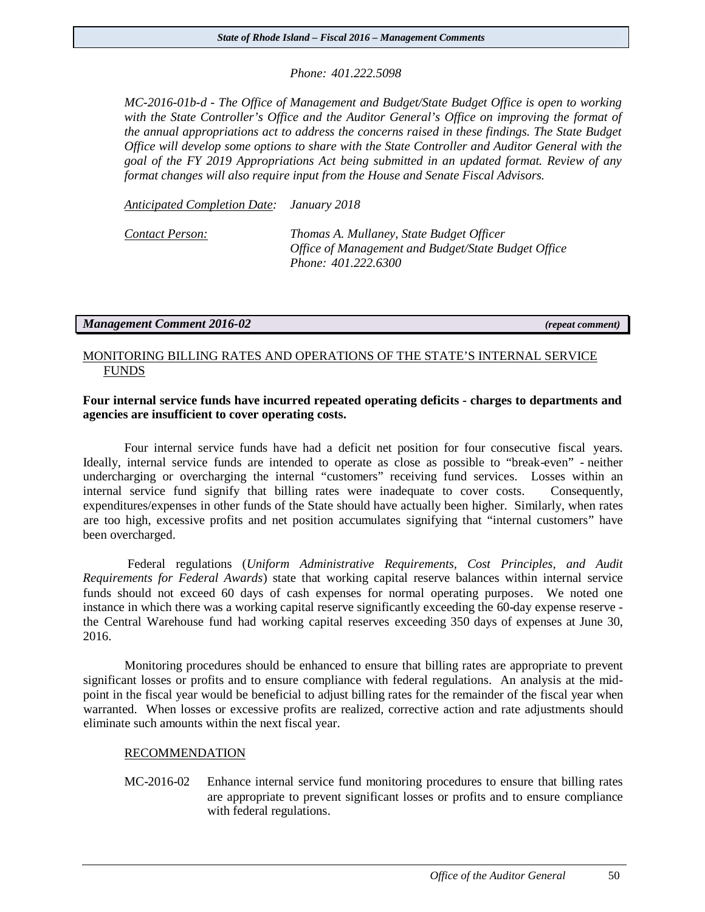*Phone: 401.222.5098*

*MC-2016-01b-d - The Office of Management and Budget/State Budget Office is open to working with the State Controller's Office and the Auditor General's Office on improving the format of the annual appropriations act to address the concerns raised in these findings. The State Budget Office will develop some options to share with the State Controller and Auditor General with the goal of the FY 2019 Appropriations Act being submitted in an updated format. Review of any format changes will also require input from the House and Senate Fiscal Advisors.*

*Anticipated Completion Date:* *January 2018*

*Contact Person:* *Thomas A. Mullaney, State Budget Officer*
*Office of Management and Budget/State Budget Office*
*Phone: 401.222.6300*

## *Management Comment 2016-02* *(repeat comment)*

### MONITORING BILLING RATES AND OPERATIONS OF THE STATE'S INTERNAL SERVICE FUNDS

**Four internal service funds have incurred repeated operating deficits - charges to departments and agencies are insufficient to cover operating costs.**

Four internal service funds have had a deficit net position for four consecutive fiscal years. Ideally, internal service funds are intended to operate as close as possible to "break-even" - neither undercharging or overcharging the internal "customers" receiving fund services. Losses within an internal service fund signify that billing rates were inadequate to cover costs. Consequently, expenditures/expenses in other funds of the State should have actually been higher. Similarly, when rates are too high, excessive profits and net position accumulates signifying that "internal customers" have been overcharged.

Federal regulations (*Uniform Administrative Requirements, Cost Principles, and Audit Requirements for Federal Awards*) state that working capital reserve balances within internal service funds should not exceed 60 days of cash expenses for normal operating purposes. We noted one instance in which there was a working capital reserve significantly exceeding the 60-day expense reserve - the Central Warehouse fund had working capital reserves exceeding 350 days of expenses at June 30, 2016.

Monitoring procedures should be enhanced to ensure that billing rates are appropriate to prevent significant losses or profits and to ensure compliance with federal regulations. An analysis at the mid-point in the fiscal year would be beneficial to adjust billing rates for the remainder of the fiscal year when warranted. When losses or excessive profits are realized, corrective action and rate adjustments should eliminate such amounts within the next fiscal year.

RECOMMENDATION

MC-2016-02 Enhance internal service fund monitoring procedures to ensure that billing rates are appropriate to prevent significant losses or profits and to ensure compliance with federal regulations.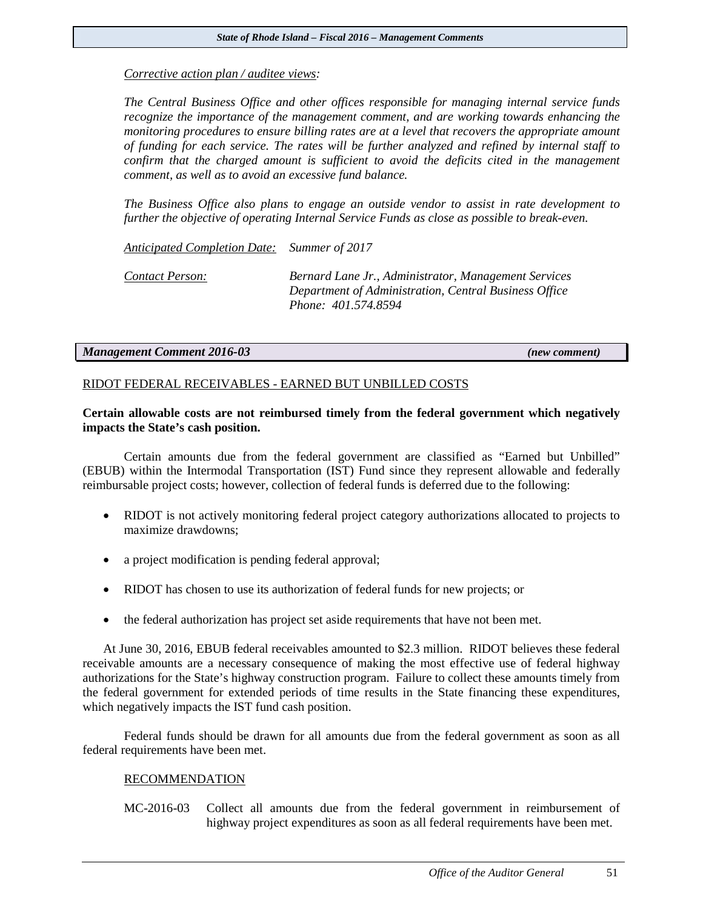*Corrective action plan / auditee views:*

*The Central Business Office and other offices responsible for managing internal service funds recognize the importance of the management comment, and are working towards enhancing the monitoring procedures to ensure billing rates are at a level that recovers the appropriate amount of funding for each service. The rates will be further analyzed and refined by internal staff to confirm that the charged amount is sufficient to avoid the deficits cited in the management comment, as well as to avoid an excessive fund balance.*

*The Business Office also plans to engage an outside vendor to assist in rate development to further the objective of operating Internal Service Funds as close as possible to break-even.*

*Anticipated Completion Date:* *Summer of 2017*

*Contact Person:* *Bernard Lane Jr., Administrator, Management Services*
*Department of Administration, Central Business Office*
*Phone: 401.574.8594*

## *Management Comment 2016-03* *(new comment)*

RIDOT FEDERAL RECEIVABLES - EARNED BUT UNBILLED COSTS

**Certain allowable costs are not reimbursed timely from the federal government which negatively impacts the State's cash position.**

Certain amounts due from the federal government are classified as "Earned but Unbilled" (EBUB) within the Intermodal Transportation (IST) Fund since they represent allowable and federally reimbursable project costs; however, collection of federal funds is deferred due to the following:

- RIDOT is not actively monitoring federal project category authorizations allocated to projects to maximize drawdowns;
- a project modification is pending federal approval;
- RIDOT has chosen to use its authorization of federal funds for new projects; or
- the federal authorization has project set aside requirements that have not been met.

At June 30, 2016, EBUB federal receivables amounted to $2.3 million. RIDOT believes these federal receivable amounts are a necessary consequence of making the most effective use of federal highway authorizations for the State's highway construction program. Failure to collect these amounts timely from the federal government for extended periods of time results in the State financing these expenditures, which negatively impacts the IST fund cash position.

Federal funds should be drawn for all amounts due from the federal government as soon as all federal requirements have been met.

RECOMMENDATION

MC-2016-03 Collect all amounts due from the federal government in reimbursement of highway project expenditures as soon as all federal requirements have been met.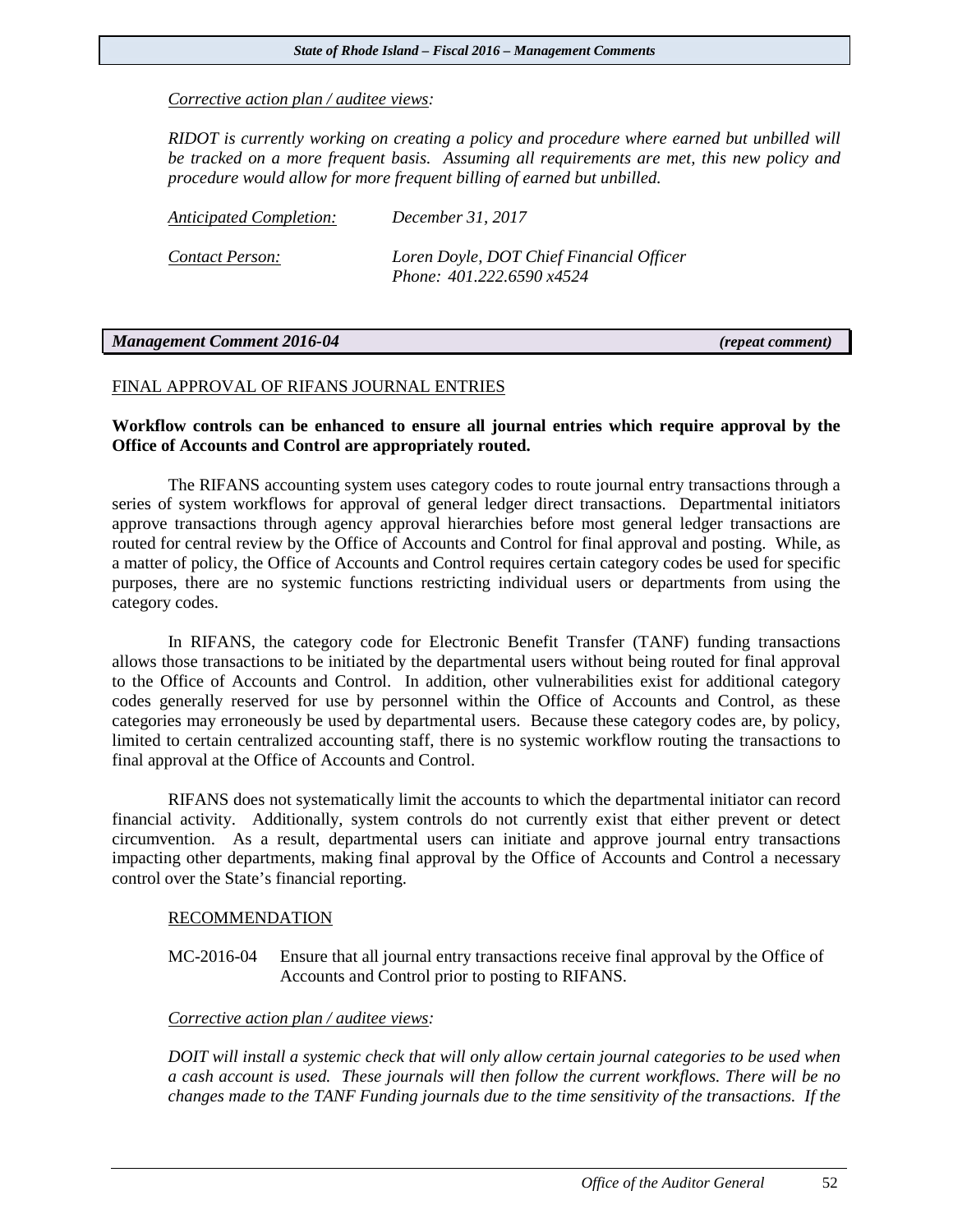*Corrective action plan / auditee views:*

*RIDOT is currently working on creating a policy and procedure where earned but unbilled will be tracked on a more frequent basis. Assuming all requirements are met, this new policy and procedure would allow for more frequent billing of earned but unbilled.*

| *Anticipated Completion:* | *December 31, 2017* |
|---|---|
| *Contact Person:* | *Loren Doyle, DOT Chief Financial Officer*<br>*Phone: 401.222.6590 x4524* |

## *Management Comment 2016-04* *(repeat comment)*

### FINAL APPROVAL OF RIFANS JOURNAL ENTRIES

**Workflow controls can be enhanced to ensure all journal entries which require approval by the Office of Accounts and Control are appropriately routed.**

The RIFANS accounting system uses category codes to route journal entry transactions through a series of system workflows for approval of general ledger direct transactions. Departmental initiators approve transactions through agency approval hierarchies before most general ledger transactions are routed for central review by the Office of Accounts and Control for final approval and posting. While, as a matter of policy, the Office of Accounts and Control requires certain category codes be used for specific purposes, there are no systemic functions restricting individual users or departments from using the category codes.

In RIFANS, the category code for Electronic Benefit Transfer (TANF) funding transactions allows those transactions to be initiated by the departmental users without being routed for final approval to the Office of Accounts and Control. In addition, other vulnerabilities exist for additional category codes generally reserved for use by personnel within the Office of Accounts and Control, as these categories may erroneously be used by departmental users. Because these category codes are, by policy, limited to certain centralized accounting staff, there is no systemic workflow routing the transactions to final approval at the Office of Accounts and Control.

RIFANS does not systematically limit the accounts to which the departmental initiator can record financial activity. Additionally, system controls do not currently exist that either prevent or detect circumvention. As a result, departmental users can initiate and approve journal entry transactions impacting other departments, making final approval by the Office of Accounts and Control a necessary control over the State's financial reporting.

### RECOMMENDATION

MC-2016-04 Ensure that all journal entry transactions receive final approval by the Office of Accounts and Control prior to posting to RIFANS.

*Corrective action plan / auditee views:*

*DOIT will install a systemic check that will only allow certain journal categories to be used when a cash account is used. These journals will then follow the current workflows. There will be no changes made to the TANF Funding journals due to the time sensitivity of the transactions. If the*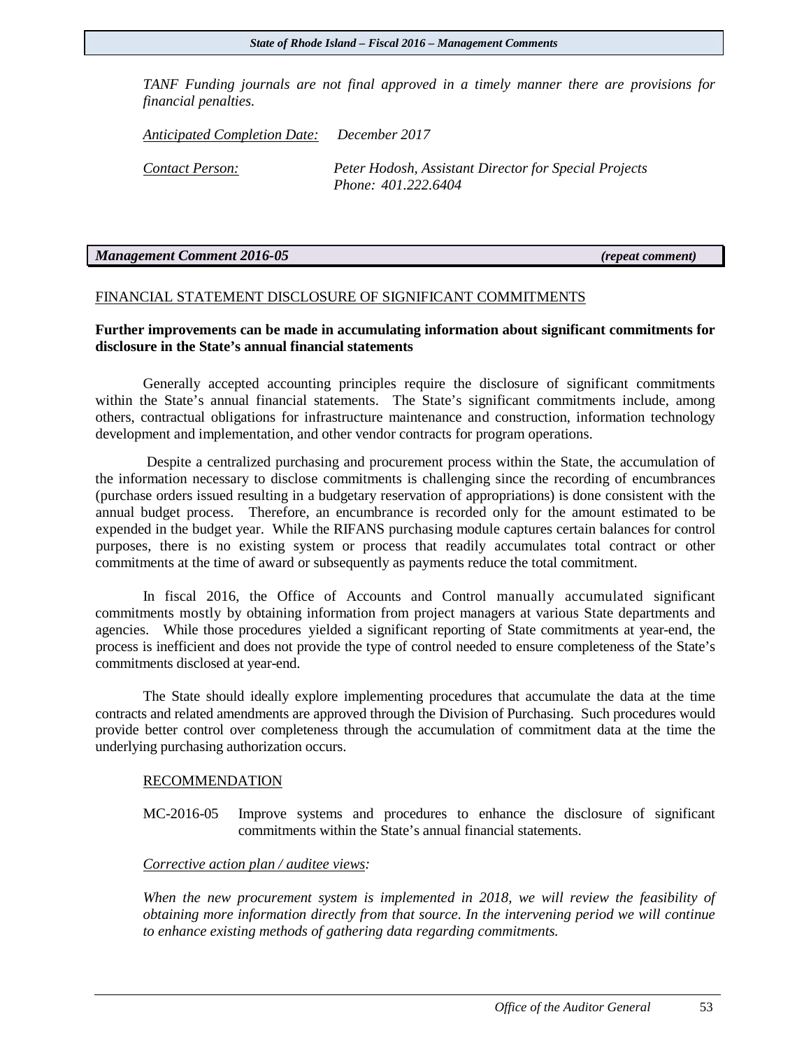*TANF Funding journals are not final approved in a timely manner there are provisions for financial penalties.*

*Anticipated Completion Date:* *December 2017*

*Contact Person:* *Peter Hodosh, Assistant Director for Special Projects*
*Phone: 401.222.6404*

***Management Comment 2016-05*** ***(repeat comment)***

FINANCIAL STATEMENT DISCLOSURE OF SIGNIFICANT COMMITMENTS

**Further improvements can be made in accumulating information about significant commitments for disclosure in the State's annual financial statements**

Generally accepted accounting principles require the disclosure of significant commitments within the State's annual financial statements. The State's significant commitments include, among others, contractual obligations for infrastructure maintenance and construction, information technology development and implementation, and other vendor contracts for program operations.

Despite a centralized purchasing and procurement process within the State, the accumulation of the information necessary to disclose commitments is challenging since the recording of encumbrances (purchase orders issued resulting in a budgetary reservation of appropriations) is done consistent with the annual budget process. Therefore, an encumbrance is recorded only for the amount estimated to be expended in the budget year. While the RIFANS purchasing module captures certain balances for control purposes, there is no existing system or process that readily accumulates total contract or other commitments at the time of award or subsequently as payments reduce the total commitment.

In fiscal 2016, the Office of Accounts and Control manually accumulated significant commitments mostly by obtaining information from project managers at various State departments and agencies. While those procedures yielded a significant reporting of State commitments at year-end, the process is inefficient and does not provide the type of control needed to ensure completeness of the State's commitments disclosed at year-end.

The State should ideally explore implementing procedures that accumulate the data at the time contracts and related amendments are approved through the Division of Purchasing. Such procedures would provide better control over completeness through the accumulation of commitment data at the time the underlying purchasing authorization occurs.

RECOMMENDATION

MC-2016-05 Improve systems and procedures to enhance the disclosure of significant commitments within the State's annual financial statements.

*Corrective action plan / auditee views:*

*When the new procurement system is implemented in 2018, we will review the feasibility of obtaining more information directly from that source. In the intervening period we will continue to enhance existing methods of gathering data regarding commitments.*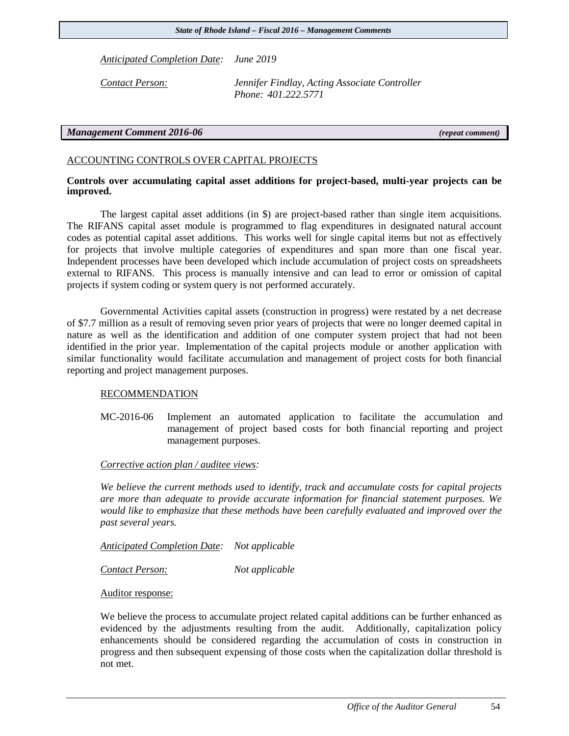*Anticipated Completion Date:* *June 2019*

*Contact Person:* *Jennifer Findlay, Acting Associate Controller*
*Phone: 401.222.5771*

## *Management Comment 2016-06* *(repeat comment)*

ACCOUNTING CONTROLS OVER CAPITAL PROJECTS

**Controls over accumulating capital asset additions for project-based, multi-year projects can be improved.**

The largest capital asset additions (in $) are project-based rather than single item acquisitions. The RIFANS capital asset module is programmed to flag expenditures in designated natural account codes as potential capital asset additions. This works well for single capital items but not as effectively for projects that involve multiple categories of expenditures and span more than one fiscal year. Independent processes have been developed which include accumulation of project costs on spreadsheets external to RIFANS. This process is manually intensive and can lead to error or omission of capital projects if system coding or system query is not performed accurately.

Governmental Activities capital assets (construction in progress) were restated by a net decrease of $7.7 million as a result of removing seven prior years of projects that were no longer deemed capital in nature as well as the identification and addition of one computer system project that had not been identified in the prior year. Implementation of the capital projects module or another application with similar functionality would facilitate accumulation and management of project costs for both financial reporting and project management purposes.

RECOMMENDATION

MC-2016-06 Implement an automated application to facilitate the accumulation and management of project based costs for both financial reporting and project management purposes.

*Corrective action plan / auditee views:*

*We believe the current methods used to identify, track and accumulate costs for capital projects are more than adequate to provide accurate information for financial statement purposes. We would like to emphasize that these methods have been carefully evaluated and improved over the past several years.*

*Anticipated Completion Date:* *Not applicable*

*Contact Person:* *Not applicable*

Auditor response:

We believe the process to accumulate project related capital additions can be further enhanced as evidenced by the adjustments resulting from the audit. Additionally, capitalization policy enhancements should be considered regarding the accumulation of costs in construction in progress and then subsequent expensing of those costs when the capitalization dollar threshold is not met.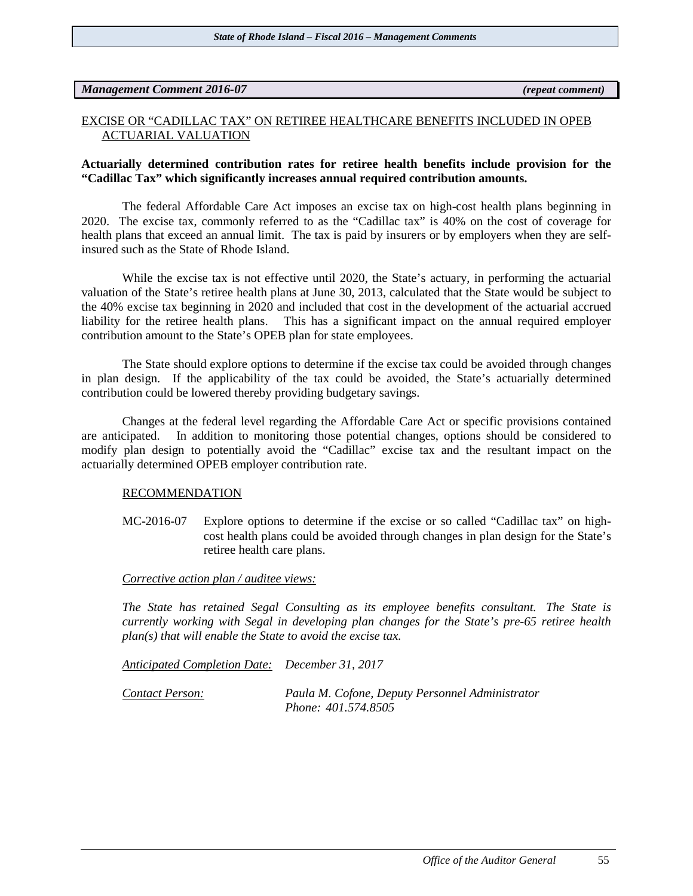***Management Comment 2016-07*** ***(repeat comment)***

EXCISE OR "CADILLAC TAX" ON RETIREE HEALTHCARE BENEFITS INCLUDED IN OPEB ACTUARIAL VALUATION

**Actuarially determined contribution rates for retiree health benefits include provision for the "Cadillac Tax" which significantly increases annual required contribution amounts.**

The federal Affordable Care Act imposes an excise tax on high-cost health plans beginning in 2020. The excise tax, commonly referred to as the "Cadillac tax" is 40% on the cost of coverage for health plans that exceed an annual limit. The tax is paid by insurers or by employers when they are self-insured such as the State of Rhode Island.

While the excise tax is not effective until 2020, the State's actuary, in performing the actuarial valuation of the State's retiree health plans at June 30, 2013, calculated that the State would be subject to the 40% excise tax beginning in 2020 and included that cost in the development of the actuarial accrued liability for the retiree health plans. This has a significant impact on the annual required employer contribution amount to the State's OPEB plan for state employees.

The State should explore options to determine if the excise tax could be avoided through changes in plan design. If the applicability of the tax could be avoided, the State's actuarially determined contribution could be lowered thereby providing budgetary savings.

Changes at the federal level regarding the Affordable Care Act or specific provisions contained are anticipated. In addition to monitoring those potential changes, options should be considered to modify plan design to potentially avoid the "Cadillac" excise tax and the resultant impact on the actuarially determined OPEB employer contribution rate.

RECOMMENDATION

MC-2016-07 Explore options to determine if the excise or so called "Cadillac tax" on high-cost health plans could be avoided through changes in plan design for the State's retiree health care plans.

*Corrective action plan / auditee views:*

*The State has retained Segal Consulting as its employee benefits consultant. The State is currently working with Segal in developing plan changes for the State's pre-65 retiree health plan(s) that will enable the State to avoid the excise tax.*

*Anticipated Completion Date:* *December 31, 2017*

*Contact Person:* *Paula M. Cofone, Deputy Personnel Administrator*
*Phone: 401.574.8505*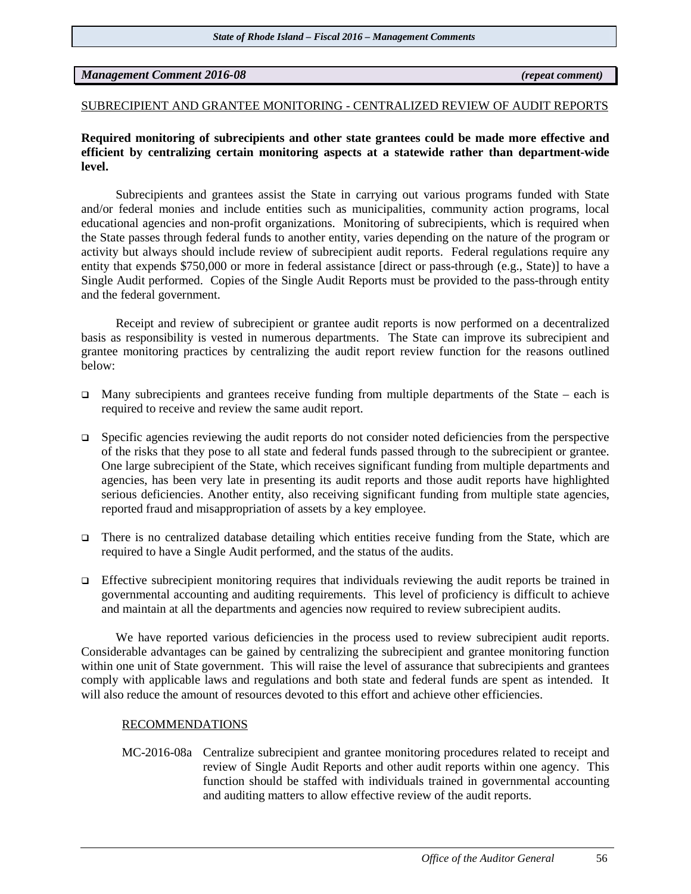***Management Comment 2016-08*** ***(repeat comment)***

SUBRECIPIENT AND GRANTEE MONITORING - CENTRALIZED REVIEW OF AUDIT REPORTS

**Required monitoring of subrecipients and other state grantees could be made more effective and efficient by centralizing certain monitoring aspects at a statewide rather than department-wide level.**

Subrecipients and grantees assist the State in carrying out various programs funded with State and/or federal monies and include entities such as municipalities, community action programs, local educational agencies and non-profit organizations. Monitoring of subrecipients, which is required when the State passes through federal funds to another entity, varies depending on the nature of the program or activity but always should include review of subrecipient audit reports. Federal regulations require any entity that expends $750,000 or more in federal assistance [direct or pass-through (e.g., State)] to have a Single Audit performed. Copies of the Single Audit Reports must be provided to the pass-through entity and the federal government.

Receipt and review of subrecipient or grantee audit reports is now performed on a decentralized basis as responsibility is vested in numerous departments. The State can improve its subrecipient and grantee monitoring practices by centralizing the audit report review function for the reasons outlined below:

- Many subrecipients and grantees receive funding from multiple departments of the State – each is required to receive and review the same audit report.
- Specific agencies reviewing the audit reports do not consider noted deficiencies from the perspective of the risks that they pose to all state and federal funds passed through to the subrecipient or grantee. One large subrecipient of the State, which receives significant funding from multiple departments and agencies, has been very late in presenting its audit reports and those audit reports have highlighted serious deficiencies. Another entity, also receiving significant funding from multiple state agencies, reported fraud and misappropriation of assets by a key employee.
- There is no centralized database detailing which entities receive funding from the State, which are required to have a Single Audit performed, and the status of the audits.
- Effective subrecipient monitoring requires that individuals reviewing the audit reports be trained in governmental accounting and auditing requirements. This level of proficiency is difficult to achieve and maintain at all the departments and agencies now required to review subrecipient audits.

We have reported various deficiencies in the process used to review subrecipient audit reports. Considerable advantages can be gained by centralizing the subrecipient and grantee monitoring function within one unit of State government. This will raise the level of assurance that subrecipients and grantees comply with applicable laws and regulations and both state and federal funds are spent as intended. It will also reduce the amount of resources devoted to this effort and achieve other efficiencies.

RECOMMENDATIONS

MC-2016-08a Centralize subrecipient and grantee monitoring procedures related to receipt and review of Single Audit Reports and other audit reports within one agency. This function should be staffed with individuals trained in governmental accounting and auditing matters to allow effective review of the audit reports.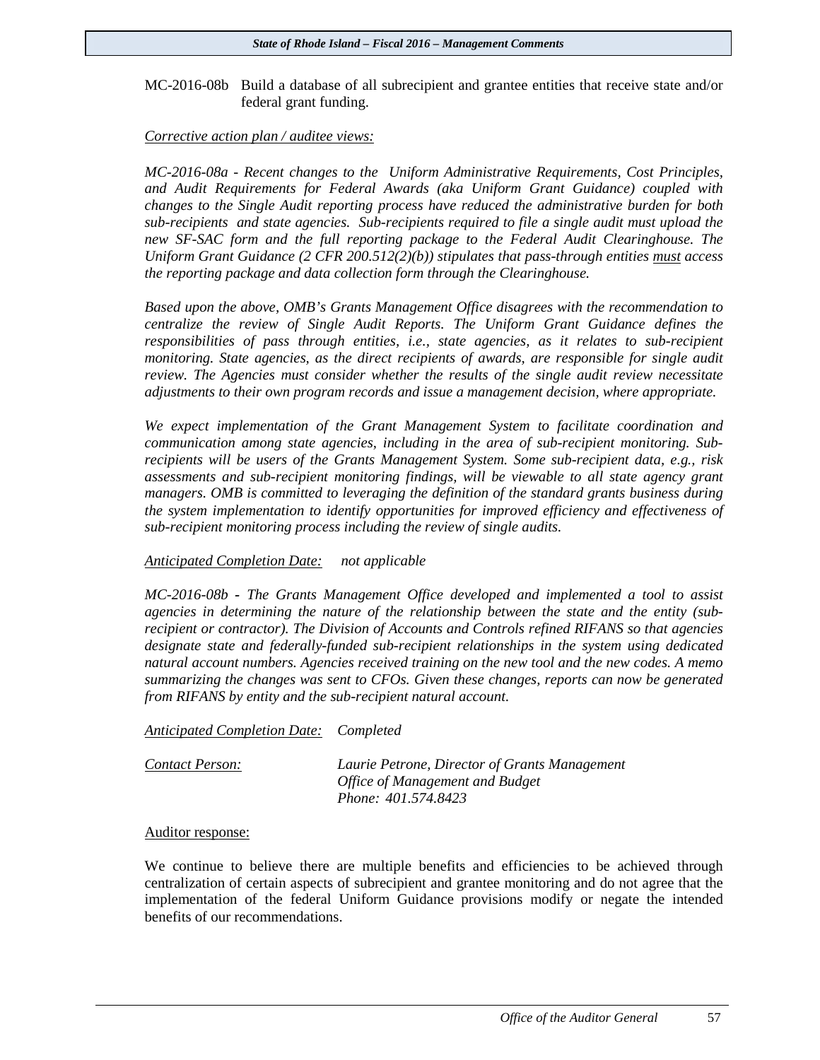MC-2016-08b Build a database of all subrecipient and grantee entities that receive state and/or federal grant funding.

<u>*Corrective action plan / auditee views:*</u>

*MC-2016-08a - Recent changes to the Uniform Administrative Requirements, Cost Principles, and Audit Requirements for Federal Awards (aka Uniform Grant Guidance) coupled with changes to the Single Audit reporting process have reduced the administrative burden for both sub-recipients and state agencies. Sub-recipients required to file a single audit must upload the new SF-SAC form and the full reporting package to the Federal Audit Clearinghouse. The Uniform Grant Guidance (2 CFR 200.512(2)(b)) stipulates that pass-through entities <u>must</u> access the reporting package and data collection form through the Clearinghouse.*

*Based upon the above, OMB's Grants Management Office disagrees with the recommendation to centralize the review of Single Audit Reports. The Uniform Grant Guidance defines the responsibilities of pass through entities, i.e., state agencies, as it relates to sub-recipient monitoring. State agencies, as the direct recipients of awards, are responsible for single audit review. The Agencies must consider whether the results of the single audit review necessitate adjustments to their own program records and issue a management decision, where appropriate.*

*We expect implementation of the Grant Management System to facilitate coordination and communication among state agencies, including in the area of sub-recipient monitoring. Sub-recipients will be users of the Grants Management System. Some sub-recipient data, e.g., risk assessments and sub-recipient monitoring findings, will be viewable to all state agency grant managers. OMB is committed to leveraging the definition of the standard grants business during the system implementation to identify opportunities for improved efficiency and effectiveness of sub-recipient monitoring process including the review of single audits.*

<u>*Anticipated Completion Date:*</u> *not applicable*

*MC-2016-08b - The Grants Management Office developed and implemented a tool to assist agencies in determining the nature of the relationship between the state and the entity (sub-recipient or contractor). The Division of Accounts and Controls refined RIFANS so that agencies designate state and federally-funded sub-recipient relationships in the system using dedicated natural account numbers. Agencies received training on the new tool and the new codes. A memo summarizing the changes was sent to CFOs. Given these changes, reports can now be generated from RIFANS by entity and the sub-recipient natural account.*

<u>*Anticipated Completion Date:*</u> *Completed*

<u>*Contact Person:*</u> *Laurie Petrone, Director of Grants Management*
*Office of Management and Budget*
*Phone: 401.574.8423*

<u>Auditor response:</u>

We continue to believe there are multiple benefits and efficiencies to be achieved through centralization of certain aspects of subrecipient and grantee monitoring and do not agree that the implementation of the federal Uniform Guidance provisions modify or negate the intended benefits of our recommendations.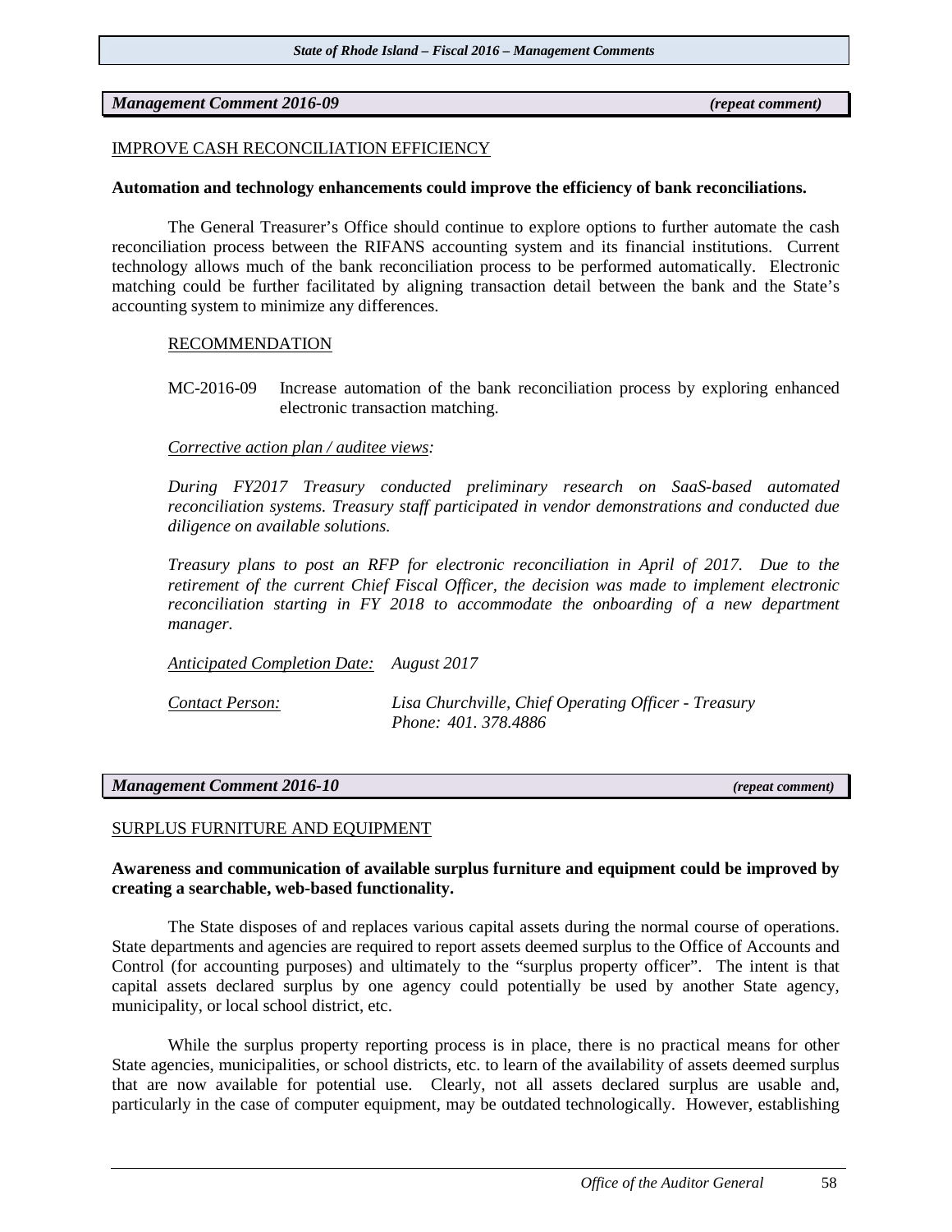**_Management Comment 2016-09_** ***(repeat comment)***

IMPROVE CASH RECONCILIATION EFFICIENCY

**Automation and technology enhancements could improve the efficiency of bank reconciliations.**

The General Treasurer's Office should continue to explore options to further automate the cash reconciliation process between the RIFANS accounting system and its financial institutions. Current technology allows much of the bank reconciliation process to be performed automatically. Electronic matching could be further facilitated by aligning transaction detail between the bank and the State's accounting system to minimize any differences.

RECOMMENDATION

MC-2016-09 Increase automation of the bank reconciliation process by exploring enhanced electronic transaction matching.

*Corrective action plan / auditee views:*

*During FY2017 Treasury conducted preliminary research on SaaS-based automated reconciliation systems. Treasury staff participated in vendor demonstrations and conducted due diligence on available solutions.*

*Treasury plans to post an RFP for electronic reconciliation in April of 2017. Due to the retirement of the current Chief Fiscal Officer, the decision was made to implement electronic reconciliation starting in FY 2018 to accommodate the onboarding of a new department manager.*

*Anticipated Completion Date:* *August 2017*

*Contact Person:* *Lisa Churchville, Chief Operating Officer - Treasury*
*Phone: 401. 378.4886*

**_Management Comment 2016-10_** ***(repeat comment)***

SURPLUS FURNITURE AND EQUIPMENT

**Awareness and communication of available surplus furniture and equipment could be improved by creating a searchable, web-based functionality.**

The State disposes of and replaces various capital assets during the normal course of operations. State departments and agencies are required to report assets deemed surplus to the Office of Accounts and Control (for accounting purposes) and ultimately to the "surplus property officer". The intent is that capital assets declared surplus by one agency could potentially be used by another State agency, municipality, or local school district, etc.

While the surplus property reporting process is in place, there is no practical means for other State agencies, municipalities, or school districts, etc. to learn of the availability of assets deemed surplus that are now available for potential use. Clearly, not all assets declared surplus are usable and, particularly in the case of computer equipment, may be outdated technologically. However, establishing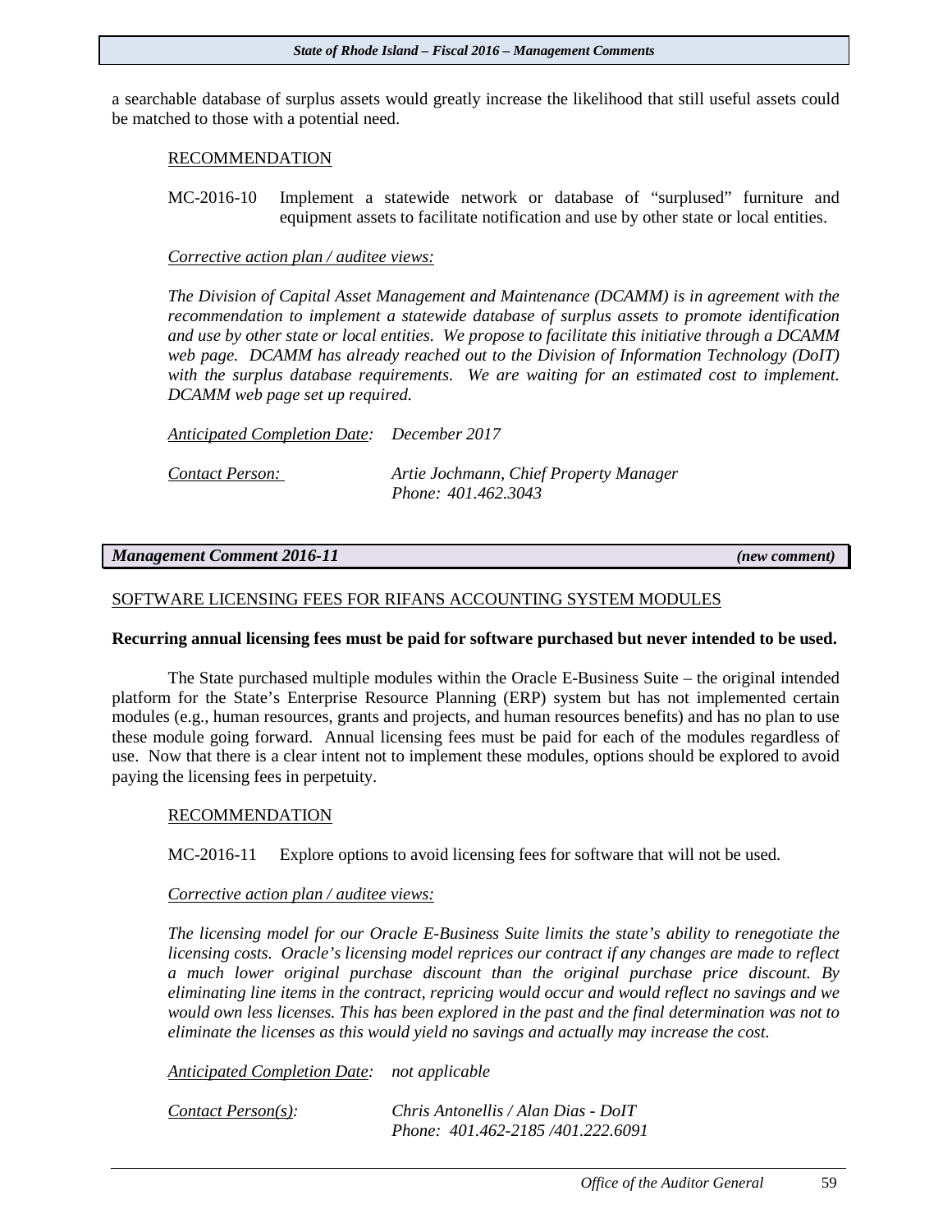a searchable database of surplus assets would greatly increase the likelihood that still useful assets could be matched to those with a potential need.

RECOMMENDATION

MC-2016-10 Implement a statewide network or database of "surplused" furniture and equipment assets to facilitate notification and use by other state or local entities.

*Corrective action plan / auditee views:*

*The Division of Capital Asset Management and Maintenance (DCAMM) is in agreement with the recommendation to implement a statewide database of surplus assets to promote identification and use by other state or local entities. We propose to facilitate this initiative through a DCAMM web page. DCAMM has already reached out to the Division of Information Technology (DoIT) with the surplus database requirements. We are waiting for an estimated cost to implement. DCAMM web page set up required.*

*Anticipated Completion Date:* *December 2017*

*Contact Person:* *Artie Jochmann, Chief Property Manager*
*Phone: 401.462.3043*

***Management Comment 2016-11*** ***(new comment)***

SOFTWARE LICENSING FEES FOR RIFANS ACCOUNTING SYSTEM MODULES

**Recurring annual licensing fees must be paid for software purchased but never intended to be used.**

The State purchased multiple modules within the Oracle E-Business Suite – the original intended platform for the State's Enterprise Resource Planning (ERP) system but has not implemented certain modules (e.g., human resources, grants and projects, and human resources benefits) and has no plan to use these module going forward. Annual licensing fees must be paid for each of the modules regardless of use. Now that there is a clear intent not to implement these modules, options should be explored to avoid paying the licensing fees in perpetuity.

RECOMMENDATION

MC-2016-11 Explore options to avoid licensing fees for software that will not be used.

*Corrective action plan / auditee views:*

*The licensing model for our Oracle E-Business Suite limits the state's ability to renegotiate the licensing costs. Oracle's licensing model reprices our contract if any changes are made to reflect a much lower original purchase discount than the original purchase price discount. By eliminating line items in the contract, repricing would occur and would reflect no savings and we would own less licenses. This has been explored in the past and the final determination was not to eliminate the licenses as this would yield no savings and actually may increase the cost.*

*Anticipated Completion Date:* *not applicable*

*Contact Person(s):* *Chris Antonellis / Alan Dias - DoIT*
*Phone: 401.462-2185 /401.222.6091*